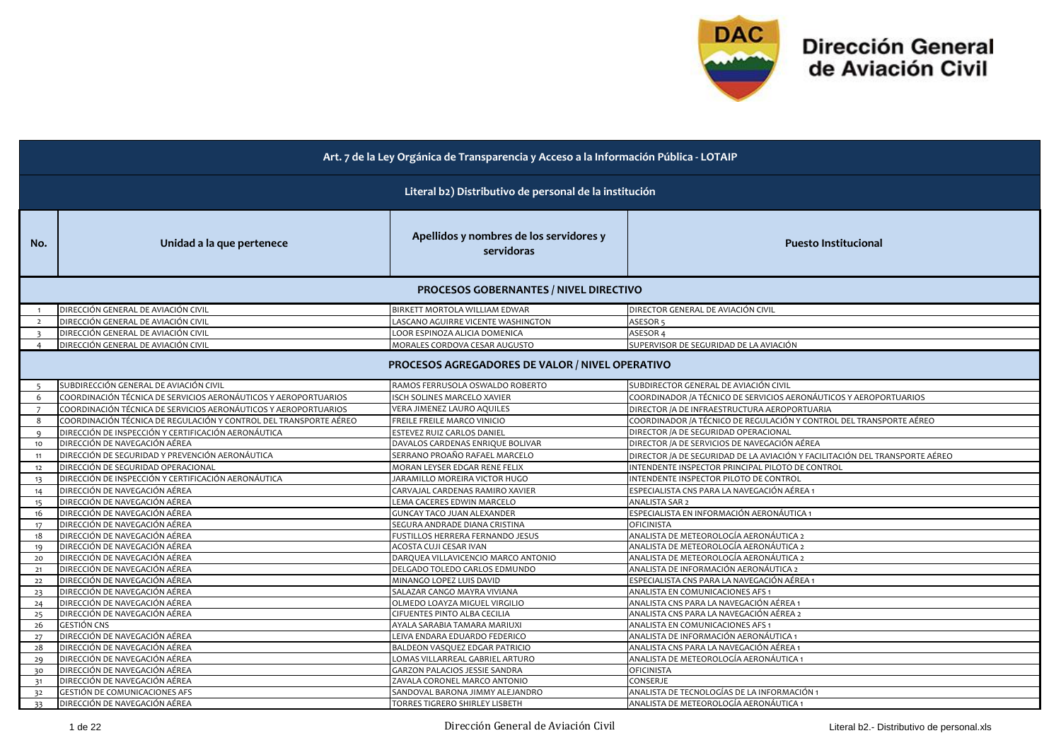# Dirección General de Aviación Civil

| No. | Unidad a la que pertenece | Apellidos y nombres de los servidores y servidoras | Puesto Institucional |
|---|---|---|---|
| **Art. 7 de la Ley Orgánica de Transparencia y Acceso a la Información Pública - LOTAIP** | | | |
| **Literal b2) Distributivo de personal de la institución** | | | |
| **PROCESOS GOBERNANTES / NIVEL DIRECTIVO** | | | |
| 1 | DIRECCIÓN GENERAL DE AVIACIÓN CIVIL | BIRKETT MORTOLA WILLIAM EDWAR | DIRECTOR GENERAL DE AVIACIÓN CIVIL |
| 2 | DIRECCIÓN GENERAL DE AVIACIÓN CIVIL | LASCANO AGUIRRE VICENTE WASHINGTON | ASESOR 5 |
| 3 | DIRECCIÓN GENERAL DE AVIACIÓN CIVIL | LOOR ESPINOZA ALICIA DOMENICA | ASESOR 4 |
| 4 | DIRECCIÓN GENERAL DE AVIACIÓN CIVIL | MORALES CORDOVA CESAR AUGUSTO | SUPERVISOR DE SEGURIDAD DE LA AVIACIÓN |
| **PROCESOS AGREGADORES DE VALOR / NIVEL OPERATIVO** | | | |
| 5 | SUBDIRECCIÓN GENERAL DE AVIACIÓN CIVIL | RAMOS FERRUSOLA OSWALDO ROBERTO | SUBDIRECTOR GENERAL DE AVIACIÓN CIVIL |
| 6 | COORDINACIÓN TÉCNICA DE SERVICIOS AERONÁUTICOS Y AEROPORTUARIOS | ISCH SOLINES MARCELO XAVIER | COORDINADOR /A TÉCNICO DE SERVICIOS AERONÁUTICOS Y AEROPORTUARIOS |
| 7 | COORDINACIÓN TÉCNICA DE SERVICIOS AERONÁUTICOS Y AEROPORTUARIOS | VERA JIMENEZ LAURO AQUILES | DIRECTOR /A DE INFRAESTRUCTURA AEROPORTUARIA |
| 8 | COORDINACIÓN TÉCNICA DE REGULACIÓN Y CONTROL DEL TRANSPORTE AÉREO | FREILE FREILE MARCO VINICIO | COORDINADOR /A TÉCNICO DE REGULACIÓN Y CONTROL DEL TRANSPORTE AÉREO |
| 9 | DIRECCIÓN DE INSPECCIÓN Y CERTIFICACIÓN AERONÁUTICA | ESTEVEZ RUIZ CARLOS DANIEL | DIRECTOR /A DE SEGURIDAD OPERACIONAL |
| 10 | DIRECCIÓN DE NAVEGACIÓN AÉREA | DAVALOS CARDENAS ENRIQUE BOLIVAR | DIRECTOR /A DE SERVICIOS DE NAVEGACIÓN AÉREA |
| 11 | DIRECCIÓN DE SEGURIDAD Y PREVENCIÓN AERONÁUTICA | SERRANO PROAÑO RAFAEL MARCELO | DIRECTOR /A DE SEGURIDAD DE LA AVIACIÓN Y FACILITACIÓN DEL TRANSPORTE AÉREO |
| 12 | DIRECCIÓN DE SEGURIDAD OPERACIONAL | MORAN LEYSER EDGAR RENE FELIX | INTENDENTE INSPECTOR PRINCIPAL PILOTO DE CONTROL |
| 13 | DIRECCIÓN DE INSPECCIÓN Y CERTIFICACIÓN AERONÁUTICA | JARAMILLO MOREIRA VICTOR HUGO | INTENDENTE INSPECTOR PILOTO DE CONTROL |
| 14 | DIRECCIÓN DE NAVEGACIÓN AÉREA | CARVAJAL CARDENAS RAMIRO XAVIER | ESPECIALISTA CNS PARA LA NAVEGACIÓN AÉREA 1 |
| 15 | DIRECCIÓN DE NAVEGACIÓN AÉREA | LEMA CACERES EDWIN MARCELO | ANALISTA SAR 2 |
| 16 | DIRECCIÓN DE NAVEGACIÓN AÉREA | GUNCAY TACO JUAN ALEXANDER | ESPECIALISTA EN INFORMACIÓN AERONÁUTICA 1 |
| 17 | DIRECCIÓN DE NAVEGACIÓN AÉREA | SEGURA ANDRADE DIANA CRISTINA | OFICINISTA |
| 18 | DIRECCIÓN DE NAVEGACIÓN AÉREA | FUSTILLOS HERRERA FERNANDO JESUS | ANALISTA DE METEOROLOGÍA AERONÁUTICA 2 |
| 19 | DIRECCIÓN DE NAVEGACIÓN AÉREA | ACOSTA CUJI CESAR IVAN | ANALISTA DE METEOROLOGÍA AERONÁUTICA 2 |
| 20 | DIRECCIÓN DE NAVEGACIÓN AÉREA | DARQUEA VILLAVICENCIO MARCO ANTONIO | ANALISTA DE METEOROLOGÍA AERONÁUTICA 2 |
| 21 | DIRECCIÓN DE NAVEGACIÓN AÉREA | DELGADO TOLEDO CARLOS EDMUNDO | ANALISTA DE INFORMACIÓN AERONÁUTICA 2 |
| 22 | DIRECCIÓN DE NAVEGACIÓN AÉREA | MINANGO LOPEZ LUIS DAVID | ESPECIALISTA CNS PARA LA NAVEGACIÓN AÉREA 1 |
| 23 | DIRECCIÓN DE NAVEGACIÓN AÉREA | SALAZAR CANGO MAYRA VIVIANA | ANALISTA EN COMUNICACIONES AFS 1 |
| 24 | DIRECCIÓN DE NAVEGACIÓN AÉREA | OLMEDO LOAYZA MIGUEL VIRGILIO | ANALISTA CNS PARA LA NAVEGACIÓN AÉREA 1 |
| 25 | DIRECCIÓN DE NAVEGACIÓN AÉREA | CIFUENTES PINTO ALBA CECILIA | ANALISTA CNS PARA LA NAVEGACIÓN AÉREA 2 |
| 26 | GESTIÓN CNS | AYALA SARABIA TAMARA MARIUXI | ANALISTA EN COMUNICACIONES AFS 1 |
| 27 | DIRECCIÓN DE NAVEGACIÓN AÉREA | LEIVA ENDARA EDUARDO FEDERICO | ANALISTA DE INFORMACIÓN AERONÁUTICA 1 |
| 28 | DIRECCIÓN DE NAVEGACIÓN AÉREA | BALDEON VASQUEZ EDGAR PATRICIO | ANALISTA CNS PARA LA NAVEGACIÓN AÉREA 1 |
| 29 | DIRECCIÓN DE NAVEGACIÓN AÉREA | LOMAS VILLARREAL GABRIEL ARTURO | ANALISTA DE METEOROLOGÍA AERONÁUTICA 1 |
| 30 | DIRECCIÓN DE NAVEGACIÓN AÉREA | GARZON PALACIOS JESSIE SANDRA | OFICINISTA |
| 31 | DIRECCIÓN DE NAVEGACIÓN AÉREA | ZAVALA CORONEL MARCO ANTONIO | CONSERJE |
| 32 | GESTIÓN DE COMUNICACIONES AFS | SANDOVAL BARONA JIMMY ALEJANDRO | ANALISTA DE TECNOLOGÍAS DE LA INFORMACIÓN 1 |
| 33 | DIRECCIÓN DE NAVEGACIÓN AÉREA | TORRES TIGRERO SHIRLEY LISBETH | ANALISTA DE METEOROLOGÍA AERONÁUTICA 1 |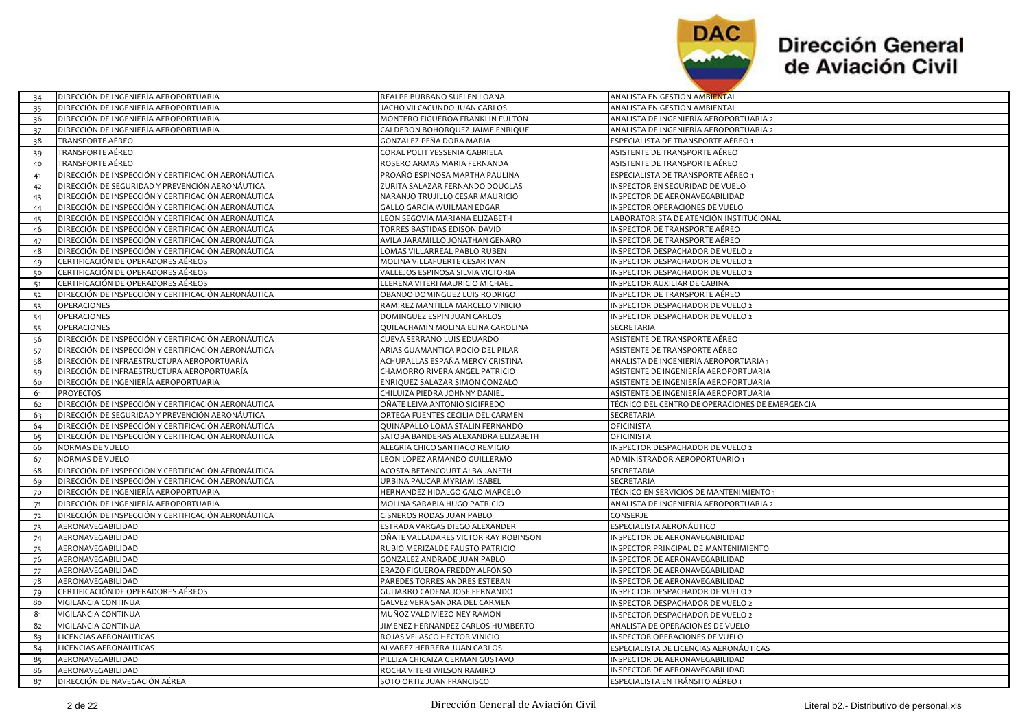# Dirección General de Aviación Civil

| | | | |
|---|---|---|---|
| 34 | DIRECCIÓN DE INGENIERÍA AEROPORTUARIA | REALPE BURBANO SUELEN LOANA | ANALISTA EN GESTIÓN AMBIENTAL |
| 35 | DIRECCIÓN DE INGENIERÍA AEROPORTUARIA | JACHO VILCACUNDO JUAN CARLOS | ANALISTA EN GESTIÓN AMBIENTAL |
| 36 | DIRECCIÓN DE INGENIERÍA AEROPORTUARIA | MONTERO FIGUEROA FRANKLIN FULTON | ANALISTA DE INGENIERÍA AEROPORTUARIA 2 |
| 37 | DIRECCIÓN DE INGENIERÍA AEROPORTUARIA | CALDERON BOHORQUEZ JAIME ENRIQUE | ANALISTA DE INGENIERÍA AEROPORTUARIA 2 |
| 38 | TRANSPORTE AÉREO | GONZALEZ PEÑA DORA MARIA | ESPECIALISTA DE TRANSPORTE AÉREO 1 |
| 39 | TRANSPORTE AÉREO | CORAL POLIT YESSENIA GABRIELA | ASISTENTE DE TRANSPORTE AÉREO |
| 40 | TRANSPORTE AÉREO | ROSERO ARMAS MARIA FERNANDA | ASISTENTE DE TRANSPORTE AÉREO |
| 41 | DIRECCIÓN DE INSPECCIÓN Y CERTIFICACIÓN AERONÁUTICA | PROAÑO ESPINOSA MARTHA PAULINA | ESPECIALISTA DE TRANSPORTE AÉREO 1 |
| 42 | DIRECCIÓN DE SEGURIDAD Y PREVENCIÓN AERONÁUTICA | ZURITA SALAZAR FERNANDO DOUGLAS | INSPECTOR EN SEGURIDAD DE VUELO |
| 43 | DIRECCIÓN DE INSPECCIÓN Y CERTIFICACIÓN AERONÁUTICA | NARANJO TRUJILLO CESAR MAURICIO | INSPECTOR DE AERONAVEGABILIDAD |
| 44 | DIRECCIÓN DE INSPECCIÓN Y CERTIFICACIÓN AERONÁUTICA | GALLO GARCIA WUILMAN EDGAR | INSPECTOR OPERACIONES DE VUELO |
| 45 | DIRECCIÓN DE INSPECCIÓN Y CERTIFICACIÓN AERONÁUTICA | LEON SEGOVIA MARIANA ELIZABETH | LABORATORISTA DE ATENCIÓN INSTITUCIONAL |
| 46 | DIRECCIÓN DE INSPECCIÓN Y CERTIFICACIÓN AERONÁUTICA | TORRES BASTIDAS EDISON DAVID | INSPECTOR DE TRANSPORTE AÉREO |
| 47 | DIRECCIÓN DE INSPECCIÓN Y CERTIFICACIÓN AERONÁUTICA | AVILA JARAMILLO JONATHAN GENARO | INSPECTOR DE TRANSPORTE AÉREO |
| 48 | DIRECCIÓN DE INSPECCIÓN Y CERTIFICACIÓN AERONÁUTICA | LOMAS VILLARREAL PABLO RUBEN | INSPECTOR DESPACHADOR DE VUELO 2 |
| 49 | CERTIFICACIÓN DE OPERADORES AÉREOS | MOLINA VILLAFUERTE CESAR IVAN | INSPECTOR DESPACHADOR DE VUELO 2 |
| 50 | CERTIFICACIÓN DE OPERADORES AÉREOS | VALLEJOS ESPINOSA SILVIA VICTORIA | INSPECTOR DESPACHADOR DE VUELO 2 |
| 51 | CERTIFICACIÓN DE OPERADORES AÉREOS | LLERENA VITERI MAURICIO MICHAEL | INSPECTOR AUXILIAR DE CABINA |
| 52 | DIRECCIÓN DE INSPECCIÓN Y CERTIFICACIÓN AERONÁUTICA | OBANDO DOMINGUEZ LUIS RODRIGO | INSPECTOR DE TRANSPORTE AÉREO |
| 53 | OPERACIONES | RAMIREZ MANTILLA MARCELO VINICIO | INSPECTOR DESPACHADOR DE VUELO 2 |
| 54 | OPERACIONES | DOMINGUEZ ESPIN JUAN CARLOS | INSPECTOR DESPACHADOR DE VUELO 2 |
| 55 | OPERACIONES | QUILACHAMIN MOLINA ELINA CAROLINA | SECRETARIA |
| 56 | DIRECCIÓN DE INSPECCIÓN Y CERTIFICACIÓN AERONÁUTICA | CUEVA SERRANO LUIS EDUARDO | ASISTENTE DE TRANSPORTE AÉREO |
| 57 | DIRECCIÓN DE INSPECCIÓN Y CERTIFICACIÓN AERONÁUTICA | ARIAS GUAMANTICA ROCIO DEL PILAR | ASISTENTE DE TRANSPORTE AÉREO |
| 58 | DIRECCIÓN DE INFRAESTRUCTURA AEROPORTUARÍA | ACHUPALLAS ESPAÑA MERCY CRISTINA | ANALISTA DE INGENIERÍA AEROPORTIARIA 1 |
| 59 | DIRECCIÓN DE INFRAESTRUCTURA AEROPORTUARÍA | CHAMORRO RIVERA ANGEL PATRICIO | ASISTENTE DE INGENIERÍA AEROPORTUARIA |
| 60 | DIRECCIÓN DE INGENIERÍA AEROPORTUARIA | ENRIQUEZ SALAZAR SIMON GONZALO | ASISTENTE DE INGENIERÍA AEROPORTUARIA |
| 61 | PROYECTOS | CHILUIZA PIEDRA JOHNNY DANIEL | ASISTENTE DE INGENIERÍA AEROPORTUARIA |
| 62 | DIRECCIÓN DE INSPECCIÓN Y CERTIFICACIÓN AERONÁUTICA | OÑATE LEIVA ANTONIO SIGIFREDO | TÉCNICO DEL CENTRO DE OPERACIONES DE EMERGENCIA |
| 63 | DIRECCIÓN DE SEGURIDAD Y PREVENCIÓN AERONÁUTICA | ORTEGA FUENTES CECILIA DEL CARMEN | SECRETARIA |
| 64 | DIRECCIÓN DE INSPECCIÓN Y CERTIFICACIÓN AERONÁUTICA | QUINAPALLO LOMA STALIN FERNANDO | OFICINISTA |
| 65 | DIRECCIÓN DE INSPECCIÓN Y CERTIFICACIÓN AERONÁUTICA | SATOBA BANDERAS ALEXANDRA ELIZABETH | OFICINISTA |
| 66 | NORMAS DE VUELO | ALEGRIA CHICO SANTIAGO REMIGIO | INSPECTOR DESPACHADOR DE VUELO 2 |
| 67 | NORMAS DE VUELO | LEON LOPEZ ARMANDO GUILLERMO | ADMINISTRADOR AEROPORTUARIO 1 |
| 68 | DIRECCIÓN DE INSPECCIÓN Y CERTIFICACIÓN AERONÁUTICA | ACOSTA BETANCOURT ALBA JANETH | SECRETARIA |
| 69 | DIRECCIÓN DE INSPECCIÓN Y CERTIFICACIÓN AERONÁUTICA | URBINA PAUCAR MYRIAM ISABEL | SECRETARIA |
| 70 | DIRECCIÓN DE INGENIERÍA AEROPORTUARIA | HERNANDEZ HIDALGO GALO MARCELO | TÉCNICO EN SERVICIOS DE MANTENIMIENTO 1 |
| 71 | DIRECCIÓN DE INGENIERÍA AEROPORTUARIA | MOLINA SARABIA HUGO PATRICIO | ANALISTA DE INGENIERÍA AEROPORTUARIA 2 |
| 72 | DIRECCIÓN DE INSPECCIÓN Y CERTIFICACIÓN AERONÁUTICA | CISNEROS RODAS JUAN PABLO | CONSERJE |
| 73 | AERONAVEGABILIDAD | ESTRADA VARGAS DIEGO ALEXANDER | ESPECIALISTA AERONÁUTICO |
| 74 | AERONAVEGABILIDAD | OÑATE VALLADARES VICTOR RAY ROBINSON | INSPECTOR DE AERONAVEGABILIDAD |
| 75 | AERONAVEGABILIDAD | RUBIO MERIZALDE FAUSTO PATRICIO | INSPECTOR PRINCIPAL DE MANTENIMIENTO |
| 76 | AERONAVEGABILIDAD | GONZALEZ ANDRADE JUAN PABLO | INSPECTOR DE AERONAVEGABILIDAD |
| 77 | AERONAVEGABILIDAD | ERAZO FIGUEROA FREDDY ALFONSO | INSPECTOR DE AERONAVEGABILIDAD |
| 78 | AERONAVEGABILIDAD | PAREDES TORRES ANDRES ESTEBAN | INSPECTOR DE AERONAVEGABILIDAD |
| 79 | CERTIFICACIÓN DE OPERADORES AÉREOS | GUIJARRO CADENA JOSE FERNANDO | INSPECTOR DESPACHADOR DE VUELO 2 |
| 80 | VIGILANCIA CONTINUA | GALVEZ VERA SANDRA DEL CARMEN | INSPECTOR DESPACHADOR DE VUELO 2 |
| 81 | VIGILANCIA CONTINUA | MUÑOZ VALDIVIEZO NEY RAMON | INSPECTOR DESPACHADOR DE VUELO 2 |
| 82 | VIGILANCIA CONTINUA | JIMENEZ HERNANDEZ CARLOS HUMBERTO | ANALISTA DE OPERACIONES DE VUELO |
| 83 | LICENCIAS AERONÁUTICAS | ROJAS VELASCO HECTOR VINICIO | INSPECTOR OPERACIONES DE VUELO |
| 84 | LICENCIAS AERONÁUTICAS | ALVAREZ HERRERA JUAN CARLOS | ESPECIALISTA DE LICENCIAS AERONÁUTICAS |
| 85 | AERONAVEGABILIDAD | PILLIZA CHICAIZA GERMAN GUSTAVO | INSPECTOR DE AERONAVEGABILIDAD |
| 86 | AERONAVEGABILIDAD | ROCHA VITERI WILSON RAMIRO | INSPECTOR DE AERONAVEGABILIDAD |
| 87 | DIRECCIÓN DE NAVEGACIÓN AÉREA | SOTO ORTIZ JUAN FRANCISCO | ESPECIALISTA EN TRÁNSITO AÉREO 1 |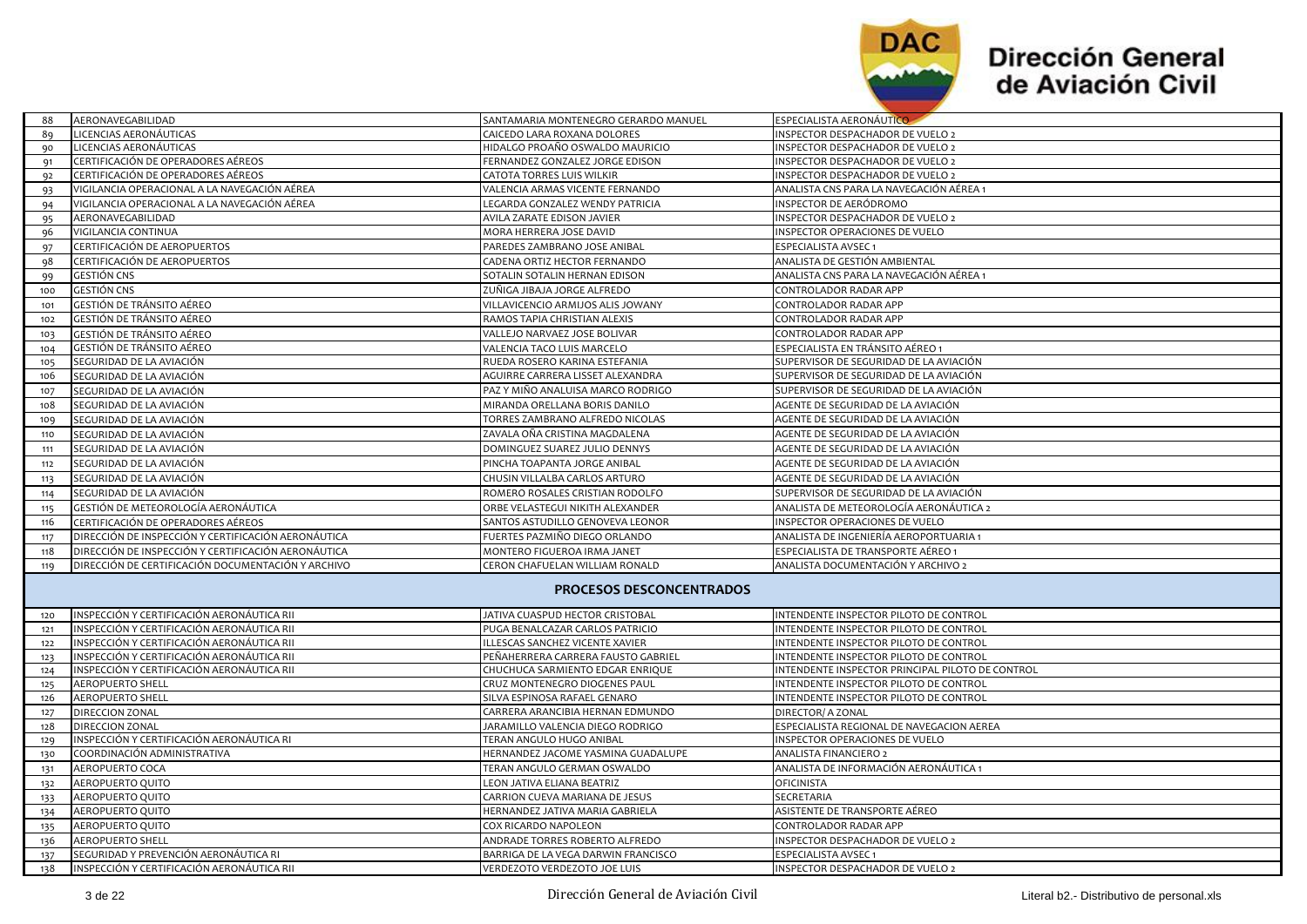| 88 | AERONAVEGABILIDAD | SANTAMARIA MONTENEGRO GERARDO MANUEL | ESPECIALISTA AERONÁUTICO |
|---|---|---|---|
| 89 | LICENCIAS AERONÁUTICAS | CAICEDO LARA ROXANA DOLORES | INSPECTOR DESPACHADOR DE VUELO 2 |
| 90 | LICENCIAS AERONÁUTICAS | HIDALGO PROAÑO OSWALDO MAURICIO | INSPECTOR DESPACHADOR DE VUELO 2 |
| 91 | CERTIFICACIÓN DE OPERADORES AÉREOS | FERNANDEZ GONZALEZ JORGE EDISON | INSPECTOR DESPACHADOR DE VUELO 2 |
| 92 | CERTIFICACIÓN DE OPERADORES AÉREOS | CATOTA TORRES LUIS WILKIR | INSPECTOR DESPACHADOR DE VUELO 2 |
| 93 | VIGILANCIA OPERACIONAL A LA NAVEGACIÓN AÉREA | VALENCIA ARMAS VICENTE FERNANDO | ANALISTA CNS PARA LA NAVEGACIÓN AÉREA 1 |
| 94 | VIGILANCIA OPERACIONAL A LA NAVEGACIÓN AÉREA | LEGARDA GONZALEZ WENDY PATRICIA | INSPECTOR DE AERÓDROMO |
| 95 | AERONAVEGABILIDAD | AVILA ZARATE EDISON JAVIER | INSPECTOR DESPACHADOR DE VUELO 2 |
| 96 | VIGILANCIA CONTINUA | MORA HERRERA JOSE DAVID | INSPECTOR OPERACIONES DE VUELO |
| 97 | CERTIFICACIÓN DE AEROPUERTOS | PAREDES ZAMBRANO JOSE ANIBAL | ESPECIALISTA AVSEC 1 |
| 98 | CERTIFICACIÓN DE AEROPUERTOS | CADENA ORTIZ HECTOR FERNANDO | ANALISTA DE GESTIÓN AMBIENTAL |
| 99 | GESTIÓN CNS | SOTALIN SOTALIN HERNAN EDISON | ANALISTA CNS PARA LA NAVEGACIÓN AÉREA 1 |
| 100 | GESTIÓN CNS | ZUÑIGA JIBAJA JORGE ALFREDO | CONTROLADOR RADAR APP |
| 101 | GESTIÓN DE TRÁNSITO AÉREO | VILLAVICENCIO ARMIJOS ALIS JOWANY | CONTROLADOR RADAR APP |
| 102 | GESTIÓN DE TRÁNSITO AÉREO | RAMOS TAPIA CHRISTIAN ALEXIS | CONTROLADOR RADAR APP |
| 103 | GESTIÓN DE TRÁNSITO AÉREO | VALLEJO NARVAEZ JOSE BOLIVAR | CONTROLADOR RADAR APP |
| 104 | GESTIÓN DE TRÁNSITO AÉREO | VALENCIA TACO LUIS MARCELO | ESPECIALISTA EN TRÁNSITO AÉREO 1 |
| 105 | SEGURIDAD DE LA AVIACIÓN | RUEDA ROSERO KARINA ESTEFANIA | SUPERVISOR DE SEGURIDAD DE LA AVIACIÓN |
| 106 | SEGURIDAD DE LA AVIACIÓN | AGUIRRE CARRERA LISSET ALEXANDRA | SUPERVISOR DE SEGURIDAD DE LA AVIACIÓN |
| 107 | SEGURIDAD DE LA AVIACIÓN | PAZ Y MIÑO ANALUISA MARCO RODRIGO | SUPERVISOR DE SEGURIDAD DE LA AVIACIÓN |
| 108 | SEGURIDAD DE LA AVIACIÓN | MIRANDA ORELLANA BORIS DANILO | AGENTE DE SEGURIDAD DE LA AVIACIÓN |
| 109 | SEGURIDAD DE LA AVIACIÓN | TORRES ZAMBRANO ALFREDO NICOLAS | AGENTE DE SEGURIDAD DE LA AVIACIÓN |
| 110 | SEGURIDAD DE LA AVIACIÓN | ZAVALA OÑA CRISTINA MAGDALENA | AGENTE DE SEGURIDAD DE LA AVIACIÓN |
| 111 | SEGURIDAD DE LA AVIACIÓN | DOMINGUEZ SUAREZ JULIO DENNYS | AGENTE DE SEGURIDAD DE LA AVIACIÓN |
| 112 | SEGURIDAD DE LA AVIACIÓN | PINCHA TOAPANTA JORGE ANIBAL | AGENTE DE SEGURIDAD DE LA AVIACIÓN |
| 113 | SEGURIDAD DE LA AVIACIÓN | CHUSIN VILLALBA CARLOS ARTURO | AGENTE DE SEGURIDAD DE LA AVIACIÓN |
| 114 | SEGURIDAD DE LA AVIACIÓN | ROMERO ROSALES CRISTIAN RODOLFO | SUPERVISOR DE SEGURIDAD DE LA AVIACIÓN |
| 115 | GESTIÓN DE METEOROLOGÍA AERONÁUTICA | ORBE VELASTEGUI NIKITH ALEXANDER | ANALISTA DE METEOROLOGÍA AERONÁUTICA 2 |
| 116 | CERTIFICACIÓN DE OPERADORES AÉREOS | SANTOS ASTUDILLO GENOVEVA LEONOR | INSPECTOR OPERACIONES DE VUELO |
| 117 | DIRECCIÓN DE INSPECCIÓN Y CERTIFICACIÓN AERONÁUTICA | FUERTES PAZMIÑO DIEGO ORLANDO | ANALISTA DE INGENIERÍA AEROPORTUARIA 1 |
| 118 | DIRECCIÓN DE INSPECCIÓN Y CERTIFICACIÓN AERONÁUTICA | MONTERO FIGUEROA IRMA JANET | ESPECIALISTA DE TRANSPORTE AÉREO 1 |
| 119 | DIRECCIÓN DE CERTIFICACIÓN DOCUMENTACIÓN Y ARCHIVO | CERON CHAFUELAN WILLIAM RONALD | ANALISTA DOCUMENTACIÓN Y ARCHIVO 2 |
| | | **PROCESOS DESCONCENTRADOS** | |
| 120 | INSPECCIÓN Y CERTIFICACIÓN AERONÁUTICA RII | JATIVA CUASPUD HECTOR CRISTOBAL | INTENDENTE INSPECTOR PILOTO DE CONTROL |
| 121 | INSPECCIÓN Y CERTIFICACIÓN AERONÁUTICA RII | PUGA BENALCAZAR CARLOS PATRICIO | INTENDENTE INSPECTOR PILOTO DE CONTROL |
| 122 | INSPECCIÓN Y CERTIFICACIÓN AERONÁUTICA RII | ILLESCAS SANCHEZ VICENTE XAVIER | INTENDENTE INSPECTOR PILOTO DE CONTROL |
| 123 | INSPECCIÓN Y CERTIFICACIÓN AERONÁUTICA RII | PEÑAHERRERA CARRERA FAUSTO GABRIEL | INTENDENTE INSPECTOR PILOTO DE CONTROL |
| 124 | INSPECCIÓN Y CERTIFICACIÓN AERONÁUTICA RII | CHUCHUCA SARMIENTO EDGAR ENRIQUE | INTENDENTE INSPECTOR PRINCIPAL PILOTO DE CONTROL |
| 125 | AEROPUERTO SHELL | CRUZ MONTENEGRO DIOGENES PAUL | INTENDENTE INSPECTOR PILOTO DE CONTROL |
| 126 | AEROPUERTO SHELL | SILVA ESPINOSA RAFAEL GENARO | INTENDENTE INSPECTOR PILOTO DE CONTROL |
| 127 | DIRECCION ZONAL | CARRERA ARANCIBIA HERNAN EDMUNDO | DIRECTOR/ A ZONAL |
| 128 | DIRECCION ZONAL | JARAMILLO VALENCIA DIEGO RODRIGO | ESPECIALISTA REGIONAL DE NAVEGACION AEREA |
| 129 | INSPECCIÓN Y CERTIFICACIÓN AERONÁUTICA RI | TERAN ANGULO HUGO ANIBAL | INSPECTOR OPERACIONES DE VUELO |
| 130 | COORDINACIÓN ADMINISTRATIVA | HERNANDEZ JACOME YASMINA GUADALUPE | ANALISTA FINANCIERO 2 |
| 131 | AEROPUERTO COCA | TERAN ANGULO GERMAN OSWALDO | ANALISTA DE INFORMACIÓN AERONÁUTICA 1 |
| 132 | AEROPUERTO QUITO | LEON JATIVA ELIANA BEATRIZ | OFICINISTA |
| 133 | AEROPUERTO QUITO | CARRION CUEVA MARIANA DE JESUS | SECRETARIA |
| 134 | AEROPUERTO QUITO | HERNANDEZ JATIVA MARIA GABRIELA | ASISTENTE DE TRANSPORTE AÉREO |
| 135 | AEROPUERTO QUITO | COX RICARDO NAPOLEON | CONTROLADOR RADAR APP |
| 136 | AEROPUERTO SHELL | ANDRADE TORRES ROBERTO ALFREDO | INSPECTOR DESPACHADOR DE VUELO 2 |
| 137 | SEGURIDAD Y PREVENCIÓN AERONÁUTICA RI | BARRIGA DE LA VEGA DARWIN FRANCISCO | ESPECIALISTA AVSEC 1 |
| 138 | INSPECCIÓN Y CERTIFICACIÓN AERONÁUTICA RII | VERDEZOTO VERDEZOTO JOE LUIS | INSPECTOR DESPACHADOR DE VUELO 2 |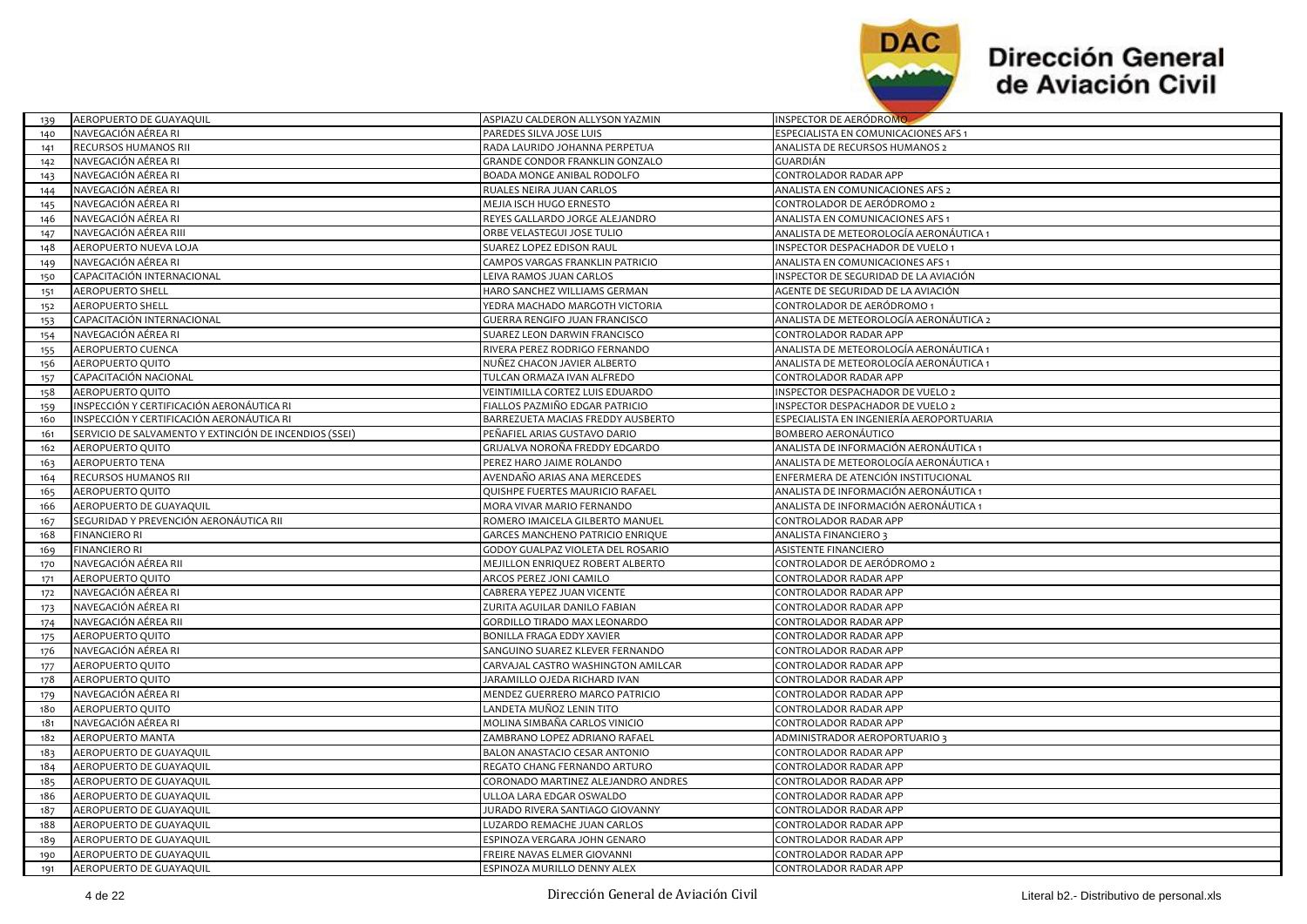| | | | |
|---|---|---|---|
| 139 | AEROPUERTO DE GUAYAQUIL | ASPIAZU CALDERON ALLYSON YAZMIN | INSPECTOR DE AERÓDROMO |
| 140 | NAVEGACIÓN AÉREA RI | PAREDES SILVA JOSE LUIS | ESPECIALISTA EN COMUNICACIONES AFS 1 |
| 141 | RECURSOS HUMANOS RII | RADA LAURIDO JOHANNA PERPETUA | ANALISTA DE RECURSOS HUMANOS 2 |
| 142 | NAVEGACIÓN AÉREA RI | GRANDE CONDOR FRANKLIN GONZALO | GUARDIÁN |
| 143 | NAVEGACIÓN AÉREA RI | BOADA MONGE ANIBAL RODOLFO | CONTROLADOR RADAR APP |
| 144 | NAVEGACIÓN AÉREA RI | RUALES NEIRA JUAN CARLOS | ANALISTA EN COMUNICACIONES AFS 2 |
| 145 | NAVEGACIÓN AÉREA RI | MEJIA ISCH HUGO ERNESTO | CONTROLADOR DE AERÓDROMO 2 |
| 146 | NAVEGACIÓN AÉREA RI | REYES GALLARDO JORGE ALEJANDRO | ANALISTA EN COMUNICACIONES AFS 1 |
| 147 | NAVEGACIÓN AÉREA RIII | ORBE VELASTEGUI JOSE TULIO | ANALISTA DE METEOROLOGÍA AERONÁUTICA 1 |
| 148 | AEROPUERTO NUEVA LOJA | SUAREZ LOPEZ EDISON RAUL | INSPECTOR DESPACHADOR DE VUELO 1 |
| 149 | NAVEGACIÓN AÉREA RI | CAMPOS VARGAS FRANKLIN PATRICIO | ANALISTA EN COMUNICACIONES AFS 1 |
| 150 | CAPACITACIÓN INTERNACIONAL | LEIVA RAMOS JUAN CARLOS | INSPECTOR DE SEGURIDAD DE LA AVIACIÓN |
| 151 | AEROPUERTO SHELL | HARO SANCHEZ WILLIAMS GERMAN | AGENTE DE SEGURIDAD DE LA AVIACIÓN |
| 152 | AEROPUERTO SHELL | YEDRA MACHADO MARGOTH VICTORIA | CONTROLADOR DE AERÓDROMO 1 |
| 153 | CAPACITACIÓN INTERNACIONAL | GUERRA RENGIFO JUAN FRANCISCO | ANALISTA DE METEOROLOGÍA AERONÁUTICA 2 |
| 154 | NAVEGACIÓN AÉREA RI | SUAREZ LEON DARWIN FRANCISCO | CONTROLADOR RADAR APP |
| 155 | AEROPUERTO CUENCA | RIVERA PEREZ RODRIGO FERNANDO | ANALISTA DE METEOROLOGÍA AERONÁUTICA 1 |
| 156 | AEROPUERTO QUITO | NUÑEZ CHACON JAVIER ALBERTO | ANALISTA DE METEOROLOGÍA AERONÁUTICA 1 |
| 157 | CAPACITACIÓN NACIONAL | TULCAN ORMAZA IVAN ALFREDO | CONTROLADOR RADAR APP |
| 158 | AEROPUERTO QUITO | VEINTIMILLA CORTEZ LUIS EDUARDO | INSPECTOR DESPACHADOR DE VUELO 2 |
| 159 | INSPECCIÓN Y CERTIFICACIÓN AERONÁUTICA RI | FIALLOS PAZMIÑO EDGAR PATRICIO | INSPECTOR DESPACHADOR DE VUELO 2 |
| 160 | INSPECCIÓN Y CERTIFICACIÓN AERONÁUTICA RI | BARREZUETA MACIAS FREDDY AUSBERTO | ESPECIALISTA EN INGENIERÍA AEROPORTUARIA |
| 161 | SERVICIO DE SALVAMENTO Y EXTINCIÓN DE INCENDIOS (SSEI) | PEÑAFIEL ARIAS GUSTAVO DARIO | BOMBERO AERONÁUTICO |
| 162 | AEROPUERTO QUITO | GRIJALVA NOROÑA FREDDY EDGARDO | ANALISTA DE INFORMACIÓN AERONÁUTICA 1 |
| 163 | AEROPUERTO TENA | PEREZ HARO JAIME ROLANDO | ANALISTA DE METEOROLOGÍA AERONÁUTICA 1 |
| 164 | RECURSOS HUMANOS RII | AVENDAÑO ARIAS ANA MERCEDES | ENFERMERA DE ATENCIÓN INSTITUCIONAL |
| 165 | AEROPUERTO QUITO | QUISHPE FUERTES MAURICIO RAFAEL | ANALISTA DE INFORMACIÓN AERONÁUTICA 1 |
| 166 | AEROPUERTO DE GUAYAQUIL | MORA VIVAR MARIO FERNANDO | ANALISTA DE INFORMACIÓN AERONÁUTICA 1 |
| 167 | SEGURIDAD Y PREVENCIÓN AERONÁUTICA RII | ROMERO IMAICELA GILBERTO MANUEL | CONTROLADOR RADAR APP |
| 168 | FINANCIERO RI | GARCES MANCHENO PATRICIO ENRIQUE | ANALISTA FINANCIERO 3 |
| 169 | FINANCIERO RI | GODOY GUALPAZ VIOLETA DEL ROSARIO | ASISTENTE FINANCIERO |
| 170 | NAVEGACIÓN AÉREA RII | MEJILLON ENRIQUEZ ROBERT ALBERTO | CONTROLADOR DE AERÓDROMO 2 |
| 171 | AEROPUERTO QUITO | ARCOS PEREZ JONI CAMILO | CONTROLADOR RADAR APP |
| 172 | NAVEGACIÓN AÉREA RI | CABRERA YEPEZ JUAN VICENTE | CONTROLADOR RADAR APP |
| 173 | NAVEGACIÓN AÉREA RI | ZURITA AGUILAR DANILO FABIAN | CONTROLADOR RADAR APP |
| 174 | NAVEGACIÓN AÉREA RII | GORDILLO TIRADO MAX LEONARDO | CONTROLADOR RADAR APP |
| 175 | AEROPUERTO QUITO | BONILLA FRAGA EDDY XAVIER | CONTROLADOR RADAR APP |
| 176 | NAVEGACIÓN AÉREA RI | SANGUINO SUAREZ KLEVER FERNANDO | CONTROLADOR RADAR APP |
| 177 | AEROPUERTO QUITO | CARVAJAL CASTRO WASHINGTON AMILCAR | CONTROLADOR RADAR APP |
| 178 | AEROPUERTO QUITO | JARAMILLO OJEDA RICHARD IVAN | CONTROLADOR RADAR APP |
| 179 | NAVEGACIÓN AÉREA RI | MENDEZ GUERRERO MARCO PATRICIO | CONTROLADOR RADAR APP |
| 180 | AEROPUERTO QUITO | LANDETA MUÑOZ LENIN TITO | CONTROLADOR RADAR APP |
| 181 | NAVEGACIÓN AÉREA RI | MOLINA SIMBAÑA CARLOS VINICIO | CONTROLADOR RADAR APP |
| 182 | AEROPUERTO MANTA | ZAMBRANO LOPEZ ADRIANO RAFAEL | ADMINISTRADOR AEROPORTUARIO 3 |
| 183 | AEROPUERTO DE GUAYAQUIL | BALON ANASTACIO CESAR ANTONIO | CONTROLADOR RADAR APP |
| 184 | AEROPUERTO DE GUAYAQUIL | REGATO CHANG FERNANDO ARTURO | CONTROLADOR RADAR APP |
| 185 | AEROPUERTO DE GUAYAQUIL | CORONADO MARTINEZ ALEJANDRO ANDRES | CONTROLADOR RADAR APP |
| 186 | AEROPUERTO DE GUAYAQUIL | ULLOA LARA EDGAR OSWALDO | CONTROLADOR RADAR APP |
| 187 | AEROPUERTO DE GUAYAQUIL | JURADO RIVERA SANTIAGO GIOVANNY | CONTROLADOR RADAR APP |
| 188 | AEROPUERTO DE GUAYAQUIL | LUZARDO REMACHE JUAN CARLOS | CONTROLADOR RADAR APP |
| 189 | AEROPUERTO DE GUAYAQUIL | ESPINOZA VERGARA JOHN GENARO | CONTROLADOR RADAR APP |
| 190 | AEROPUERTO DE GUAYAQUIL | FREIRE NAVAS ELMER GIOVANNI | CONTROLADOR RADAR APP |
| 191 | AEROPUERTO DE GUAYAQUIL | ESPINOZA MURILLO DENNY ALEX | CONTROLADOR RADAR APP |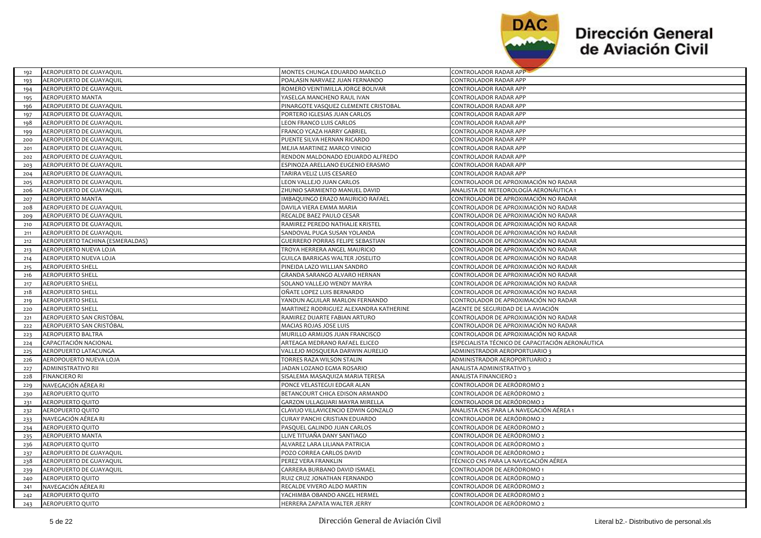| 192 | AEROPUERTO DE GUAYAQUIL | MONTES CHUNGA EDUARDO MARCELO | CONTROLADOR RADAR APP |
|---|---|---|---|
| 193 | AEROPUERTO DE GUAYAQUIL | POALASIN NARVAEZ JUAN FERNANDO | CONTROLADOR RADAR APP |
| 194 | AEROPUERTO DE GUAYAQUIL | ROMERO VEINTIMILLA JORGE BOLIVAR | CONTROLADOR RADAR APP |
| 195 | AEROPUERTO MANTA | YASELGA MANCHENO RAUL IVAN | CONTROLADOR RADAR APP |
| 196 | AEROPUERTO DE GUAYAQUIL | PINARGOTE VASQUEZ CLEMENTE CRISTOBAL | CONTROLADOR RADAR APP |
| 197 | AEROPUERTO DE GUAYAQUIL | PORTERO IGLESIAS JUAN CARLOS | CONTROLADOR RADAR APP |
| 198 | AEROPUERTO DE GUAYAQUIL | LEON FRANCO LUIS CARLOS | CONTROLADOR RADAR APP |
| 199 | AEROPUERTO DE GUAYAQUIL | FRANCO YCAZA HARRY GABRIEL | CONTROLADOR RADAR APP |
| 200 | AEROPUERTO DE GUAYAQUIL | PUENTE SILVA HERNAN RICARDO | CONTROLADOR RADAR APP |
| 201 | AEROPUERTO DE GUAYAQUIL | MEJIA MARTINEZ MARCO VINICIO | CONTROLADOR RADAR APP |
| 202 | AEROPUERTO DE GUAYAQUIL | RENDON MALDONADO EDUARDO ALFREDO | CONTROLADOR RADAR APP |
| 203 | AEROPUERTO DE GUAYAQUIL | ESPINOZA ARELLANO EUGENIO ERASMO | CONTROLADOR RADAR APP |
| 204 | AEROPUERTO DE GUAYAQUIL | TARIRA VELIZ LUIS CESAREO | CONTROLADOR RADAR APP |
| 205 | AEROPUERTO DE GUAYAQUIL | LEON VALLEJO JUAN CARLOS | CONTROLADOR DE APROXIMACIÓN NO RADAR |
| 206 | AEROPUERTO DE GUAYAQUIL | ZHUNIO SARMIENTO MANUEL DAVID | ANALISTA DE METEOROLOGÍA AERONÁUTICA 1 |
| 207 | AEROPUERTO MANTA | IMBAQUINGO ERAZO MAURICIO RAFAEL | CONTROLADOR DE APROXIMACIÓN NO RADAR |
| 208 | AEROPUERTO DE GUAYAQUIL | DAVILA VIERA EMMA MARIA | CONTROLADOR DE APROXIMACIÓN NO RADAR |
| 209 | AEROPUERTO DE GUAYAQUIL | RECALDE BAEZ PAULO CESAR | CONTROLADOR DE APROXIMACIÓN NO RADAR |
| 210 | AEROPUERTO DE GUAYAQUIL | RAMIREZ PEREDO NATHALIE KRISTEL | CONTROLADOR DE APROXIMACIÓN NO RADAR |
| 211 | AEROPUERTO DE GUAYAQUIL | SANDOVAL PUGA SUSAN YOLANDA | CONTROLADOR DE APROXIMACIÓN NO RADAR |
| 212 | AEROPUERTO TACHINA (ESMERALDAS) | GUERRERO PORRAS FELIPE SEBASTIAN | CONTROLADOR DE APROXIMACIÓN NO RADAR |
| 213 | AEROPUERTO NUEVA LOJA | TROYA HERRERA ANGEL MAURICIO | CONTROLADOR DE APROXIMACIÓN NO RADAR |
| 214 | AEROPUERTO NUEVA LOJA | GUILCA BARRIGAS WALTER JOSELITO | CONTROLADOR DE APROXIMACIÓN NO RADAR |
| 215 | AEROPUERTO SHELL | PINEIDA LAZO WILLIAN SANDRO | CONTROLADOR DE APROXIMACIÓN NO RADAR |
| 216 | AEROPUERTO SHELL | GRANDA SARANGO ALVARO HERNAN | CONTROLADOR DE APROXIMACIÓN NO RADAR |
| 217 | AEROPUERTO SHELL | SOLANO VALLEJO WENDY MAYRA | CONTROLADOR DE APROXIMACIÓN NO RADAR |
| 218 | AEROPUERTO SHELL | OÑATE LOPEZ LUIS BERNARDO | CONTROLADOR DE APROXIMACIÓN NO RADAR |
| 219 | AEROPUERTO SHELL | YANDUN AGUILAR MARLON FERNANDO | CONTROLADOR DE APROXIMACIÓN NO RADAR |
| 220 | AEROPUERTO SHELL | MARTINEZ RODRIGUEZ ALEXANDRA KATHERINE | AGENTE DE SEGURIDAD DE LA AVIACIÓN |
| 221 | AEROPUERTO SAN CRISTÓBAL | RAMIREZ DUARTE FABIAN ARTURO | CONTROLADOR DE APROXIMACIÓN NO RADAR |
| 222 | AEROPUERTO SAN CRISTÓBAL | MACIAS ROJAS JOSE LUIS | CONTROLADOR DE APROXIMACIÓN NO RADAR |
| 223 | AEROPUERTO BALTRA | MURILLO ARMIJOS JUAN FRANCISCO | CONTROLADOR DE APROXIMACIÓN NO RADAR |
| 224 | CAPACITACIÓN NACIONAL | ARTEAGA MEDRANO RAFAEL ELICEO | ESPECIALISTA TÉCNICO DE CAPACITACIÓN AERONÁUTICA |
| 225 | AEROPUERTO LATACUNGA | VALLEJO MOSQUERA DARWIN AURELIO | ADMINISTRADOR AEROPORTUARIO 3 |
| 226 | AEROPOUERTO NUEVA LOJA | TORRES RAZA WILSON STALIN | ADMINISTRADOR AEROPORTUARIO 2 |
| 227 | ADMINISTRATIVO RII | JADAN LOZANO EGMA ROSARIO | ANALISTA ADMINISTRATIVO 3 |
| 228 | FINANCIERO RI | SISALEMA MASAQUIZA MARIA TERESA | ANALISTA FINANCIERO 2 |
| 229 | NAVEGACIÓN AÉREA RI | PONCE VELASTEGUI EDGAR ALAN | CONTROLADOR DE AERÓDROMO 2 |
| 230 | AEROPUERTO QUITO | BETANCOURT CHICA EDISON ARMANDO | CONTROLADOR DE AERÓDROMO 2 |
| 231 | AEROPUERTO QUITO | GARZON ULLAGUARI MAYRA MIRELLA | CONTROLADOR DE AERÓDROMO 2 |
| 232 | AEROPUERTO QUITO | CLAVIJO VILLAVICENCIO EDWIN GONZALO | ANALISTA CNS PARA LA NAVEGACIÓN AÉREA 1 |
| 233 | NAVEGACIÓN AÉREA RI | CURAY PANCHI CRISTIAN EDUARDO | CONTROLADOR DE AERÓDROMO 2 |
| 234 | AEROPUERTO QUITO | PASQUEL GALINDO JUAN CARLOS | CONTROLADOR DE AERÓDROMO 2 |
| 235 | AEROPUERTO MANTA | LLIVE TITUAÑA DANY SANTIAGO | CONTROLADOR DE AERÓDROMO 2 |
| 236 | AEROPUERTO QUITO | ALVAREZ LARA LILIANA PATRICIA | CONTROLADOR DE AERÓDROMO 2 |
| 237 | AEROPUERTO DE GUAYAQUIL | POZO CORREA CARLOS DAVID | CONTROLADOR DE AERÓDROMO 2 |
| 238 | AEROPUERTO DE GUAYAQUIL | PEREZ VERA FRANKLIN | TÉCNICO CNS PARA LA NAVEGACIÓN AÉREA |
| 239 | AEROPUERTO DE GUAYAQUIL | CARRERA BURBANO DAVID ISMAEL | CONTROLADOR DE AERÓDROMO 1 |
| 240 | AEROPUERTO QUITO | RUIZ CRUZ JONATHAN FERNANDO | CONTROLADOR DE AERÓDROMO 2 |
| 241 | NAVEGACIÓN AÉREA RI | RECALDE VIVERO ALDO MARTIN | CONTROLADOR DE AERÓDROMO 2 |
| 242 | AEROPUERTO QUITO | YACHIMBA OBANDO ANGEL HERMEL | CONTROLADOR DE AERÓDROMO 2 |
| 243 | AEROPUERTO QUITO | HERRERA ZAPATA WALTER JERRY | CONTROLADOR DE AERÓDROMO 2 |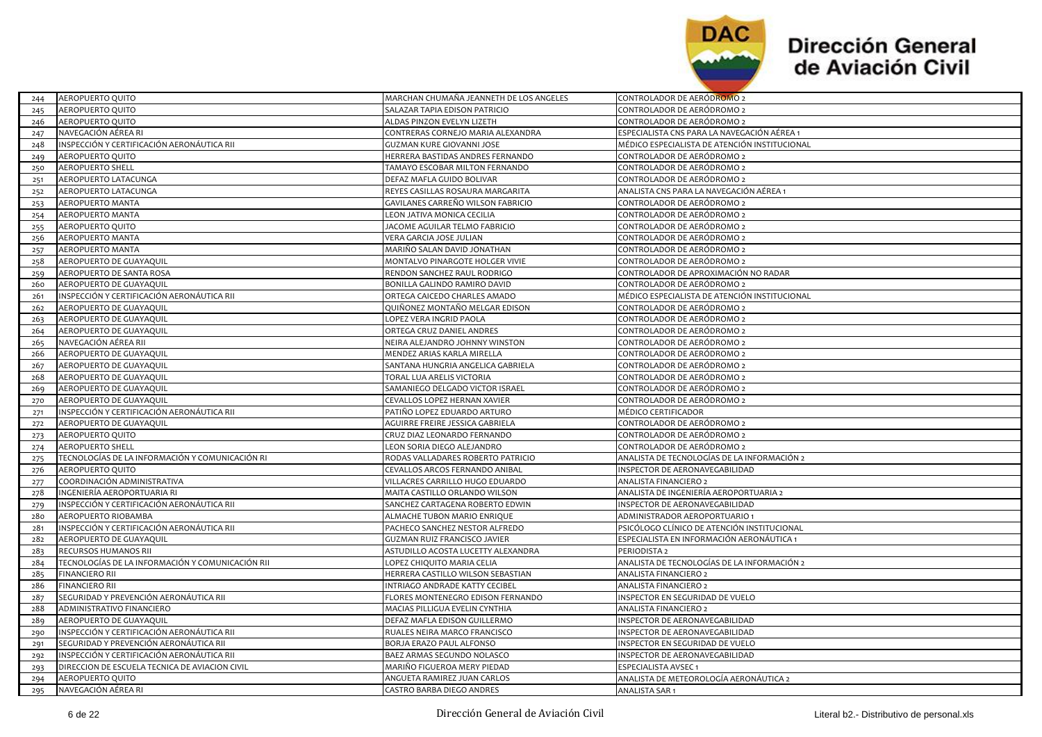| | | | |
|---|---|---|---|
| 244 | AEROPUERTO QUITO | MARCHAN CHUMAÑA JEANNETH DE LOS ANGELES | CONTROLADOR DE AERÓDROMO 2 |
| 245 | AEROPUERTO QUITO | SALAZAR TAPIA EDISON PATRICIO | CONTROLADOR DE AERÓDROMO 2 |
| 246 | AEROPUERTO QUITO | ALDAS PINZON EVELYN LIZETH | CONTROLADOR DE AERÓDROMO 2 |
| 247 | NAVEGACIÓN AÉREA RI | CONTRERAS CORNEJO MARIA ALEXANDRA | ESPECIALISTA CNS PARA LA NAVEGACIÓN AÉREA 1 |
| 248 | INSPECCIÓN Y CERTIFICACIÓN AERONÁUTICA RII | GUZMAN KURE GIOVANNI JOSE | MÉDICO ESPECIALISTA DE ATENCIÓN INSTITUCIONAL |
| 249 | AEROPUERTO QUITO | HERRERA BASTIDAS ANDRES FERNANDO | CONTROLADOR DE AERÓDROMO 2 |
| 250 | AEROPUERTO SHELL | TAMAYO ESCOBAR MILTON FERNANDO | CONTROLADOR DE AERÓDROMO 2 |
| 251 | AEROPUERTO LATACUNGA | DEFAZ MAFLA GUIDO BOLIVAR | CONTROLADOR DE AERÓDROMO 2 |
| 252 | AEROPUERTO LATACUNGA | REYES CASILLAS ROSAURA MARGARITA | ANALISTA CNS PARA LA NAVEGACIÓN AÉREA 1 |
| 253 | AEROPUERTO MANTA | GAVILANES CARREÑO WILSON FABRICIO | CONTROLADOR DE AERÓDROMO 2 |
| 254 | AEROPUERTO MANTA | LEON JATIVA MONICA CECILIA | CONTROLADOR DE AERÓDROMO 2 |
| 255 | AEROPUERTO QUITO | JACOME AGUILAR TELMO FABRICIO | CONTROLADOR DE AERÓDROMO 2 |
| 256 | AEROPUERTO MANTA | VERA GARCIA JOSE JULIAN | CONTROLADOR DE AERÓDROMO 2 |
| 257 | AEROPUERTO MANTA | MARIÑO SALAN DAVID JONATHAN | CONTROLADOR DE AERÓDROMO 2 |
| 258 | AEROPUERTO DE GUAYAQUIL | MONTALVO PINARGOTE HOLGER VIVIE | CONTROLADOR DE AERÓDROMO 2 |
| 259 | AEROPUERTO DE SANTA ROSA | RENDON SANCHEZ RAUL RODRIGO | CONTROLADOR DE APROXIMACIÓN NO RADAR |
| 260 | AEROPUERTO DE GUAYAQUIL | BONILLA GALINDO RAMIRO DAVID | CONTROLADOR DE AERÓDROMO 2 |
| 261 | INSPECCIÓN Y CERTIFICACIÓN AERONÁUTICA RII | ORTEGA CAICEDO CHARLES AMADO | MÉDICO ESPECIALISTA DE ATENCIÓN INSTITUCIONAL |
| 262 | AEROPUERTO DE GUAYAQUIL | QUIÑONEZ MONTAÑO MELGAR EDISON | CONTROLADOR DE AERÓDROMO 2 |
| 263 | AEROPUERTO DE GUAYAQUIL | LOPEZ VERA INGRID PAOLA | CONTROLADOR DE AERÓDROMO 2 |
| 264 | AEROPUERTO DE GUAYAQUIL | ORTEGA CRUZ DANIEL ANDRES | CONTROLADOR DE AERÓDROMO 2 |
| 265 | NAVEGACIÓN AÉREA RII | NEIRA ALEJANDRO JOHNNY WINSTON | CONTROLADOR DE AERÓDROMO 2 |
| 266 | AEROPUERTO DE GUAYAQUIL | MENDEZ ARIAS KARLA MIRELLA | CONTROLADOR DE AERÓDROMO 2 |
| 267 | AEROPUERTO DE GUAYAQUIL | SANTANA HUNGRIA ANGELICA GABRIELA | CONTROLADOR DE AERÓDROMO 2 |
| 268 | AEROPUERTO DE GUAYAQUIL | TORAL LUA ARELIS VICTORIA | CONTROLADOR DE AERÓDROMO 2 |
| 269 | AEROPUERTO DE GUAYAQUIL | SAMANIEGO DELGADO VICTOR ISRAEL | CONTROLADOR DE AERÓDROMO 2 |
| 270 | AEROPUERTO DE GUAYAQUIL | CEVALLOS LOPEZ HERNAN XAVIER | CONTROLADOR DE AERÓDROMO 2 |
| 271 | INSPECCIÓN Y CERTIFICACIÓN AERONÁUTICA RII | PATIÑO LOPEZ EDUARDO ARTURO | MÉDICO CERTIFICADOR |
| 272 | AEROPUERTO DE GUAYAQUIL | AGUIRRE FREIRE JESSICA GABRIELA | CONTROLADOR DE AERÓDROMO 2 |
| 273 | AEROPUERTO QUITO | CRUZ DIAZ LEONARDO FERNANDO | CONTROLADOR DE AERÓDROMO 2 |
| 274 | AEROPUERTO SHELL | LEON SORIA DIEGO ALEJANDRO | CONTROLADOR DE AERÓDROMO 2 |
| 275 | TECNOLOGÍAS DE LA INFORMACIÓN Y COMUNICACIÓN RI | RODAS VALLADARES ROBERTO PATRICIO | ANALISTA DE TECNOLOGÍAS DE LA INFORMACIÓN 2 |
| 276 | AEROPUERTO QUITO | CEVALLOS ARCOS FERNANDO ANIBAL | INSPECTOR DE AERONAVEGABILIDAD |
| 277 | COORDINACIÓN ADMINISTRATIVA | VILLACRES CARRILLO HUGO EDUARDO | ANALISTA FINANCIERO 2 |
| 278 | INGENIERÍA AEROPORTUARIA RI | MAITA CASTILLO ORLANDO WILSON | ANALISTA DE INGENIERÍA AEROPORTUARIA 2 |
| 279 | INSPECCIÓN Y CERTIFICACIÓN AERONÁUTICA RII | SANCHEZ CARTAGENA ROBERTO EDWIN | INSPECTOR DE AERONAVEGABILIDAD |
| 280 | AEROPUERTO RIOBAMBA | ALMACHE TUBON MARIO ENRIQUE | ADMINISTRADOR AEROPORTUARIO 1 |
| 281 | INSPECCIÓN Y CERTIFICACIÓN AERONÁUTICA RII | PACHECO SANCHEZ NESTOR ALFREDO | PSICÓLOGO CLÍNICO DE ATENCIÓN INSTITUCIONAL |
| 282 | AEROPUERTO DE GUAYAQUIL | GUZMAN RUIZ FRANCISCO JAVIER | ESPECIALISTA EN INFORMACIÓN AERONÁUTICA 1 |
| 283 | RECURSOS HUMANOS RII | ASTUDILLO ACOSTA LUCETTY ALEXANDRA | PERIODISTA 2 |
| 284 | TECNOLOGÍAS DE LA INFORMACIÓN Y COMUNICACIÓN RII | LOPEZ CHIQUITO MARIA CELIA | ANALISTA DE TECNOLOGÍAS DE LA INFORMACIÓN 2 |
| 285 | FINANCIERO RII | HERRERA CASTILLO WILSON SEBASTIAN | ANALISTA FINANCIERO 2 |
| 286 | FINANCIERO RII | INTRIAGO ANDRADE KATTY CECIBEL | ANALISTA FINANCIERO 2 |
| 287 | SEGURIDAD Y PREVENCIÓN AERONÁUTICA RII | FLORES MONTENEGRO EDISON FERNANDO | INSPECTOR EN SEGURIDAD DE VUELO |
| 288 | ADMINISTRATIVO FINANCIERO | MACIAS PILLIGUA EVELIN CYNTHIA | ANALISTA FINANCIERO 2 |
| 289 | AEROPUERTO DE GUAYAQUIL | DEFAZ MAFLA EDISON GUILLERMO | INSPECTOR DE AERONAVEGABILIDAD |
| 290 | INSPECCIÓN Y CERTIFICACIÓN AERONÁUTICA RII | RUALES NEIRA MARCO FRANCISCO | INSPECTOR DE AERONAVEGABILIDAD |
| 291 | SEGURIDAD Y PREVENCIÓN AERONÁUTICA RII | BORJA ERAZO PAUL ALFONSO | INSPECTOR EN SEGURIDAD DE VUELO |
| 292 | INSPECCIÓN Y CERTIFICACIÓN AERONÁUTICA RII | BAEZ ARMAS SEGUNDO NOLASCO | INSPECTOR DE AERONAVEGABILIDAD |
| 293 | DIRECCION DE ESCUELA TECNICA DE AVIACION CIVIL | MARIÑO FIGUEROA MERY PIEDAD | ESPECIALISTA AVSEC 1 |
| 294 | AEROPUERTO QUITO | ANGUETA RAMIREZ JUAN CARLOS | ANALISTA DE METEOROLOGÍA AERONÁUTICA 2 |
| 295 | NAVEGACIÓN AÉREA RI | CASTRO BARBA DIEGO ANDRES | ANALISTA SAR 1 |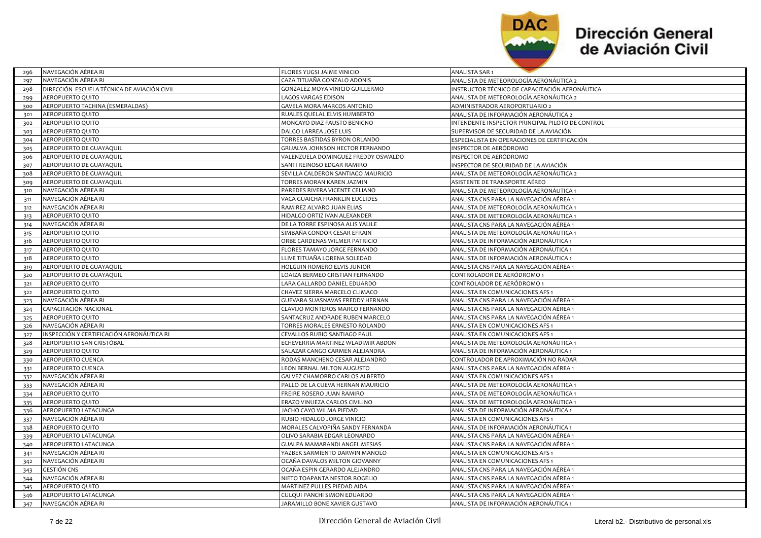| | | | |
|---|---|---|---|
| 296 | NAVEGACIÓN AÉREA RI | FLORES YUGSI JAIME VINICIO | ANALISTA SAR 1 |
| 297 | NAVEGACIÓN AÉREA RI | CAZA TITUAÑA GONZALO ADONIS | ANALISTA DE METEOROLOGÍA AERONÁUTICA 2 |
| 298 | DIRECCIÓN ESCUELA TÉCNICA DE AVIACIÓN CIVIL | GONZALEZ MOYA VINICIO GUILLERMO | INSTRUCTOR TÉCNICO DE CAPACITACIÓN AERONÁUTICA |
| 299 | AEROPUERTO QUITO | LAGOS VARGAS EDISON | ANALISTA DE METEOROLOGÍA AERONÁUTICA 2 |
| 300 | AEROPUERTO TACHINA (ESMERALDAS) | GAVELA MORA MARCOS ANTONIO | ADMINISTRADOR AEROPORTUARIO 2 |
| 301 | AEROPUERTO QUITO | RUALES QUELAL ELVIS HUMBERTO | ANALISTA DE INFORMACIÓN AERONÁUTICA 2 |
| 302 | AEROPUERTO QUITO | MONCAYO DIAZ FAUSTO BENIGNO | INTENDENTE INSPECTOR PRINCIPAL PILOTO DE CONTROL |
| 303 | AEROPUERTO QUITO | DALGO LARREA JOSE LUIS | SUPERVISOR DE SEGURIDAD DE LA AVIACIÓN |
| 304 | AEROPUERTO QUITO | TORRES BASTIDAS BYRON ORLANDO | ESPECIALISTA EN OPERACIONES DE CERTIFICACIÓN |
| 305 | AEROPUERTO DE GUAYAQUIL | GRIJALVA JOHNSON HECTOR FERNANDO | INSPECTOR DE AERÓDROMO |
| 306 | AEROPUERTO DE GUAYAQUIL | VALENZUELA DOMINGUEZ FREDDY OSWALDO | INSPECTOR DE AERÓDROMO |
| 307 | AEROPUERTO DE GUAYAQUIL | SANTI REINOSO EDGAR RAMIRO | INSPECTOR DE SEGURIDAD DE LA AVIACIÓN |
| 308 | AEROPUERTO DE GUAYAQUIL | SEVILLA CALDERON SANTIAGO MAURICIO | ANALISTA DE METEOROLOGÍA AERONÁUTICA 2 |
| 309 | AEROPUERTO DE GUAYAQUIL | TORRES MORAN KAREN JAZMIN | ASISTENTE DE TRANSPORTE AÉREO |
| 310 | NAVEGACIÓN AÉREA RI | PAREDES RIVERA VICENTE CELIANO | ANALISTA DE METEOROLOGÍA AERONÁUTICA 1 |
| 311 | NAVEGACIÓN AÉREA RI | VACA GUAICHA FRANKLIN EUCLIDES | ANALISTA CNS PARA LA NAVEGACIÓN AÉREA 1 |
| 312 | NAVEGACIÓN AÉREA RI | RAMIREZ ALVARO JUAN ELIAS | ANALISTA DE METEOROLOGÍA AERONÁUTICA 1 |
| 313 | AEROPUERTO QUITO | HIDALGO ORTIZ IVAN ALEXANDER | ANALISTA DE METEOROLOGÍA AERONÁUTICA 1 |
| 314 | NAVEGACIÓN AÉREA RI | DE LA TORRE ESPINOSA ALIS YALILE | ANALISTA CNS PARA LA NAVEGACIÓN AÉREA 1 |
| 315 | AEROPUERTO QUITO | SIMBAÑA CONDOR CESAR EFRAIN | ANALISTA DE METEOROLOGÍA AERONÁUTICA 1 |
| 316 | AEROPUERTO QUITO | ORBE CARDENAS WILMER PATRICIO | ANALISTA DE INFORMACIÓN AERONÁUTICA 1 |
| 317 | AEROPUERTO QUITO | FLORES TAMAYO JORGE FERNANDO | ANALISTA DE INFORMACIÓN AERONÁUTICA 1 |
| 318 | AEROPUERTO QUITO | LLIVE TITUAÑA LORENA SOLEDAD | ANALISTA DE INFORMACIÓN AERONÁUTICA 1 |
| 319 | AEROPUERTO DE GUAYAQUIL | HOLGUIN ROMERO ELVIS JUNIOR | ANALISTA CNS PARA LA NAVEGACIÓN AÉREA 1 |
| 320 | AEROPUERTO DE GUAYAQUIL | LOAIZA BERMEO CRISTIAN FERNANDO | CONTROLADOR DE AERÓDROMO 1 |
| 321 | AEROPUERTO QUITO | LARA GALLARDO DANIEL EDUARDO | CONTROLADOR DE AERÓDROMO 1 |
| 322 | AEROPUERTO QUITO | CHAVEZ SIERRA MARCELO CLIMACO | ANALISTA EN COMUNICACIONES AFS 1 |
| 323 | NAVEGACIÓN AÉREA RI | GUEVARA SUASNAVAS FREDDY HERNAN | ANALISTA CNS PARA LA NAVEGACIÓN AÉREA 1 |
| 324 | CAPACITACIÓN NACIONAL | CLAVIJO MONTEROS MARCO FERNANDO | ANALISTA CNS PARA LA NAVEGACIÓN AÉREA 1 |
| 325 | AEROPUERTO QUITO | SANTACRUZ ANDRADE RUBEN MARCELO | ANALISTA CNS PARA LA NAVEGACIÓN AÉREA 1 |
| 326 | NAVEGACIÓN AÉREA RI | TORRES MORALES ERNESTO ROLANDO | ANALISTA EN COMUNICACIONES AFS 1 |
| 327 | INSPECCIÓN Y CERTIFICACIÓN AERONÁUTICA RI | CEVALLOS RUBIO SANTIAGO PAUL | ANALISTA EN COMUNICACIONES AFS 1 |
| 328 | AEROPUERTO SAN CRISTÓBAL | ECHEVERRIA MARTINEZ WLADIMIR ABDON | ANALISTA DE METEOROLOGÍA AERONÁUTICA 1 |
| 329 | AEROPUERTO QUITO | SALAZAR CANGO CARMEN ALEJANDRA | ANALISTA DE INFORMACIÓN AERONÁUTICA 1 |
| 330 | AEROPUERTO CUENCA | RODAS MANCHENO CESAR ALEJANDRO | CONTROLADOR DE APROXIMACIÓN NO RADAR |
| 331 | AEROPUERTO CUENCA | LEON BERNAL MILTON AUGUSTO | ANALISTA CNS PARA LA NAVEGACIÓN AÉREA 1 |
| 332 | NAVEGACIÓN AÉREA RI | GALVEZ CHAMORRO CARLOS ALBERTO | ANALISTA EN COMUNICACIONES AFS 1 |
| 333 | NAVEGACIÓN AÉREA RI | PALLO DE LA CUEVA HERNAN MAURICIO | ANALISTA DE METEOROLOGÍA AERONÁUTICA 1 |
| 334 | AEROPUERTO QUITO | FREIRE ROSERO JUAN RAMIRO | ANALISTA DE METEOROLOGÍA AERONÁUTICA 1 |
| 335 | AEROPUERTO QUITO | ERAZO VINUEZA CARLOS CIVILINO | ANALISTA DE METEOROLOGÍA AERONÁUTICA 1 |
| 336 | AEROPUERTO LATACUNGA | JACHO CAYO WILMA PIEDAD | ANALISTA DE INFORMACIÓN AERONÁUTICA 1 |
| 337 | NAVEGACIÓN AÉREA RI | RUBIO HIDALGO JORGE VINICIO | ANALISTA EN COMUNICACIONES AFS 1 |
| 338 | AEROPUERTO QUITO | MORALES CALVOPIÑA SANDY FERNANDA | ANALISTA DE INFORMACIÓN AERONÁUTICA 1 |
| 339 | AEROPUERTO LATACUNGA | OLIVO SARABIA EDGAR LEONARDO | ANALISTA CNS PARA LA NAVEGACIÓN AÉREA 1 |
| 340 | AEROPUERTO LATACUNGA | GUALPA MAMARANDI ANGEL MESIAS | ANALISTA CNS PARA LA NAVEGACIÓN AÉREA 1 |
| 341 | NAVEGACIÓN AÉREA RI | YAZBEK SARMIENTO DARWIN MANOLO | ANALISTA EN COMUNICACIONES AFS 1 |
| 342 | NAVEGACIÓN AÉREA RI | OCAÑA DAVALOS MILTON GIOVANNY | ANALISTA EN COMUNICACIONES AFS 1 |
| 343 | GESTIÓN CNS | OCAÑA ESPIN GERARDO ALEJANDRO | ANALISTA CNS PARA LA NAVEGACIÓN AÉREA 1 |
| 344 | NAVEGACIÓN AÉREA RI | NIETO TOAPANTA NESTOR ROGELIO | ANALISTA CNS PARA LA NAVEGACIÓN AÉREA 1 |
| 345 | AEROPUERTO QUITO | MARTINEZ PULLES PIEDAD AIDA | ANALISTA CNS PARA LA NAVEGACIÓN AÉREA 1 |
| 346 | AEROPUERTO LATACUNGA | CULQUI PANCHI SIMON EDUARDO | ANALISTA CNS PARA LA NAVEGACIÓN AÉREA 1 |
| 347 | NAVEGACIÓN AÉREA RI | JARAMILLO BONE XAVIER GUSTAVO | ANALISTA DE INFORMACIÓN AERONÁUTICA 1 |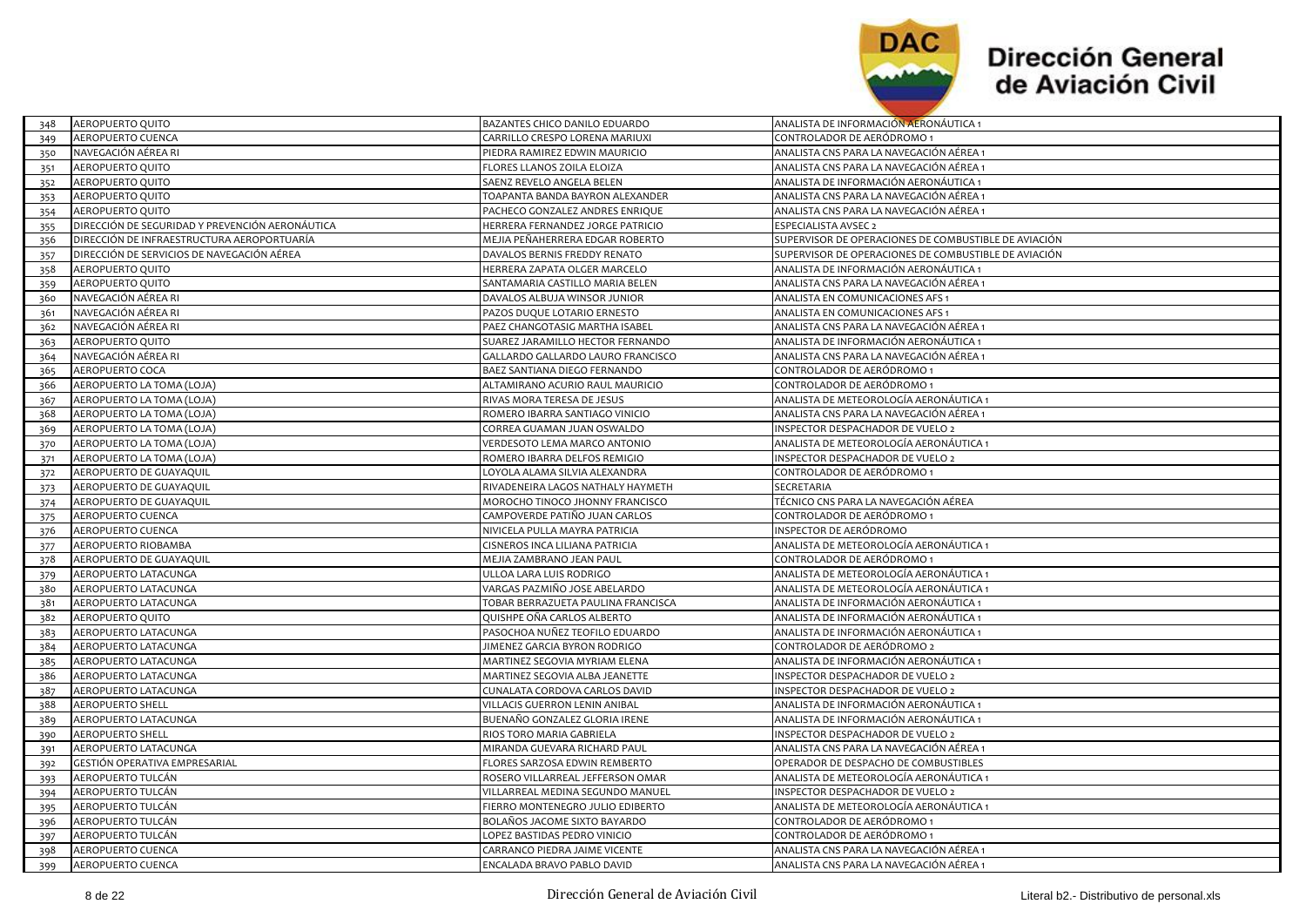| | | | |
|---|---|---|---|
| 348 | AEROPUERTO QUITO | BAZANTES CHICO DANILO EDUARDO | ANALISTA DE INFORMACIÓN AERONÁUTICA 1 |
| 349 | AEROPUERTO CUENCA | CARRILLO CRESPO LORENA MARIUXI | CONTROLADOR DE AERÓDROMO 1 |
| 350 | NAVEGACIÓN AÉREA RI | PIEDRA RAMIREZ EDWIN MAURICIO | ANALISTA CNS PARA LA NAVEGACIÓN AÉREA 1 |
| 351 | AEROPUERTO QUITO | FLORES LLANOS ZOILA ELOIZA | ANALISTA CNS PARA LA NAVEGACIÓN AÉREA 1 |
| 352 | AEROPUERTO QUITO | SAENZ REVELO ANGELA BELEN | ANALISTA DE INFORMACIÓN AERONÁUTICA 1 |
| 353 | AEROPUERTO QUITO | TOAPANTA BANDA BAYRON ALEXANDER | ANALISTA CNS PARA LA NAVEGACIÓN AÉREA 1 |
| 354 | AEROPUERTO QUITO | PACHECO GONZALEZ ANDRES ENRIQUE | ANALISTA CNS PARA LA NAVEGACIÓN AÉREA 1 |
| 355 | DIRECCIÓN DE SEGURIDAD Y PREVENCIÓN AERONÁUTICA | HERRERA FERNANDEZ JORGE PATRICIO | ESPECIALISTA AVSEC 2 |
| 356 | DIRECCIÓN DE INFRAESTRUCTURA AEROPORTUARÍA | MEJIA PEÑAHERRERA EDGAR ROBERTO | SUPERVISOR DE OPERACIONES DE COMBUSTIBLE DE AVIACIÓN |
| 357 | DIRECCIÓN DE SERVICIOS DE NAVEGACIÓN AÉREA | DAVALOS BERNIS FREDDY RENATO | SUPERVISOR DE OPERACIONES DE COMBUSTIBLE DE AVIACIÓN |
| 358 | AEROPUERTO QUITO | HERRERA ZAPATA OLGER MARCELO | ANALISTA DE INFORMACIÓN AERONÁUTICA 1 |
| 359 | AEROPUERTO QUITO | SANTAMARIA CASTILLO MARIA BELEN | ANALISTA CNS PARA LA NAVEGACIÓN AÉREA 1 |
| 360 | NAVEGACIÓN AÉREA RI | DAVALOS ALBUJA WINSOR JUNIOR | ANALISTA EN COMUNICACIONES AFS 1 |
| 361 | NAVEGACIÓN AÉREA RI | PAZOS DUQUE LOTARIO ERNESTO | ANALISTA EN COMUNICACIONES AFS 1 |
| 362 | NAVEGACIÓN AÉREA RI | PAEZ CHANGOTASIG MARTHA ISABEL | ANALISTA CNS PARA LA NAVEGACIÓN AÉREA 1 |
| 363 | AEROPUERTO QUITO | SUAREZ JARAMILLO HECTOR FERNANDO | ANALISTA DE INFORMACIÓN AERONÁUTICA 1 |
| 364 | NAVEGACIÓN AÉREA RI | GALLARDO GALLARDO LAURO FRANCISCO | ANALISTA CNS PARA LA NAVEGACIÓN AÉREA 1 |
| 365 | AEROPUERTO COCA | BAEZ SANTIANA DIEGO FERNANDO | CONTROLADOR DE AERÓDROMO 1 |
| 366 | AEROPUERTO LA TOMA (LOJA) | ALTAMIRANO ACURIO RAUL MAURICIO | CONTROLADOR DE AERÓDROMO 1 |
| 367 | AEROPUERTO LA TOMA (LOJA) | RIVAS MORA TERESA DE JESUS | ANALISTA DE METEOROLOGÍA AERONÁUTICA 1 |
| 368 | AEROPUERTO LA TOMA (LOJA) | ROMERO IBARRA SANTIAGO VINICIO | ANALISTA CNS PARA LA NAVEGACIÓN AÉREA 1 |
| 369 | AEROPUERTO LA TOMA (LOJA) | CORREA GUAMAN JUAN OSWALDO | INSPECTOR DESPACHADOR DE VUELO 2 |
| 370 | AEROPUERTO LA TOMA (LOJA) | VERDESOTO LEMA MARCO ANTONIO | ANALISTA DE METEOROLOGÍA AERONÁUTICA 1 |
| 371 | AEROPUERTO LA TOMA (LOJA) | ROMERO IBARRA DELFOS REMIGIO | INSPECTOR DESPACHADOR DE VUELO 2 |
| 372 | AEROPUERTO DE GUAYAQUIL | LOYOLA ALAMA SILVIA ALEXANDRA | CONTROLADOR DE AERÓDROMO 1 |
| 373 | AEROPUERTO DE GUAYAQUIL | RIVADENEIRA LAGOS NATHALY HAYMETH | SECRETARIA |
| 374 | AEROPUERTO DE GUAYAQUIL | MOROCHO TINOCO JHONNY FRANCISCO | TÉCNICO CNS PARA LA NAVEGACIÓN AÉREA |
| 375 | AEROPUERTO CUENCA | CAMPOVERDE PATIÑO JUAN CARLOS | CONTROLADOR DE AERÓDROMO 1 |
| 376 | AEROPUERTO CUENCA | NIVICELA PULLA MAYRA PATRICIA | INSPECTOR DE AERÓDROMO |
| 377 | AEROPUERTO RIOBAMBA | CISNEROS INCA LILIANA PATRICIA | ANALISTA DE METEOROLOGÍA AERONÁUTICA 1 |
| 378 | AEROPUERTO DE GUAYAQUIL | MEJIA ZAMBRANO JEAN PAUL | CONTROLADOR DE AERÓDROMO 1 |
| 379 | AEROPUERTO LATACUNGA | ULLOA LARA LUIS RODRIGO | ANALISTA DE METEOROLOGÍA AERONÁUTICA 1 |
| 380 | AEROPUERTO LATACUNGA | VARGAS PAZMIÑO JOSE ABELARDO | ANALISTA DE METEOROLOGÍA AERONÁUTICA 1 |
| 381 | AEROPUERTO LATACUNGA | TOBAR BERRAZUETA PAULINA FRANCISCA | ANALISTA DE INFORMACIÓN AERONÁUTICA 1 |
| 382 | AEROPUERTO QUITO | QUISHPE OÑA CARLOS ALBERTO | ANALISTA DE INFORMACIÓN AERONÁUTICA 1 |
| 383 | AEROPUERTO LATACUNGA | PASOCHOA NUÑEZ TEOFILO EDUARDO | ANALISTA DE INFORMACIÓN AERONÁUTICA 1 |
| 384 | AEROPUERTO LATACUNGA | JIMENEZ GARCIA BYRON RODRIGO | CONTROLADOR DE AERÓDROMO 2 |
| 385 | AEROPUERTO LATACUNGA | MARTINEZ SEGOVIA MYRIAM ELENA | ANALISTA DE INFORMACIÓN AERONÁUTICA 1 |
| 386 | AEROPUERTO LATACUNGA | MARTINEZ SEGOVIA ALBA JEANETTE | INSPECTOR DESPACHADOR DE VUELO 2 |
| 387 | AEROPUERTO LATACUNGA | CUNALATA CORDOVA CARLOS DAVID | INSPECTOR DESPACHADOR DE VUELO 2 |
| 388 | AEROPUERTO SHELL | VILLACIS GUERRON LENIN ANIBAL | ANALISTA DE INFORMACIÓN AERONÁUTICA 1 |
| 389 | AEROPUERTO LATACUNGA | BUENAÑO GONZALEZ GLORIA IRENE | ANALISTA DE INFORMACIÓN AERONÁUTICA 1 |
| 390 | AEROPUERTO SHELL | RIOS TORO MARIA GABRIELA | INSPECTOR DESPACHADOR DE VUELO 2 |
| 391 | AEROPUERTO LATACUNGA | MIRANDA GUEVARA RICHARD PAUL | ANALISTA CNS PARA LA NAVEGACIÓN AÉREA 1 |
| 392 | GESTIÓN OPERATIVA EMPRESARIAL | FLORES SARZOSA EDWIN REMBERTO | OPERADOR DE DESPACHO DE COMBUSTIBLES |
| 393 | AEROPUERTO TULCÁN | ROSERO VILLARREAL JEFFERSON OMAR | ANALISTA DE METEOROLOGÍA AERONÁUTICA 1 |
| 394 | AEROPUERTO TULCÁN | VILLARREAL MEDINA SEGUNDO MANUEL | INSPECTOR DESPACHADOR DE VUELO 2 |
| 395 | AEROPUERTO TULCÁN | FIERRO MONTENEGRO JULIO EDIBERTO | ANALISTA DE METEOROLOGÍA AERONÁUTICA 1 |
| 396 | AEROPUERTO TULCÁN | BOLAÑOS JACOME SIXTO BAYARDO | CONTROLADOR DE AERÓDROMO 1 |
| 397 | AEROPUERTO TULCÁN | LOPEZ BASTIDAS PEDRO VINICIO | CONTROLADOR DE AERÓDROMO 1 |
| 398 | AEROPUERTO CUENCA | CARRANCO PIEDRA JAIME VICENTE | ANALISTA CNS PARA LA NAVEGACIÓN AÉREA 1 |
| 399 | AEROPUERTO CUENCA | ENCALADA BRAVO PABLO DAVID | ANALISTA CNS PARA LA NAVEGACIÓN AÉREA 1 |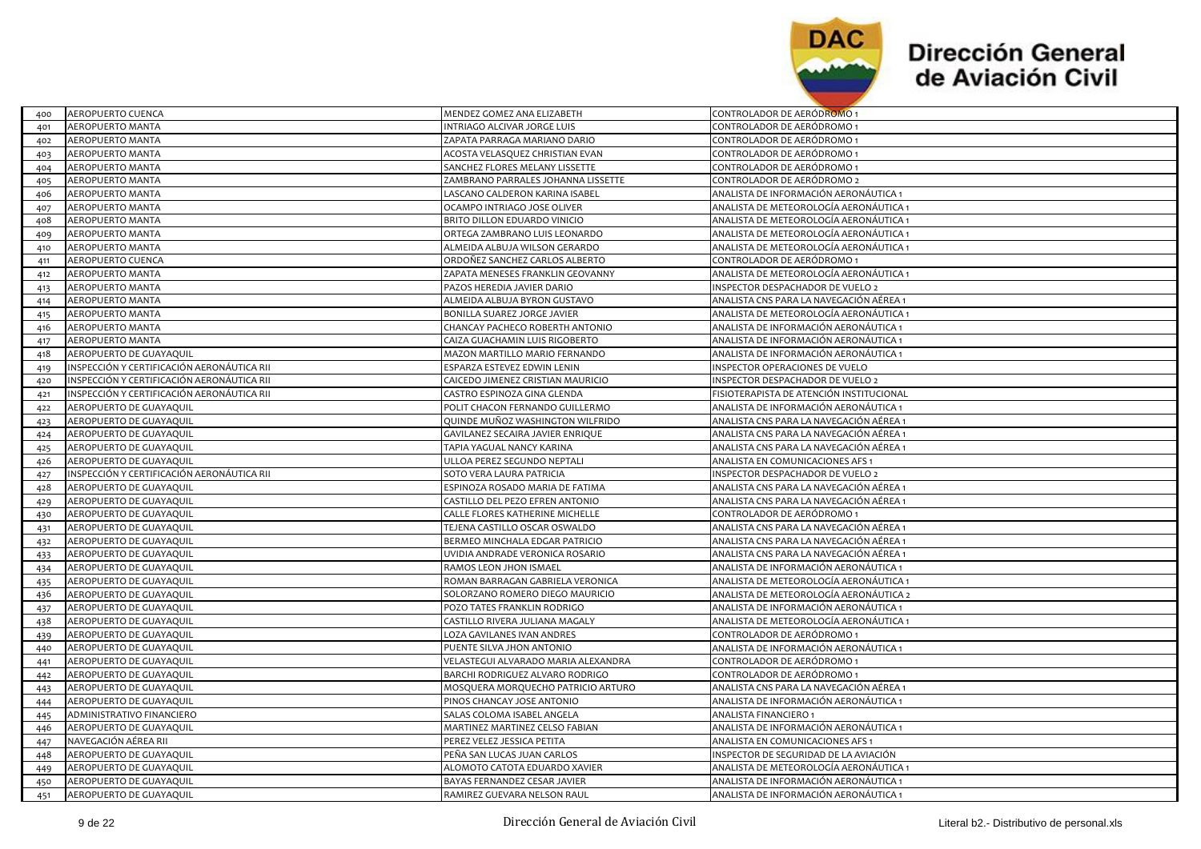| | | | |
|---|---|---|---|
| 400 | AEROPUERTO CUENCA | MENDEZ GOMEZ ANA ELIZABETH | CONTROLADOR DE AERÓDROMO 1 |
| 401 | AEROPUERTO MANTA | INTRIAGO ALCIVAR JORGE LUIS | CONTROLADOR DE AERÓDROMO 1 |
| 402 | AEROPUERTO MANTA | ZAPATA PARRAGA MARIANO DARIO | CONTROLADOR DE AERÓDROMO 1 |
| 403 | AEROPUERTO MANTA | ACOSTA VELASQUEZ CHRISTIAN EVAN | CONTROLADOR DE AERÓDROMO 1 |
| 404 | AEROPUERTO MANTA | SANCHEZ FLORES MELANY LISSETTE | CONTROLADOR DE AERÓDROMO 1 |
| 405 | AEROPUERTO MANTA | ZAMBRANO PARRALES JOHANNA LISSETTE | CONTROLADOR DE AERÓDROMO 2 |
| 406 | AEROPUERTO MANTA | LASCANO CALDERON KARINA ISABEL | ANALISTA DE INFORMACIÓN AERONÁUTICA 1 |
| 407 | AEROPUERTO MANTA | OCAMPO INTRIAGO JOSE OLIVER | ANALISTA DE METEOROLOGÍA AERONÁUTICA 1 |
| 408 | AEROPUERTO MANTA | BRITO DILLON EDUARDO VINICIO | ANALISTA DE METEOROLOGÍA AERONÁUTICA 1 |
| 409 | AEROPUERTO MANTA | ORTEGA ZAMBRANO LUIS LEONARDO | ANALISTA DE METEOROLOGÍA AERONÁUTICA 1 |
| 410 | AEROPUERTO MANTA | ALMEIDA ALBUJA WILSON GERARDO | ANALISTA DE METEOROLOGÍA AERONÁUTICA 1 |
| 411 | AEROPUERTO CUENCA | ORDOÑEZ SANCHEZ CARLOS ALBERTO | CONTROLADOR DE AERÓDROMO 1 |
| 412 | AEROPUERTO MANTA | ZAPATA MENESES FRANKLIN GEOVANNY | ANALISTA DE METEOROLOGÍA AERONÁUTICA 1 |
| 413 | AEROPUERTO MANTA | PAZOS HEREDIA JAVIER DARIO | INSPECTOR DESPACHADOR DE VUELO 2 |
| 414 | AEROPUERTO MANTA | ALMEIDA ALBUJA BYRON GUSTAVO | ANALISTA CNS PARA LA NAVEGACIÓN AÉREA 1 |
| 415 | AEROPUERTO MANTA | BONILLA SUAREZ JORGE JAVIER | ANALISTA DE METEOROLOGÍA AERONÁUTICA 1 |
| 416 | AEROPUERTO MANTA | CHANCAY PACHECO ROBERTH ANTONIO | ANALISTA DE INFORMACIÓN AERONÁUTICA 1 |
| 417 | AEROPUERTO MANTA | CAIZA GUACHAMIN LUIS RIGOBERTO | ANALISTA DE INFORMACIÓN AERONÁUTICA 1 |
| 418 | AEROPUERTO DE GUAYAQUIL | MAZON MARTILLO MARIO FERNANDO | ANALISTA DE INFORMACIÓN AERONÁUTICA 1 |
| 419 | INSPECCIÓN Y CERTIFICACIÓN AERONÁUTICA RII | ESPARZA ESTEVEZ EDWIN LENIN | INSPECTOR OPERACIONES DE VUELO |
| 420 | INSPECCIÓN Y CERTIFICACIÓN AERONÁUTICA RII | CAICEDO JIMENEZ CRISTIAN MAURICIO | INSPECTOR DESPACHADOR DE VUELO 2 |
| 421 | INSPECCIÓN Y CERTIFICACIÓN AERONÁUTICA RII | CASTRO ESPINOZA GINA GLENDA | FISIOTERAPISTA DE ATENCIÓN INSTITUCIONAL |
| 422 | AEROPUERTO DE GUAYAQUIL | POLIT CHACON FERNANDO GUILLERMO | ANALISTA DE INFORMACIÓN AERONÁUTICA 1 |
| 423 | AEROPUERTO DE GUAYAQUIL | QUINDE MUÑOZ WASHINGTON WILFRIDO | ANALISTA CNS PARA LA NAVEGACIÓN AÉREA 1 |
| 424 | AEROPUERTO DE GUAYAQUIL | GAVILANEZ SECAIRA JAVIER ENRIQUE | ANALISTA CNS PARA LA NAVEGACIÓN AÉREA 1 |
| 425 | AEROPUERTO DE GUAYAQUIL | TAPIA YAGUAL NANCY KARINA | ANALISTA CNS PARA LA NAVEGACIÓN AÉREA 1 |
| 426 | AEROPUERTO DE GUAYAQUIL | ULLOA PEREZ SEGUNDO NEPTALI | ANALISTA EN COMUNICACIONES AFS 1 |
| 427 | INSPECCIÓN Y CERTIFICACIÓN AERONÁUTICA RII | SOTO VERA LAURA PATRICIA | INSPECTOR DESPACHADOR DE VUELO 2 |
| 428 | AEROPUERTO DE GUAYAQUIL | ESPINOZA ROSADO MARIA DE FATIMA | ANALISTA CNS PARA LA NAVEGACIÓN AÉREA 1 |
| 429 | AEROPUERTO DE GUAYAQUIL | CASTILLO DEL PEZO EFREN ANTONIO | ANALISTA CNS PARA LA NAVEGACIÓN AÉREA 1 |
| 430 | AEROPUERTO DE GUAYAQUIL | CALLE FLORES KATHERINE MICHELLE | CONTROLADOR DE AERÓDROMO 1 |
| 431 | AEROPUERTO DE GUAYAQUIL | TEJENA CASTILLO OSCAR OSWALDO | ANALISTA CNS PARA LA NAVEGACIÓN AÉREA 1 |
| 432 | AEROPUERTO DE GUAYAQUIL | BERMEO MINCHALA EDGAR PATRICIO | ANALISTA CNS PARA LA NAVEGACIÓN AÉREA 1 |
| 433 | AEROPUERTO DE GUAYAQUIL | UVIDIA ANDRADE VERONICA ROSARIO | ANALISTA CNS PARA LA NAVEGACIÓN AÉREA 1 |
| 434 | AEROPUERTO DE GUAYAQUIL | RAMOS LEON JHON ISMAEL | ANALISTA DE INFORMACIÓN AERONÁUTICA 1 |
| 435 | AEROPUERTO DE GUAYAQUIL | ROMAN BARRAGAN GABRIELA VERONICA | ANALISTA DE METEOROLOGÍA AERONÁUTICA 1 |
| 436 | AEROPUERTO DE GUAYAQUIL | SOLORZANO ROMERO DIEGO MAURICIO | ANALISTA DE METEOROLOGÍA AERONÁUTICA 2 |
| 437 | AEROPUERTO DE GUAYAQUIL | POZO TATES FRANKLIN RODRIGO | ANALISTA DE INFORMACIÓN AERONÁUTICA 1 |
| 438 | AEROPUERTO DE GUAYAQUIL | CASTILLO RIVERA JULIANA MAGALY | ANALISTA DE METEOROLOGÍA AERONÁUTICA 1 |
| 439 | AEROPUERTO DE GUAYAQUIL | LOZA GAVILANES IVAN ANDRES | CONTROLADOR DE AERÓDROMO 1 |
| 440 | AEROPUERTO DE GUAYAQUIL | PUENTE SILVA JHON ANTONIO | ANALISTA DE INFORMACIÓN AERONÁUTICA 1 |
| 441 | AEROPUERTO DE GUAYAQUIL | VELASTEGUI ALVARADO MARIA ALEXANDRA | CONTROLADOR DE AERÓDROMO 1 |
| 442 | AEROPUERTO DE GUAYAQUIL | BARCHI RODRIGUEZ ALVARO RODRIGO | CONTROLADOR DE AERÓDROMO 1 |
| 443 | AEROPUERTO DE GUAYAQUIL | MOSQUERA MORQUECHO PATRICIO ARTURO | ANALISTA CNS PARA LA NAVEGACIÓN AÉREA 1 |
| 444 | AEROPUERTO DE GUAYAQUIL | PINOS CHANCAY JOSE ANTONIO | ANALISTA DE INFORMACIÓN AERONÁUTICA 1 |
| 445 | ADMINISTRATIVO FINANCIERO | SALAS COLOMA ISABEL ANGELA | ANALISTA FINANCIERO 1 |
| 446 | AEROPUERTO DE GUAYAQUIL | MARTINEZ MARTINEZ CELSO FABIAN | ANALISTA DE INFORMACIÓN AERONÁUTICA 1 |
| 447 | NAVEGACIÓN AÉREA RII | PEREZ VELEZ JESSICA PETITA | ANALISTA EN COMUNICACIONES AFS 1 |
| 448 | AEROPUERTO DE GUAYAQUIL | PEÑA SAN LUCAS JUAN CARLOS | INSPECTOR DE SEGURIDAD DE LA AVIACIÓN |
| 449 | AEROPUERTO DE GUAYAQUIL | ALOMOTO CATOTA EDUARDO XAVIER | ANALISTA DE METEOROLOGÍA AERONÁUTICA 1 |
| 450 | AEROPUERTO DE GUAYAQUIL | BAYAS FERNANDEZ CESAR JAVIER | ANALISTA DE INFORMACIÓN AERONÁUTICA 1 |
| 451 | AEROPUERTO DE GUAYAQUIL | RAMIREZ GUEVARA NELSON RAUL | ANALISTA DE INFORMACIÓN AERONÁUTICA 1 |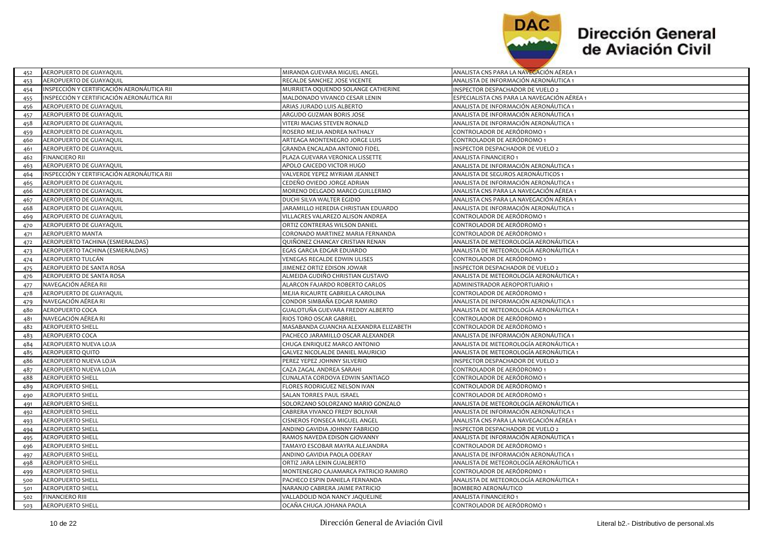| | | | |
|---|---|---|---|
| 452 | AEROPUERTO DE GUAYAQUIL | MIRANDA GUEVARA MIGUEL ANGEL | ANALISTA CNS PARA LA NAVEGACIÓN AÉREA 1 |
| 453 | AEROPUERTO DE GUAYAQUIL | RECALDE SANCHEZ JOSE VICENTE | ANALISTA DE INFORMACIÓN AERONÁUTICA 1 |
| 454 | INSPECCIÓN Y CERTIFICACIÓN AERONÁUTICA RII | MURRIETA OQUENDO SOLANGE CATHERINE | INSPECTOR DESPACHADOR DE VUELO 2 |
| 455 | INSPECCIÓN Y CERTIFICACIÓN AERONÁUTICA RII | MALDONADO VIVANCO CESAR LENIN | ESPECIALISTA CNS PARA LA NAVEGACIÓN AÉREA 1 |
| 456 | AEROPUERTO DE GUAYAQUIL | ARIAS JURADO LUIS ALBERTO | ANALISTA DE INFORMACIÓN AERONÁUTICA 1 |
| 457 | AEROPUERTO DE GUAYAQUIL | ARGUDO GUZMAN BORIS JOSE | ANALISTA DE INFORMACIÓN AERONÁUTICA 1 |
| 458 | AEROPUERTO DE GUAYAQUIL | VITERI MACIAS STEVEN RONALD | ANALISTA DE INFORMACIÓN AERONÁUTICA 1 |
| 459 | AEROPUERTO DE GUAYAQUIL | ROSERO MEJIA ANDREA NATHALY | CONTROLADOR DE AERÓDROMO 1 |
| 460 | AEROPUERTO DE GUAYAQUIL | ARTEAGA MONTENEGRO JORGE LUIS | CONTROLADOR DE AERÓDROMO 1 |
| 461 | AEROPUERTO DE GUAYAQUIL | GRANDA ENCALADA ANTONIO FIDEL | INSPECTOR DESPACHADOR DE VUELO 2 |
| 462 | FINANCIERO RII | PLAZA GUEVARA VERONICA LISSETTE | ANALISTA FINANCIERO 1 |
| 463 | AEROPUERTO DE GUAYAQUIL | APOLO CAICEDO VICTOR HUGO | ANALISTA DE INFORMACIÓN AERONÁUTICA 1 |
| 464 | INSPECCIÓN Y CERTIFICACIÓN AERONÁUTICA RII | VALVERDE YEPEZ MYRIAM JEANNET | ANALISTA DE SEGUROS AERONÁUTICOS 1 |
| 465 | AEROPUERTO DE GUAYAQUIL | CEDEÑO OVIEDO JORGE ADRIAN | ANALISTA DE INFORMACIÓN AERONÁUTICA 1 |
| 466 | AEROPUERTO DE GUAYAQUIL | MORENO DELGADO MARCO GUILLERMO | ANALISTA CNS PARA LA NAVEGACIÓN AÉREA 1 |
| 467 | AEROPUERTO DE GUAYAQUIL | DUCHI SILVA WALTER EGIDIO | ANALISTA CNS PARA LA NAVEGACIÓN AÉREA 1 |
| 468 | AEROPUERTO DE GUAYAQUIL | JARAMILLO HEREDIA CHRISTIAN EDUARDO | ANALISTA DE INFORMACIÓN AERONÁUTICA 1 |
| 469 | AEROPUERTO DE GUAYAQUIL | VILLACRES VALAREZO ALISON ANDREA | CONTROLADOR DE AERÓDROMO 1 |
| 470 | AEROPUERTO DE GUAYAQUIL | ORTIZ CONTRERAS WILSON DANIEL | CONTROLADOR DE AERÓDROMO 1 |
| 471 | AEROPUERTO MANTA | CORONADO MARTINEZ MARIA FERNANDA | CONTROLADOR DE AERÓDROMO 1 |
| 472 | AEROPUERTO TACHINA (ESMERALDAS) | QUIÑONEZ CHANCAY CRISTIAN RENAN | ANALISTA DE METEOROLOGÍA AERONÁUTICA 1 |
| 473 | AEROPUERTO TACHINA (ESMERALDAS) | EGAS GARCIA EDGAR EDUARDO | ANALISTA DE METEOROLOGÍA AERONÁUTICA 1 |
| 474 | AEROPUERTO TULCÁN | VENEGAS RECALDE EDWIN ULISES | CONTROLADOR DE AERÓDROMO 1 |
| 475 | AEROPUERTO DE SANTA ROSA | JIMENEZ ORTIZ EDISON JOWAR | INSPECTOR DESPACHADOR DE VUELO 2 |
| 476 | AEROPUERTO DE SANTA ROSA | ALMEIDA GUDIÑO CHRISTIAN GUSTAVO | ANALISTA DE METEOROLOGÍA AERONÁUTICA 1 |
| 477 | NAVEGACIÓN AÉREA RII | ALARCON FAJARDO ROBERTO CARLOS | ADMINISTRADOR AEROPORTUARIO 1 |
| 478 | AEROPUERTO DE GUAYAQUIL | MEJIA RICAURTE GABRIELA CAROLINA | CONTROLADOR DE AERÓDROMO 1 |
| 479 | NAVEGACIÓN AÉREA RI | CONDOR SIMBAÑA EDGAR RAMIRO | ANALISTA DE INFORMACIÓN AERONÁUTICA 1 |
| 480 | AEROPUERTO COCA | GUALOTUÑA GUEVARA FREDDY ALBERTO | ANALISTA DE METEOROLOGÍA AERONÁUTICA 1 |
| 481 | NAVEGACIÓN AÉREA RI | RIOS TORO OSCAR GABRIEL | CONTROLADOR DE AERÓDROMO 1 |
| 482 | AEROPUERTO SHELL | MASABANDA GUANCHA ALEXANDRA ELIZABETH | CONTROLADOR DE AERÓDROMO 1 |
| 483 | AEROPUERTO COCA | PACHECO JARAMILLO OSCAR ALEXANDER | ANALISTA DE INFORMACIÓN AERONÁUTICA 1 |
| 484 | AEROPUERTO NUEVA LOJA | CHUGA ENRIQUEZ MARCO ANTONIO | ANALISTA DE METEOROLOGÍA AERONÁUTICA 1 |
| 485 | AEROPUERTO QUITO | GALVEZ NICOLALDE DANIEL MAURICIO | ANALISTA DE METEOROLOGÍA AERONÁUTICA 1 |
| 486 | AEROPUERTO NUEVA LOJA | PEREZ YEPEZ JOHNNY SILVERIO | INSPECTOR DESPACHADOR DE VUELO 2 |
| 487 | AEROPUERTO NUEVA LOJA | CAZA ZAGAL ANDREA SARAHI | CONTROLADOR DE AERÓDROMO 1 |
| 488 | AEROPUERTO SHELL | CUNALATA CORDOVA EDWIN SANTIAGO | CONTROLADOR DE AERÓDROMO 1 |
| 489 | AEROPUERTO SHELL | FLORES RODRIGUEZ NELSON IVAN | CONTROLADOR DE AERÓDROMO 1 |
| 490 | AEROPUERTO SHELL | SALAN TORRES PAUL ISRAEL | CONTROLADOR DE AERÓDROMO 1 |
| 491 | AEROPUERTO SHELL | SOLORZANO SOLORZANO MARIO GONZALO | ANALISTA DE METEOROLOGÍA AERONÁUTICA 1 |
| 492 | AEROPUERTO SHELL | CABRERA VIVANCO FREDY BOLIVAR | ANALISTA DE INFORMACIÓN AERONÁUTICA 1 |
| 493 | AEROPUERTO SHELL | CISNEROS FONSECA MIGUEL ANGEL | ANALISTA CNS PARA LA NAVEGACIÓN AÉREA 1 |
| 494 | AEROPUERTO SHELL | ANDINO GAVIDIA JOHNNY FABRICIO | INSPECTOR DESPACHADOR DE VUELO 2 |
| 495 | AEROPUERTO SHELL | RAMOS NAVEDA EDISON GIOVANNY | ANALISTA DE INFORMACIÓN AERONÁUTICA 1 |
| 496 | AEROPUERTO SHELL | TAMAYO ESCOBAR MAYRA ALEJANDRA | CONTROLADOR DE AERÓDROMO 1 |
| 497 | AEROPUERTO SHELL | ANDINO GAVIDIA PAOLA ODERAY | ANALISTA DE INFORMACIÓN AERONÁUTICA 1 |
| 498 | AEROPUERTO SHELL | ORTIZ JARA LENIN GUALBERTO | ANALISTA DE METEOROLOGÍA AERONÁUTICA 1 |
| 499 | AEROPUERTO SHELL | MONTENEGRO CAJAMARCA PATRICIO RAMIRO | CONTROLADOR DE AERÓDROMO 1 |
| 500 | AEROPUERTO SHELL | PACHECO ESPIN DANIELA FERNANDA | ANALISTA DE METEOROLOGÍA AERONÁUTICA 1 |
| 501 | AEROPUERTO SHELL | NARANJO CABRERA JAIME PATRICIO | BOMBERO AERONÁUTICO |
| 502 | FINANCIERO RIII | VALLADOLID NOA NANCY JAQUELINE | ANALISTA FINANCIERO 1 |
| 503 | AEROPUERTO SHELL | OCAÑA CHUGA JOHANA PAOLA | CONTROLADOR DE AERÓDROMO 1 |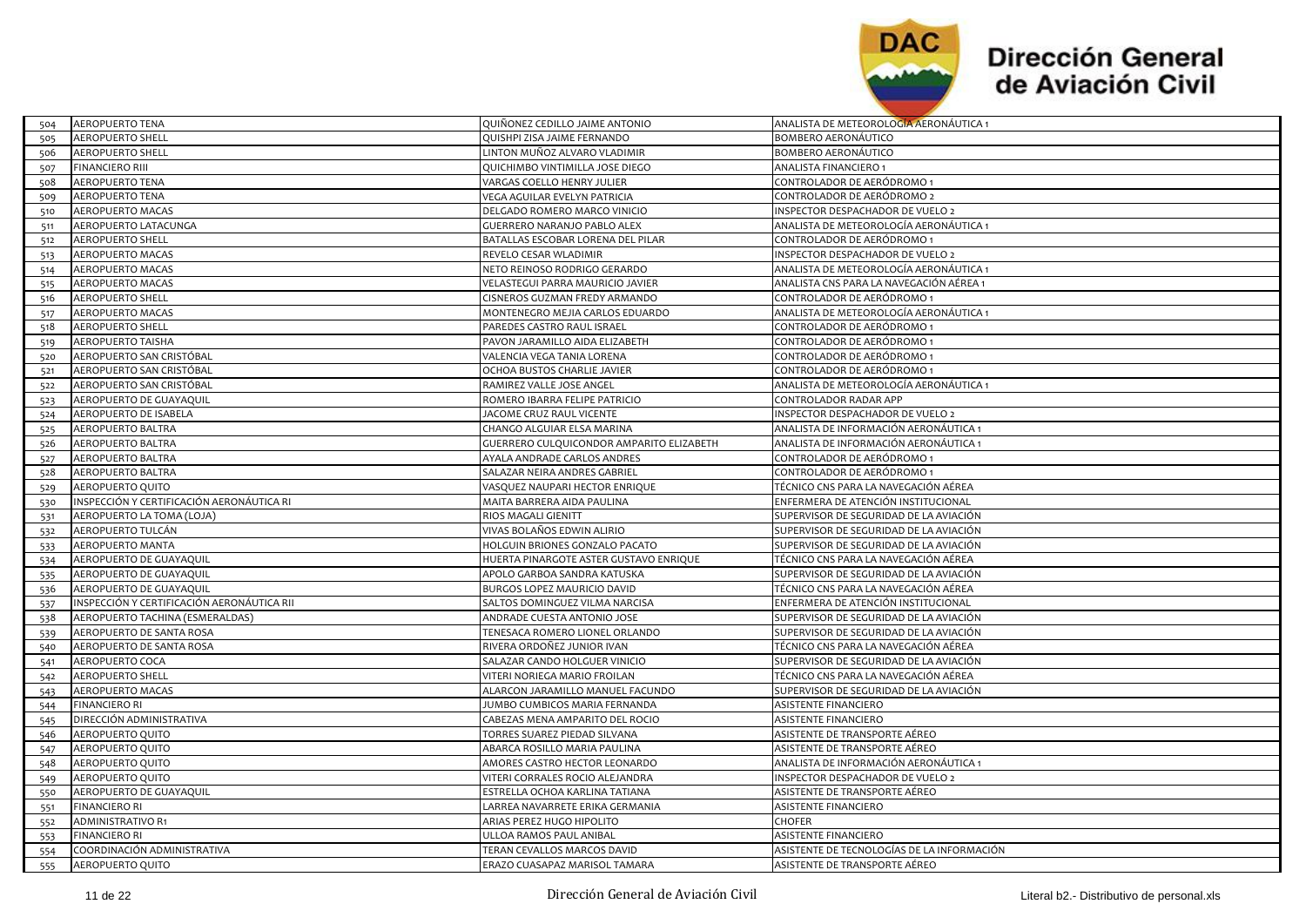| 504 | AEROPUERTO TENA | QUIÑONEZ CEDILLO JAIME ANTONIO | ANALISTA DE METEOROLOGÍA AERONÁUTICA 1 |
|---|---|---|---|
| 505 | AEROPUERTO SHELL | QUISHPI ZISA JAIME FERNANDO | BOMBERO AERONÁUTICO |
| 506 | AEROPUERTO SHELL | LINTON MUÑOZ ALVARO VLADIMIR | BOMBERO AERONÁUTICO |
| 507 | FINANCIERO RIII | QUICHIMBO VINTIMILLA JOSE DIEGO | ANALISTA FINANCIERO 1 |
| 508 | AEROPUERTO TENA | VARGAS COELLO HENRY JULIER | CONTROLADOR DE AERÓDROMO 1 |
| 509 | AEROPUERTO TENA | VEGA AGUILAR EVELYN PATRICIA | CONTROLADOR DE AERÓDROMO 2 |
| 510 | AEROPUERTO MACAS | DELGADO ROMERO MARCO VINICIO | INSPECTOR DESPACHADOR DE VUELO 2 |
| 511 | AEROPUERTO LATACUNGA | GUERRERO NARANJO PABLO ALEX | ANALISTA DE METEOROLOGÍA AERONÁUTICA 1 |
| 512 | AEROPUERTO SHELL | BATALLAS ESCOBAR LORENA DEL PILAR | CONTROLADOR DE AERÓDROMO 1 |
| 513 | AEROPUERTO MACAS | REVELO CESAR WLADIMIR | INSPECTOR DESPACHADOR DE VUELO 2 |
| 514 | AEROPUERTO MACAS | NETO REINOSO RODRIGO GERARDO | ANALISTA DE METEOROLOGÍA AERONÁUTICA 1 |
| 515 | AEROPUERTO MACAS | VELASTEGUI PARRA MAURICIO JAVIER | ANALISTA CNS PARA LA NAVEGACIÓN AÉREA 1 |
| 516 | AEROPUERTO SHELL | CISNEROS GUZMAN FREDY ARMANDO | CONTROLADOR DE AERÓDROMO 1 |
| 517 | AEROPUERTO MACAS | MONTENEGRO MEJIA CARLOS EDUARDO | ANALISTA DE METEOROLOGÍA AERONÁUTICA 1 |
| 518 | AEROPUERTO SHELL | PAREDES CASTRO RAUL ISRAEL | CONTROLADOR DE AERÓDROMO 1 |
| 519 | AEROPUERTO TAISHA | PAVON JARAMILLO AIDA ELIZABETH | CONTROLADOR DE AERÓDROMO 1 |
| 520 | AEROPUERTO SAN CRISTÓBAL | VALENCIA VEGA TANIA LORENA | CONTROLADOR DE AERÓDROMO 1 |
| 521 | AEROPUERTO SAN CRISTÓBAL | OCHOA BUSTOS CHARLIE JAVIER | CONTROLADOR DE AERÓDROMO 1 |
| 522 | AEROPUERTO SAN CRISTÓBAL | RAMIREZ VALLE JOSE ANGEL | ANALISTA DE METEOROLOGÍA AERONÁUTICA 1 |
| 523 | AEROPUERTO DE GUAYAQUIL | ROMERO IBARRA FELIPE PATRICIO | CONTROLADOR RADAR APP |
| 524 | AEROPUERTO DE ISABELA | JACOME CRUZ RAUL VICENTE | INSPECTOR DESPACHADOR DE VUELO 2 |
| 525 | AEROPUERTO BALTRA | CHANGO ALGUIAR ELSA MARINA | ANALISTA DE INFORMACIÓN AERONÁUTICA 1 |
| 526 | AEROPUERTO BALTRA | GUERRERO CULQUICONDOR AMPARITO ELIZABETH | ANALISTA DE INFORMACIÓN AERONÁUTICA 1 |
| 527 | AEROPUERTO BALTRA | AYALA ANDRADE CARLOS ANDRES | CONTROLADOR DE AERÓDROMO 1 |
| 528 | AEROPUERTO BALTRA | SALAZAR NEIRA ANDRES GABRIEL | CONTROLADOR DE AERÓDROMO 1 |
| 529 | AEROPUERTO QUITO | VASQUEZ NAUPARI HECTOR ENRIQUE | TÉCNICO CNS PARA LA NAVEGACIÓN AÉREA |
| 530 | INSPECCIÓN Y CERTIFICACIÓN AERONÁUTICA RI | MAITA BARRERA AIDA PAULINA | ENFERMERA DE ATENCIÓN INSTITUCIONAL |
| 531 | AEROPUERTO LA TOMA (LOJA) | RIOS MAGALI GIENITT | SUPERVISOR DE SEGURIDAD DE LA AVIACIÓN |
| 532 | AEROPUERTO TULCÁN | VIVAS BOLAÑOS EDWIN ALIRIO | SUPERVISOR DE SEGURIDAD DE LA AVIACIÓN |
| 533 | AEROPUERTO MANTA | HOLGUIN BRIONES GONZALO PACATO | SUPERVISOR DE SEGURIDAD DE LA AVIACIÓN |
| 534 | AEROPUERTO DE GUAYAQUIL | HUERTA PINARGOTE ASTER GUSTAVO ENRIQUE | TÉCNICO CNS PARA LA NAVEGACIÓN AÉREA |
| 535 | AEROPUERTO DE GUAYAQUIL | APOLO GARBOA SANDRA KATUSKA | SUPERVISOR DE SEGURIDAD DE LA AVIACIÓN |
| 536 | AEROPUERTO DE GUAYAQUIL | BURGOS LOPEZ MAURICIO DAVID | TÉCNICO CNS PARA LA NAVEGACIÓN AÉREA |
| 537 | INSPECCIÓN Y CERTIFICACIÓN AERONÁUTICA RII | SALTOS DOMINGUEZ VILMA NARCISA | ENFERMERA DE ATENCIÓN INSTITUCIONAL |
| 538 | AEROPUERTO TACHINA (ESMERALDAS) | ANDRADE CUESTA ANTONIO JOSE | SUPERVISOR DE SEGURIDAD DE LA AVIACIÓN |
| 539 | AEROPUERTO DE SANTA ROSA | TENESACA ROMERO LIONEL ORLANDO | SUPERVISOR DE SEGURIDAD DE LA AVIACIÓN |
| 540 | AEROPUERTO DE SANTA ROSA | RIVERA ORDOÑEZ JUNIOR IVAN | TÉCNICO CNS PARA LA NAVEGACIÓN AÉREA |
| 541 | AEROPUERTO COCA | SALAZAR CANDO HOLGUER VINICIO | SUPERVISOR DE SEGURIDAD DE LA AVIACIÓN |
| 542 | AEROPUERTO SHELL | VITERI NORIEGA MARIO FROILAN | TÉCNICO CNS PARA LA NAVEGACIÓN AÉREA |
| 543 | AEROPUERTO MACAS | ALARCON JARAMILLO MANUEL FACUNDO | SUPERVISOR DE SEGURIDAD DE LA AVIACIÓN |
| 544 | FINANCIERO RI | JUMBO CUMBICOS MARIA FERNANDA | ASISTENTE FINANCIERO |
| 545 | DIRECCIÓN ADMINISTRATIVA | CABEZAS MENA AMPARITO DEL ROCIO | ASISTENTE FINANCIERO |
| 546 | AEROPUERTO QUITO | TORRES SUAREZ PIEDAD SILVANA | ASISTENTE DE TRANSPORTE AÉREO |
| 547 | AEROPUERTO QUITO | ABARCA ROSILLO MARIA PAULINA | ASISTENTE DE TRANSPORTE AÉREO |
| 548 | AEROPUERTO QUITO | AMORES CASTRO HECTOR LEONARDO | ANALISTA DE INFORMACIÓN AERONÁUTICA 1 |
| 549 | AEROPUERTO QUITO | VITERI CORRALES ROCIO ALEJANDRA | INSPECTOR DESPACHADOR DE VUELO 2 |
| 550 | AEROPUERTO DE GUAYAQUIL | ESTRELLA OCHOA KARLINA TATIANA | ASISTENTE DE TRANSPORTE AÉREO |
| 551 | FINANCIERO RI | LARREA NAVARRETE ERIKA GERMANIA | ASISTENTE FINANCIERO |
| 552 | ADMINISTRATIVO R1 | ARIAS PEREZ HUGO HIPOLITO | CHOFER |
| 553 | FINANCIERO RI | ULLOA RAMOS PAUL ANIBAL | ASISTENTE FINANCIERO |
| 554 | COORDINACIÓN ADMINISTRATIVA | TERAN CEVALLOS MARCOS DAVID | ASISTENTE DE TECNOLOGÍAS DE LA INFORMACIÓN |
| 555 | AEROPUERTO QUITO | ERAZO CUASAPAZ MARISOL TAMARA | ASISTENTE DE TRANSPORTE AÉREO |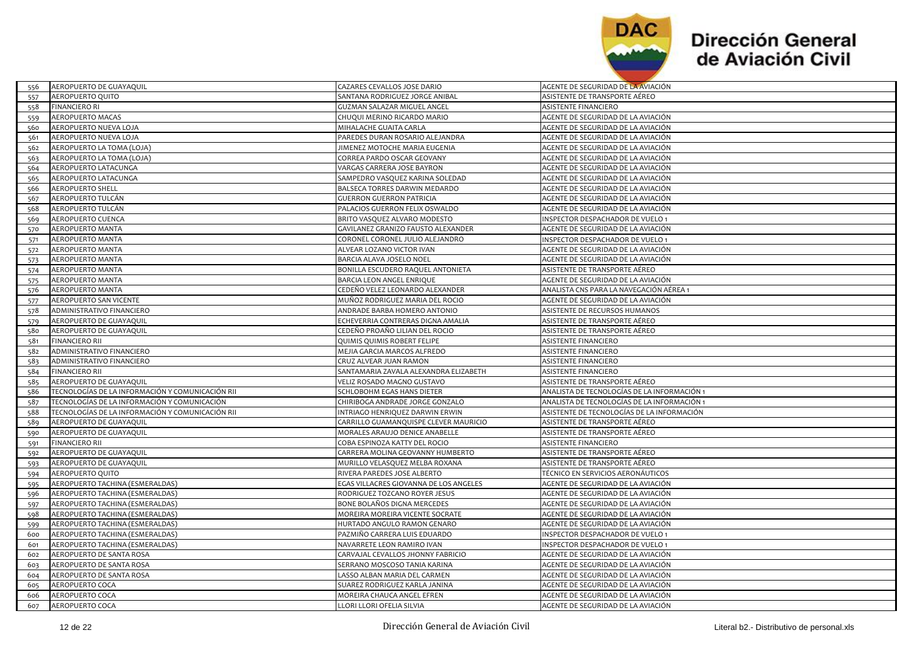# Dirección General de Aviación Civil

| | | | |
|---|---|---|---|
| 556 | AEROPUERTO DE GUAYAQUIL | CAZARES CEVALLOS JOSE DARIO | AGENTE DE SEGURIDAD DE LA AVIACIÓN |
| 557 | AEROPUERTO QUITO | SANTANA RODRIGUEZ JORGE ANIBAL | ASISTENTE DE TRANSPORTE AÉREO |
| 558 | FINANCIERO RI | GUZMAN SALAZAR MIGUEL ANGEL | ASISTENTE FINANCIERO |
| 559 | AEROPUERTO MACAS | CHUQUI MERINO RICARDO MARIO | AGENTE DE SEGURIDAD DE LA AVIACIÓN |
| 560 | AEROPUERTO NUEVA LOJA | MIHALACHE GUAITA CARLA | AGENTE DE SEGURIDAD DE LA AVIACIÓN |
| 561 | AEROPUERTO NUEVA LOJA | PAREDES DURAN ROSARIO ALEJANDRA | AGENTE DE SEGURIDAD DE LA AVIACIÓN |
| 562 | AEROPUERTO LA TOMA (LOJA) | JIMENEZ MOTOCHE MARIA EUGENIA | AGENTE DE SEGURIDAD DE LA AVIACIÓN |
| 563 | AEROPUERTO LA TOMA (LOJA) | CORREA PARDO OSCAR GEOVANY | AGENTE DE SEGURIDAD DE LA AVIACIÓN |
| 564 | AEROPUERTO LATACUNGA | VARGAS CARRERA JOSE BAYRON | AGENTE DE SEGURIDAD DE LA AVIACIÓN |
| 565 | AEROPUERTO LATACUNGA | SAMPEDRO VASQUEZ KARINA SOLEDAD | AGENTE DE SEGURIDAD DE LA AVIACIÓN |
| 566 | AEROPUERTO SHELL | BALSECA TORRES DARWIN MEDARDO | AGENTE DE SEGURIDAD DE LA AVIACIÓN |
| 567 | AEROPUERTO TULCÁN | GUERRON GUERRON PATRICIA | AGENTE DE SEGURIDAD DE LA AVIACIÓN |
| 568 | AEROPUERTO TULCÁN | PALACIOS GUERRON FELIX OSWALDO | AGENTE DE SEGURIDAD DE LA AVIACIÓN |
| 569 | AEROPUERTO CUENCA | BRITO VASQUEZ ALVARO MODESTO | INSPECTOR DESPACHADOR DE VUELO 1 |
| 570 | AEROPUERTO MANTA | GAVILANEZ GRANIZO FAUSTO ALEXANDER | AGENTE DE SEGURIDAD DE LA AVIACIÓN |
| 571 | AEROPUERTO MANTA | CORONEL CORONEL JULIO ALEJANDRO | INSPECTOR DESPACHADOR DE VUELO 1 |
| 572 | AEROPUERTO MANTA | ALVEAR LOZANO VICTOR IVAN | AGENTE DE SEGURIDAD DE LA AVIACIÓN |
| 573 | AEROPUERTO MANTA | BARCIA ALAVA JOSELO NOEL | AGENTE DE SEGURIDAD DE LA AVIACIÓN |
| 574 | AEROPUERTO MANTA | BONILLA ESCUDERO RAQUEL ANTONIETA | ASISTENTE DE TRANSPORTE AÉREO |
| 575 | AEROPUERTO MANTA | BARCIA LEON ANGEL ENRIQUE | AGENTE DE SEGURIDAD DE LA AVIACIÓN |
| 576 | AEROPUERTO MANTA | CEDEÑO VELEZ LEONARDO ALEXANDER | ANALISTA CNS PARA LA NAVEGACIÓN AÉREA 1 |
| 577 | AEROPUERTO SAN VICENTE | MUÑOZ RODRIGUEZ MARIA DEL ROCIO | AGENTE DE SEGURIDAD DE LA AVIACIÓN |
| 578 | ADMINISTRATIVO FINANCIERO | ANDRADE BARBA HOMERO ANTONIO | ASISTENTE DE RECURSOS HUMANOS |
| 579 | AEROPUERTO DE GUAYAQUIL | ECHEVERRIA CONTRERAS DIGNA AMALIA | ASISTENTE DE TRANSPORTE AÉREO |
| 580 | AEROPUERTO DE GUAYAQUIL | CEDEÑO PROAÑO LILIAN DEL ROCIO | ASISTENTE DE TRANSPORTE AÉREO |
| 581 | FINANCIERO RII | QUIMIS QUIMIS ROBERT FELIPE | ASISTENTE FINANCIERO |
| 582 | ADMINISTRATIVO FINANCIERO | MEJIA GARCIA MARCOS ALFREDO | ASISTENTE FINANCIERO |
| 583 | ADMINISTRATIVO FINANCIERO | CRUZ ALVEAR JUAN RAMON | ASISTENTE FINANCIERO |
| 584 | FINANCIERO RII | SANTAMARIA ZAVALA ALEXANDRA ELIZABETH | ASISTENTE FINANCIERO |
| 585 | AEROPUERTO DE GUAYAQUIL | VELIZ ROSADO MAGNO GUSTAVO | ASISTENTE DE TRANSPORTE AÉREO |
| 586 | TECNOLOGÍAS DE LA INFORMACIÓN Y COMUNICACIÓN RII | SCHLOBOHM EGAS HANS DIETER | ANALISTA DE TECNOLOGÍAS DE LA INFORMACIÓN 1 |
| 587 | TECNOLOGÍAS DE LA INFORMACIÓN Y COMUNICACIÓN | CHIRIBOGA ANDRADE JORGE GONZALO | ANALISTA DE TECNOLOGÍAS DE LA INFORMACIÓN 1 |
| 588 | TECNOLOGÍAS DE LA INFORMACIÓN Y COMUNICACIÓN RII | INTRIAGO HENRIQUEZ DARWIN ERWIN | ASISTENTE DE TECNOLOGÍAS DE LA INFORMACIÓN |
| 589 | AEROPUERTO DE GUAYAQUIL | CARRILLO GUAMANQUISPE CLEVER MAURICIO | ASISTENTE DE TRANSPORTE AÉREO |
| 590 | AEROPUERTO DE GUAYAQUIL | MORALES ARAUJO DENICE ANABELLE | ASISTENTE DE TRANSPORTE AÉREO |
| 591 | FINANCIERO RII | COBA ESPINOZA KATTY DEL ROCIO | ASISTENTE FINANCIERO |
| 592 | AEROPUERTO DE GUAYAQUIL | CARRERA MOLINA GEOVANNY HUMBERTO | ASISTENTE DE TRANSPORTE AÉREO |
| 593 | AEROPUERTO DE GUAYAQUIL | MURILLO VELASQUEZ MELBA ROXANA | ASISTENTE DE TRANSPORTE AÉREO |
| 594 | AEROPUERTO QUITO | RIVERA PAREDES JOSE ALBERTO | TÉCNICO EN SERVICIOS AERONÁUTICOS |
| 595 | AEROPUERTO TACHINA (ESMERALDAS) | EGAS VILLACRES GIOVANNA DE LOS ANGELES | AGENTE DE SEGURIDAD DE LA AVIACIÓN |
| 596 | AEROPUERTO TACHINA (ESMERALDAS) | RODRIGUEZ TOZCANO ROYER JESUS | AGENTE DE SEGURIDAD DE LA AVIACIÓN |
| 597 | AEROPUERTO TACHINA (ESMERALDAS) | BONE BOLAÑOS DIGNA MERCEDES | AGENTE DE SEGURIDAD DE LA AVIACIÓN |
| 598 | AEROPUERTO TACHINA (ESMERALDAS) | MOREIRA MOREIRA VICENTE SOCRATE | AGENTE DE SEGURIDAD DE LA AVIACIÓN |
| 599 | AEROPUERTO TACHINA (ESMERALDAS) | HURTADO ANGULO RAMON GENARO | AGENTE DE SEGURIDAD DE LA AVIACIÓN |
| 600 | AEROPUERTO TACHINA (ESMERALDAS) | PAZMIÑO CARRERA LUIS EDUARDO | INSPECTOR DESPACHADOR DE VUELO 1 |
| 601 | AEROPUERTO TACHINA (ESMERALDAS) | NAVARRETE LEON RAMIRO IVAN | INSPECTOR DESPACHADOR DE VUELO 1 |
| 602 | AEROPUERTO DE SANTA ROSA | CARVAJAL CEVALLOS JHONNY FABRICIO | AGENTE DE SEGURIDAD DE LA AVIACIÓN |
| 603 | AEROPUERTO DE SANTA ROSA | SERRANO MOSCOSO TANIA KARINA | AGENTE DE SEGURIDAD DE LA AVIACIÓN |
| 604 | AEROPUERTO DE SANTA ROSA | LASSO ALBAN MARIA DEL CARMEN | AGENTE DE SEGURIDAD DE LA AVIACIÓN |
| 605 | AEROPUERTO COCA | SUAREZ RODRIGUEZ KARLA JANINA | AGENTE DE SEGURIDAD DE LA AVIACIÓN |
| 606 | AEROPUERTO COCA | MOREIRA CHAUCA ANGEL EFREN | AGENTE DE SEGURIDAD DE LA AVIACIÓN |
| 607 | AEROPUERTO COCA | LLORI LLORI OFELIA SILVIA | AGENTE DE SEGURIDAD DE LA AVIACIÓN |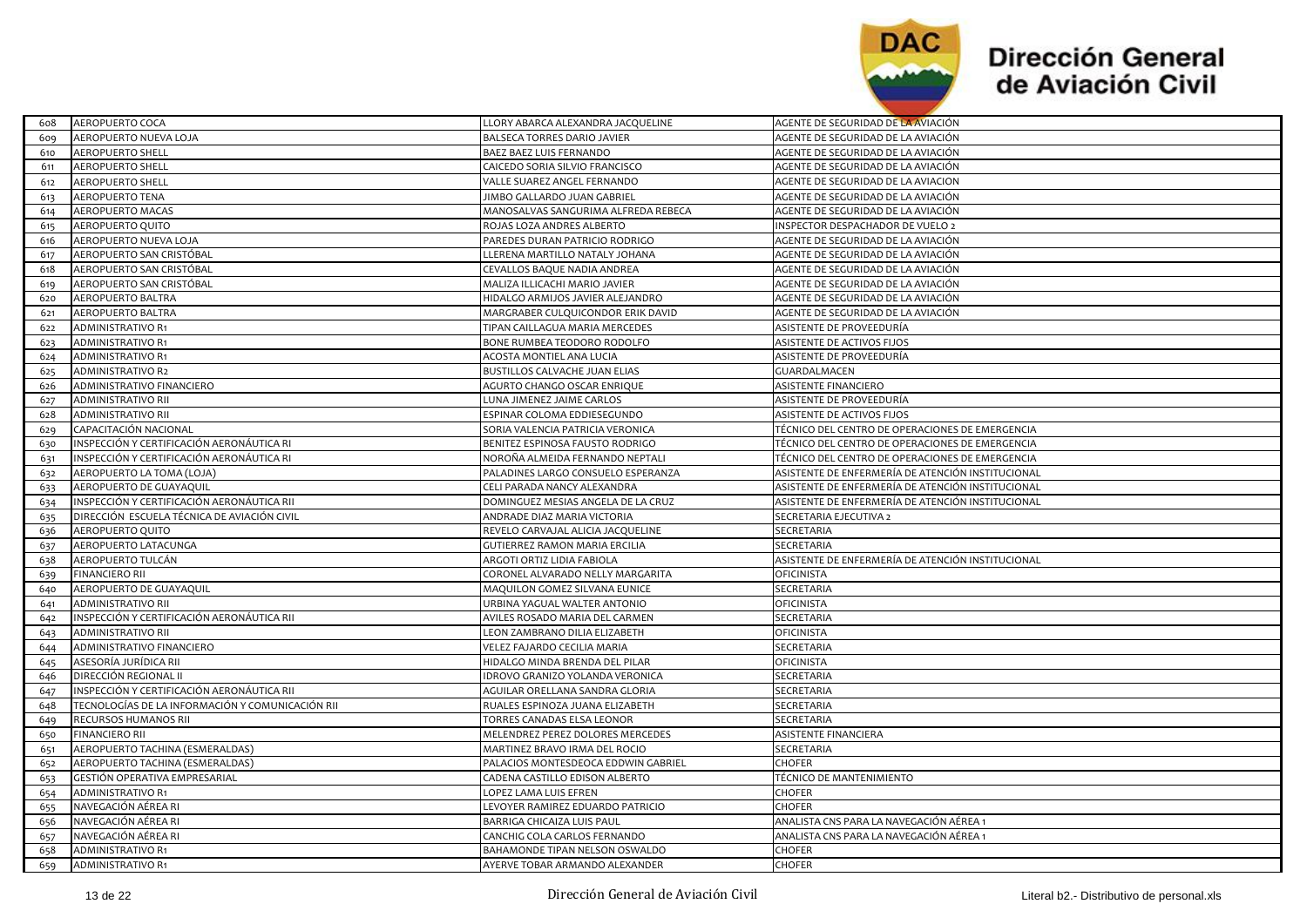| | | | |
|---|---|---|---|
| 608 | AEROPUERTO COCA | LLORY ABARCA ALEXANDRA JACQUELINE | AGENTE DE SEGURIDAD DE LA AVIACIÓN |
| 609 | AEROPUERTO NUEVA LOJA | BALSECA TORRES DARIO JAVIER | AGENTE DE SEGURIDAD DE LA AVIACIÓN |
| 610 | AEROPUERTO SHELL | BAEZ BAEZ LUIS FERNANDO | AGENTE DE SEGURIDAD DE LA AVIACIÓN |
| 611 | AEROPUERTO SHELL | CAICEDO SORIA SILVIO FRANCISCO | AGENTE DE SEGURIDAD DE LA AVIACIÓN |
| 612 | AEROPUERTO SHELL | VALLE SUAREZ ANGEL FERNANDO | AGENTE DE SEGURIDAD DE LA AVIACION |
| 613 | AEROPUERTO TENA | JIMBO GALLARDO JUAN GABRIEL | AGENTE DE SEGURIDAD DE LA AVIACIÓN |
| 614 | AEROPUERTO MACAS | MANOSALVAS SANGURIMA ALFREDA REBECA | AGENTE DE SEGURIDAD DE LA AVIACIÓN |
| 615 | AEROPUERTO QUITO | ROJAS LOZA ANDRES ALBERTO | INSPECTOR DESPACHADOR DE VUELO 2 |
| 616 | AEROPUERTO NUEVA LOJA | PAREDES DURAN PATRICIO RODRIGO | AGENTE DE SEGURIDAD DE LA AVIACIÓN |
| 617 | AEROPUERTO SAN CRISTÓBAL | LLERENA MARTILLO NATALY JOHANA | AGENTE DE SEGURIDAD DE LA AVIACIÓN |
| 618 | AEROPUERTO SAN CRISTÓBAL | CEVALLOS BAQUE NADIA ANDREA | AGENTE DE SEGURIDAD DE LA AVIACIÓN |
| 619 | AEROPUERTO SAN CRISTÓBAL | MALIZA ILLICACHI MARIO JAVIER | AGENTE DE SEGURIDAD DE LA AVIACIÓN |
| 620 | AEROPUERTO BALTRA | HIDALGO ARMIJOS JAVIER ALEJANDRO | AGENTE DE SEGURIDAD DE LA AVIACIÓN |
| 621 | AEROPUERTO BALTRA | MARGRABER CULQUICONDOR ERIK DAVID | AGENTE DE SEGURIDAD DE LA AVIACIÓN |
| 622 | ADMINISTRATIVO R1 | TIPAN CAILLAGUA MARIA MERCEDES | ASISTENTE DE PROVEEDURÍA |
| 623 | ADMINISTRATIVO R1 | BONE RUMBEA TEODORO RODOLFO | ASISTENTE DE ACTIVOS FIJOS |
| 624 | ADMINISTRATIVO R1 | ACOSTA MONTIEL ANA LUCIA | ASISTENTE DE PROVEEDURÍA |
| 625 | ADMINISTRATIVO R2 | BUSTILLOS CALVACHE JUAN ELIAS | GUARDALMACEN |
| 626 | ADMINISTRATIVO FINANCIERO | AGURTO CHANGO OSCAR ENRIQUE | ASISTENTE FINANCIERO |
| 627 | ADMINISTRATIVO RII | LUNA JIMENEZ JAIME CARLOS | ASISTENTE DE PROVEEDURÍA |
| 628 | ADMINISTRATIVO RII | ESPINAR COLOMA EDDIESEGUNDO | ASISTENTE DE ACTIVOS FIJOS |
| 629 | CAPACITACIÓN NACIONAL | SORIA VALENCIA PATRICIA VERONICA | TÉCNICO DEL CENTRO DE OPERACIONES DE EMERGENCIA |
| 630 | INSPECCIÓN Y CERTIFICACIÓN AERONÁUTICA RI | BENITEZ ESPINOSA FAUSTO RODRIGO | TÉCNICO DEL CENTRO DE OPERACIONES DE EMERGENCIA |
| 631 | INSPECCIÓN Y CERTIFICACIÓN AERONÁUTICA RI | NOROÑA ALMEIDA FERNANDO NEPTALI | TÉCNICO DEL CENTRO DE OPERACIONES DE EMERGENCIA |
| 632 | AEROPUERTO LA TOMA (LOJA) | PALADINES LARGO CONSUELO ESPERANZA | ASISTENTE DE ENFERMERÍA DE ATENCIÓN INSTITUCIONAL |
| 633 | AEROPUERTO DE GUAYAQUIL | CELI PARADA NANCY ALEXANDRA | ASISTENTE DE ENFERMERÍA DE ATENCIÓN INSTITUCIONAL |
| 634 | INSPECCIÓN Y CERTIFICACIÓN AERONÁUTICA RII | DOMINGUEZ MESIAS ANGELA DE LA CRUZ | ASISTENTE DE ENFERMERÍA DE ATENCIÓN INSTITUCIONAL |
| 635 | DIRECCIÓN ESCUELA TÉCNICA DE AVIACIÓN CIVIL | ANDRADE DIAZ MARIA VICTORIA | SECRETARIA EJECUTIVA 2 |
| 636 | AEROPUERTO QUITO | REVELO CARVAJAL ALICIA JACQUELINE | SECRETARIA |
| 637 | AEROPUERTO LATACUNGA | GUTIERREZ RAMON MARIA ERCILIA | SECRETARIA |
| 638 | AEROPUERTO TULCÁN | ARGOTI ORTIZ LIDIA FABIOLA | ASISTENTE DE ENFERMERÍA DE ATENCIÓN INSTITUCIONAL |
| 639 | FINANCIERO RII | CORONEL ALVARADO NELLY MARGARITA | OFICINISTA |
| 640 | AEROPUERTO DE GUAYAQUIL | MAQUILON GOMEZ SILVANA EUNICE | SECRETARIA |
| 641 | ADMINISTRATIVO RII | URBINA YAGUAL WALTER ANTONIO | OFICINISTA |
| 642 | INSPECCIÓN Y CERTIFICACIÓN AERONÁUTICA RII | AVILES ROSADO MARIA DEL CARMEN | SECRETARIA |
| 643 | ADMINISTRATIVO RII | LEON ZAMBRANO DILIA ELIZABETH | OFICINISTA |
| 644 | ADMINISTRATIVO FINANCIERO | VELEZ FAJARDO CECILIA MARIA | SECRETARIA |
| 645 | ASESORÍA JURÍDICA RII | HIDALGO MINDA BRENDA DEL PILAR | OFICINISTA |
| 646 | DIRECCIÓN REGIONAL II | IDROVO GRANIZO YOLANDA VERONICA | SECRETARIA |
| 647 | INSPECCIÓN Y CERTIFICACIÓN AERONÁUTICA RII | AGUILAR ORELLANA SANDRA GLORIA | SECRETARIA |
| 648 | TECNOLOGÍAS DE LA INFORMACIÓN Y COMUNICACIÓN RII | RUALES ESPINOZA JUANA ELIZABETH | SECRETARIA |
| 649 | RECURSOS HUMANOS RII | TORRES CANADAS ELSA LEONOR | SECRETARIA |
| 650 | FINANCIERO RII | MELENDREZ PEREZ DOLORES MERCEDES | ASISTENTE FINANCIERA |
| 651 | AEROPUERTO TACHINA (ESMERALDAS) | MARTINEZ BRAVO IRMA DEL ROCIO | SECRETARIA |
| 652 | AEROPUERTO TACHINA (ESMERALDAS) | PALACIOS MONTESDEOCA EDDWIN GABRIEL | CHOFER |
| 653 | GESTIÓN OPERATIVA EMPRESARIAL | CADENA CASTILLO EDISON ALBERTO | TÉCNICO DE MANTENIMIENTO |
| 654 | ADMINISTRATIVO R1 | LOPEZ LAMA LUIS EFREN | CHOFER |
| 655 | NAVEGACIÓN AÉREA RI | LEVOYER RAMIREZ EDUARDO PATRICIO | CHOFER |
| 656 | NAVEGACIÓN AÉREA RI | BARRIGA CHICAIZA LUIS PAUL | ANALISTA CNS PARA LA NAVEGACIÓN AÉREA 1 |
| 657 | NAVEGACIÓN AÉREA RI | CANCHIG COLA CARLOS FERNANDO | ANALISTA CNS PARA LA NAVEGACIÓN AÉREA 1 |
| 658 | ADMINISTRATIVO R1 | BAHAMONDE TIPAN NELSON OSWALDO | CHOFER |
| 659 | ADMINISTRATIVO R1 | AYERVE TOBAR ARMANDO ALEXANDER | CHOFER |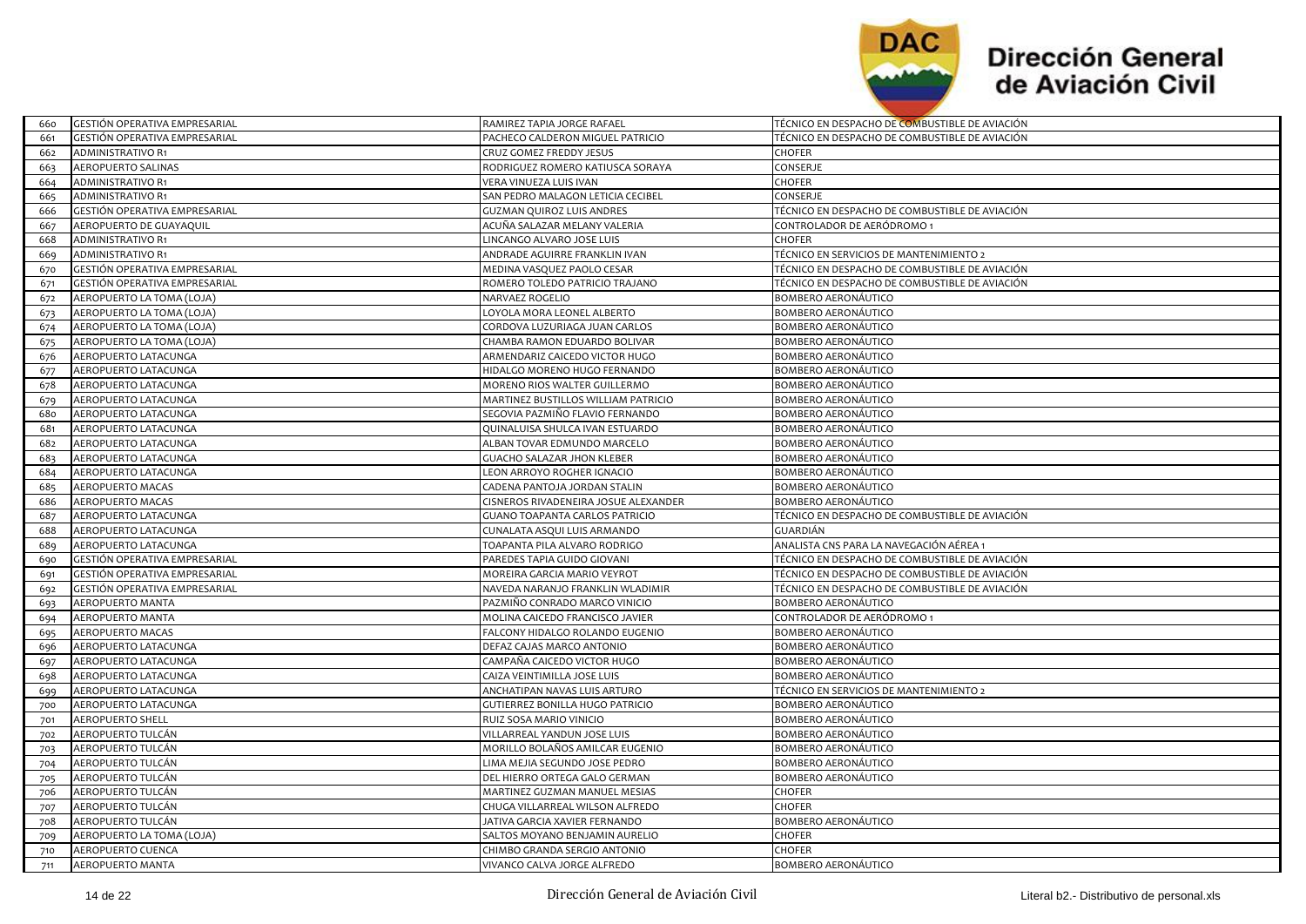| 660 | GESTIÓN OPERATIVA EMPRESARIAL | RAMIREZ TAPIA JORGE RAFAEL | TÉCNICO EN DESPACHO DE COMBUSTIBLE DE AVIACIÓN |
|---|---|---|---|
| 661 | GESTIÓN OPERATIVA EMPRESARIAL | PACHECO CALDERON MIGUEL PATRICIO | TÉCNICO EN DESPACHO DE COMBUSTIBLE DE AVIACIÓN |
| 662 | ADMINISTRATIVO R1 | CRUZ GOMEZ FREDDY JESUS | CHOFER |
| 663 | AEROPUERTO SALINAS | RODRIGUEZ ROMERO KATIUSCA SORAYA | CONSERJE |
| 664 | ADMINISTRATIVO R1 | VERA VINUEZA LUIS IVAN | CHOFER |
| 665 | ADMINISTRATIVO R1 | SAN PEDRO MALAGON LETICIA CECIBEL | CONSERJE |
| 666 | GESTIÓN OPERATIVA EMPRESARIAL | GUZMAN QUIROZ LUIS ANDRES | TÉCNICO EN DESPACHO DE COMBUSTIBLE DE AVIACIÓN |
| 667 | AEROPUERTO DE GUAYAQUIL | ACUÑA SALAZAR MELANY VALERIA | CONTROLADOR DE AERÓDROMO 1 |
| 668 | ADMINISTRATIVO R1 | LINCANGO ALVARO JOSE LUIS | CHOFER |
| 669 | ADMINISTRATIVO R1 | ANDRADE AGUIRRE FRANKLIN IVAN | TÉCNICO EN SERVICIOS DE MANTENIMIENTO 2 |
| 670 | GESTIÓN OPERATIVA EMPRESARIAL | MEDINA VASQUEZ PAOLO CESAR | TÉCNICO EN DESPACHO DE COMBUSTIBLE DE AVIACIÓN |
| 671 | GESTIÓN OPERATIVA EMPRESARIAL | ROMERO TOLEDO PATRICIO TRAJANO | TÉCNICO EN DESPACHO DE COMBUSTIBLE DE AVIACIÓN |
| 672 | AEROPUERTO LA TOMA (LOJA) | NARVAEZ ROGELIO | BOMBERO AERONÁUTICO |
| 673 | AEROPUERTO LA TOMA (LOJA) | LOYOLA MORA LEONEL ALBERTO | BOMBERO AERONÁUTICO |
| 674 | AEROPUERTO LA TOMA (LOJA) | CORDOVA LUZURIAGA JUAN CARLOS | BOMBERO AERONÁUTICO |
| 675 | AEROPUERTO LA TOMA (LOJA) | CHAMBA RAMON EDUARDO BOLIVAR | BOMBERO AERONÁUTICO |
| 676 | AEROPUERTO LATACUNGA | ARMENDARIZ CAICEDO VICTOR HUGO | BOMBERO AERONÁUTICO |
| 677 | AEROPUERTO LATACUNGA | HIDALGO MORENO HUGO FERNANDO | BOMBERO AERONÁUTICO |
| 678 | AEROPUERTO LATACUNGA | MORENO RIOS WALTER GUILLERMO | BOMBERO AERONÁUTICO |
| 679 | AEROPUERTO LATACUNGA | MARTINEZ BUSTILLOS WILLIAM PATRICIO | BOMBERO AERONÁUTICO |
| 680 | AEROPUERTO LATACUNGA | SEGOVIA PAZMIÑO FLAVIO FERNANDO | BOMBERO AERONÁUTICO |
| 681 | AEROPUERTO LATACUNGA | QUINALUISA SHULCA IVAN ESTUARDO | BOMBERO AERONÁUTICO |
| 682 | AEROPUERTO LATACUNGA | ALBAN TOVAR EDMUNDO MARCELO | BOMBERO AERONÁUTICO |
| 683 | AEROPUERTO LATACUNGA | GUACHO SALAZAR JHON KLEBER | BOMBERO AERONÁUTICO |
| 684 | AEROPUERTO LATACUNGA | LEON ARROYO ROGHER IGNACIO | BOMBERO AERONÁUTICO |
| 685 | AEROPUERTO MACAS | CADENA PANTOJA JORDAN STALIN | BOMBERO AERONÁUTICO |
| 686 | AEROPUERTO MACAS | CISNEROS RIVADENEIRA JOSUE ALEXANDER | BOMBERO AERONÁUTICO |
| 687 | AEROPUERTO LATACUNGA | GUANO TOAPANTA CARLOS PATRICIO | TÉCNICO EN DESPACHO DE COMBUSTIBLE DE AVIACIÓN |
| 688 | AEROPUERTO LATACUNGA | CUNALATA ASQUI LUIS ARMANDO | GUARDIÁN |
| 689 | AEROPUERTO LATACUNGA | TOAPANTA PILA ALVARO RODRIGO | ANALISTA CNS PARA LA NAVEGACIÓN AÉREA 1 |
| 690 | GESTIÓN OPERATIVA EMPRESARIAL | PAREDES TAPIA GUIDO GIOVANI | TÉCNICO EN DESPACHO DE COMBUSTIBLE DE AVIACIÓN |
| 691 | GESTIÓN OPERATIVA EMPRESARIAL | MOREIRA GARCIA MARIO VEYROT | TÉCNICO EN DESPACHO DE COMBUSTIBLE DE AVIACIÓN |
| 692 | GESTIÓN OPERATIVA EMPRESARIAL | NAVEDA NARANJO FRANKLIN WLADIMIR | TÉCNICO EN DESPACHO DE COMBUSTIBLE DE AVIACIÓN |
| 693 | AEROPUERTO MANTA | PAZMIÑO CONRADO MARCO VINICIO | BOMBERO AERONÁUTICO |
| 694 | AEROPUERTO MANTA | MOLINA CAICEDO FRANCISCO JAVIER | CONTROLADOR DE AERÓDROMO 1 |
| 695 | AEROPUERTO MACAS | FALCONY HIDALGO ROLANDO EUGENIO | BOMBERO AERONÁUTICO |
| 696 | AEROPUERTO LATACUNGA | DEFAZ CAJAS MARCO ANTONIO | BOMBERO AERONÁUTICO |
| 697 | AEROPUERTO LATACUNGA | CAMPAÑA CAICEDO VICTOR HUGO | BOMBERO AERONÁUTICO |
| 698 | AEROPUERTO LATACUNGA | CAIZA VEINTIMILLA JOSE LUIS | BOMBERO AERONÁUTICO |
| 699 | AEROPUERTO LATACUNGA | ANCHATIPAN NAVAS LUIS ARTURO | TÉCNICO EN SERVICIOS DE MANTENIMIENTO 2 |
| 700 | AEROPUERTO LATACUNGA | GUTIERREZ BONILLA HUGO PATRICIO | BOMBERO AERONÁUTICO |
| 701 | AEROPUERTO SHELL | RUIZ SOSA MARIO VINICIO | BOMBERO AERONÁUTICO |
| 702 | AEROPUERTO TULCÁN | VILLARREAL YANDUN JOSE LUIS | BOMBERO AERONÁUTICO |
| 703 | AEROPUERTO TULCÁN | MORILLO BOLAÑOS AMILCAR EUGENIO | BOMBERO AERONÁUTICO |
| 704 | AEROPUERTO TULCÁN | LIMA MEJIA SEGUNDO JOSE PEDRO | BOMBERO AERONÁUTICO |
| 705 | AEROPUERTO TULCÁN | DEL HIERRO ORTEGA GALO GERMAN | BOMBERO AERONÁUTICO |
| 706 | AEROPUERTO TULCÁN | MARTINEZ GUZMAN MANUEL MESIAS | CHOFER |
| 707 | AEROPUERTO TULCÁN | CHUGA VILLARREAL WILSON ALFREDO | CHOFER |
| 708 | AEROPUERTO TULCÁN | JATIVA GARCIA XAVIER FERNANDO | BOMBERO AERONÁUTICO |
| 709 | AEROPUERTO LA TOMA (LOJA) | SALTOS MOYANO BENJAMIN AURELIO | CHOFER |
| 710 | AEROPUERTO CUENCA | CHIMBO GRANDA SERGIO ANTONIO | CHOFER |
| 711 | AEROPUERTO MANTA | VIVANCO CALVA JORGE ALFREDO | BOMBERO AERONÁUTICO |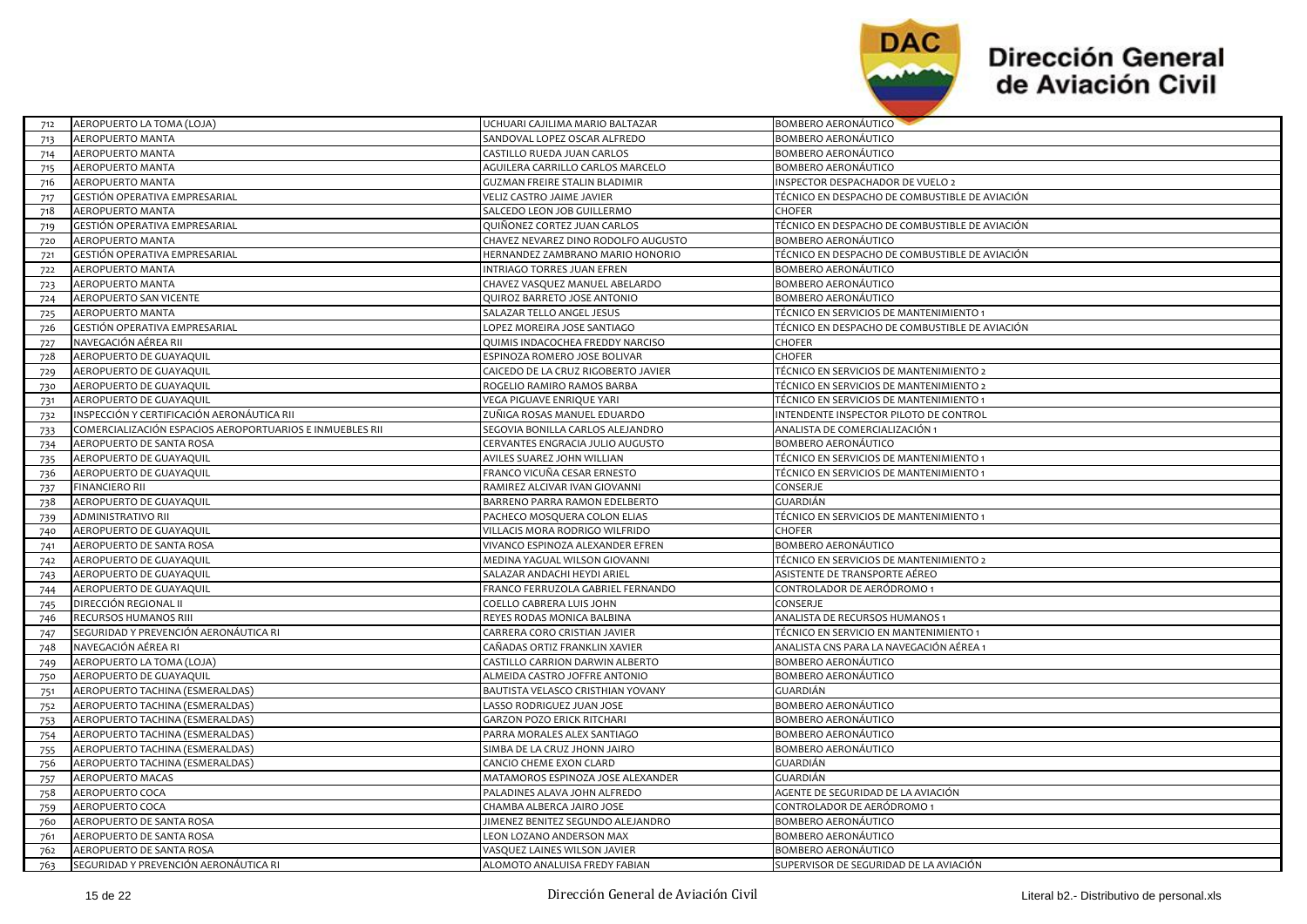| 712 | AEROPUERTO LA TOMA (LOJA) | UCHUARI CAJILIMA MARIO BALTAZAR | BOMBERO AERONÁUTICO |
|---|---|---|---|
| 713 | AEROPUERTO MANTA | SANDOVAL LOPEZ OSCAR ALFREDO | BOMBERO AERONÁUTICO |
| 714 | AEROPUERTO MANTA | CASTILLO RUEDA JUAN CARLOS | BOMBERO AERONÁUTICO |
| 715 | AEROPUERTO MANTA | AGUILERA CARRILLO CARLOS MARCELO | BOMBERO AERONÁUTICO |
| 716 | AEROPUERTO MANTA | GUZMAN FREIRE STALIN BLADIMIR | INSPECTOR DESPACHADOR DE VUELO 2 |
| 717 | GESTIÓN OPERATIVA EMPRESARIAL | VELIZ CASTRO JAIME JAVIER | TÉCNICO EN DESPACHO DE COMBUSTIBLE DE AVIACIÓN |
| 718 | AEROPUERTO MANTA | SALCEDO LEON JOB GUILLERMO | CHOFER |
| 719 | GESTIÓN OPERATIVA EMPRESARIAL | QUIÑONEZ CORTEZ JUAN CARLOS | TÉCNICO EN DESPACHO DE COMBUSTIBLE DE AVIACIÓN |
| 720 | AEROPUERTO MANTA | CHAVEZ NEVAREZ DINO RODOLFO AUGUSTO | BOMBERO AERONÁUTICO |
| 721 | GESTIÓN OPERATIVA EMPRESARIAL | HERNANDEZ ZAMBRANO MARIO HONORIO | TÉCNICO EN DESPACHO DE COMBUSTIBLE DE AVIACIÓN |
| 722 | AEROPUERTO MANTA | INTRIAGO TORRES JUAN EFREN | BOMBERO AERONÁUTICO |
| 723 | AEROPUERTO MANTA | CHAVEZ VASQUEZ MANUEL ABELARDO | BOMBERO AERONÁUTICO |
| 724 | AEROPUERTO SAN VICENTE | QUIROZ BARRETO JOSE ANTONIO | BOMBERO AERONÁUTICO |
| 725 | AEROPUERTO MANTA | SALAZAR TELLO ANGEL JESUS | TÉCNICO EN SERVICIOS DE MANTENIMIENTO 1 |
| 726 | GESTIÓN OPERATIVA EMPRESARIAL | LOPEZ MOREIRA JOSE SANTIAGO | TÉCNICO EN DESPACHO DE COMBUSTIBLE DE AVIACIÓN |
| 727 | NAVEGACIÓN AÉREA RII | QUIMIS INDACOCHEA FREDDY NARCISO | CHOFER |
| 728 | AEROPUERTO DE GUAYAQUIL | ESPINOZA ROMERO JOSE BOLIVAR | CHOFER |
| 729 | AEROPUERTO DE GUAYAQUIL | CAICEDO DE LA CRUZ RIGOBERTO JAVIER | TÉCNICO EN SERVICIOS DE MANTENIMIENTO 2 |
| 730 | AEROPUERTO DE GUAYAQUIL | ROGELIO RAMIRO RAMOS BARBA | TÉCNICO EN SERVICIOS DE MANTENIMIENTO 2 |
| 731 | AEROPUERTO DE GUAYAQUIL | VEGA PIGUAVE ENRIQUE YARI | TÉCNICO EN SERVICIOS DE MANTENIMIENTO 1 |
| 732 | INSPECCIÓN Y CERTIFICACIÓN AERONÁUTICA RII | ZUÑIGA ROSAS MANUEL EDUARDO | INTENDENTE INSPECTOR PILOTO DE CONTROL |
| 733 | COMERCIALIZACIÓN ESPACIOS AEROPORTUARIOS E INMUEBLES RII | SEGOVIA BONILLA CARLOS ALEJANDRO | ANALISTA DE COMERCIALIZACIÓN 1 |
| 734 | AEROPUERTO DE SANTA ROSA | CERVANTES ENGRACIA JULIO AUGUSTO | BOMBERO AERONÁUTICO |
| 735 | AEROPUERTO DE GUAYAQUIL | AVILES SUAREZ JOHN WILLIAN | TÉCNICO EN SERVICIOS DE MANTENIMIENTO 1 |
| 736 | AEROPUERTO DE GUAYAQUIL | FRANCO VICUÑA CESAR ERNESTO | TÉCNICO EN SERVICIOS DE MANTENIMIENTO 1 |
| 737 | FINANCIERO RII | RAMIREZ ALCIVAR IVAN GIOVANNI | CONSERJE |
| 738 | AEROPUERTO DE GUAYAQUIL | BARRENO PARRA RAMON EDELBERTO | GUARDIÁN |
| 739 | ADMINISTRATIVO RII | PACHECO MOSQUERA COLON ELIAS | TÉCNICO EN SERVICIOS DE MANTENIMIENTO 1 |
| 740 | AEROPUERTO DE GUAYAQUIL | VILLACIS MORA RODRIGO WILFRIDO | CHOFER |
| 741 | AEROPUERTO DE SANTA ROSA | VIVANCO ESPINOZA ALEXANDER EFREN | BOMBERO AERONÁUTICO |
| 742 | AEROPUERTO DE GUAYAQUIL | MEDINA YAGUAL WILSON GIOVANNI | TÉCNICO EN SERVICIOS DE MANTENIMIENTO 2 |
| 743 | AEROPUERTO DE GUAYAQUIL | SALAZAR ANDACHI HEYDI ARIEL | ASISTENTE DE TRANSPORTE AÉREO |
| 744 | AEROPUERTO DE GUAYAQUIL | FRANCO FERRUZOLA GABRIEL FERNANDO | CONTROLADOR DE AERÓDROMO 1 |
| 745 | DIRECCIÓN REGIONAL II | COELLO CABRERA LUIS JOHN | CONSERJE |
| 746 | RECURSOS HUMANOS RIII | REYES RODAS MONICA BALBINA | ANALISTA DE RECURSOS HUMANOS 1 |
| 747 | SEGURIDAD Y PREVENCIÓN AERONÁUTICA RI | CARRERA CORO CRISTIAN JAVIER | TÉCNICO EN SERVICIO EN MANTENIMIENTO 1 |
| 748 | NAVEGACIÓN AÉREA RI | CAÑADAS ORTIZ FRANKLIN XAVIER | ANALISTA CNS PARA LA NAVEGACIÓN AÉREA 1 |
| 749 | AEROPUERTO LA TOMA (LOJA) | CASTILLO CARRION DARWIN ALBERTO | BOMBERO AERONÁUTICO |
| 750 | AEROPUERTO DE GUAYAQUIL | ALMEIDA CASTRO JOFFRE ANTONIO | BOMBERO AERONÁUTICO |
| 751 | AEROPUERTO TACHINA (ESMERALDAS) | BAUTISTA VELASCO CRISTHIAN YOVANY | GUARDIÁN |
| 752 | AEROPUERTO TACHINA (ESMERALDAS) | LASSO RODRIGUEZ JUAN JOSE | BOMBERO AERONÁUTICO |
| 753 | AEROPUERTO TACHINA (ESMERALDAS) | GARZON POZO ERICK RITCHARI | BOMBERO AERONÁUTICO |
| 754 | AEROPUERTO TACHINA (ESMERALDAS) | PARRA MORALES ALEX SANTIAGO | BOMBERO AERONÁUTICO |
| 755 | AEROPUERTO TACHINA (ESMERALDAS) | SIMBA DE LA CRUZ JHONN JAIRO | BOMBERO AERONÁUTICO |
| 756 | AEROPUERTO TACHINA (ESMERALDAS) | CANCIO CHEME EXON CLARD | GUARDIÁN |
| 757 | AEROPUERTO MACAS | MATAMOROS ESPINOZA JOSE ALEXANDER | GUARDIÁN |
| 758 | AEROPUERTO COCA | PALADINES ALAVA JOHN ALFREDO | AGENTE DE SEGURIDAD DE LA AVIACIÓN |
| 759 | AEROPUERTO COCA | CHAMBA ALBERCA JAIRO JOSE | CONTROLADOR DE AERÓDROMO 1 |
| 760 | AEROPUERTO DE SANTA ROSA | JIMENEZ BENITEZ SEGUNDO ALEJANDRO | BOMBERO AERONÁUTICO |
| 761 | AEROPUERTO DE SANTA ROSA | LEON LOZANO ANDERSON MAX | BOMBERO AERONÁUTICO |
| 762 | AEROPUERTO DE SANTA ROSA | VASQUEZ LAINES WILSON JAVIER | BOMBERO AERONÁUTICO |
| 763 | SEGURIDAD Y PREVENCIÓN AERONÁUTICA RI | ALOMOTO ANALUISA FREDY FABIAN | SUPERVISOR DE SEGURIDAD DE LA AVIACIÓN |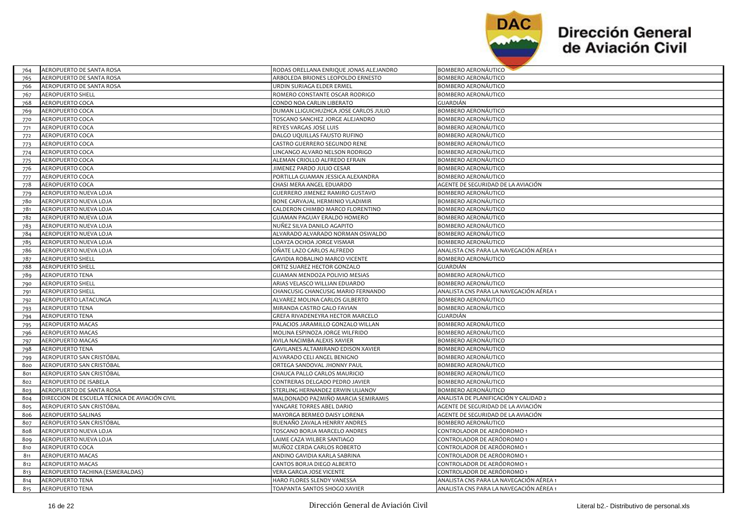| | | | |
|---|---|---|---|
| 764 | AEROPUERTO DE SANTA ROSA | RODAS ORELLANA ENRIQUE JONAS ALEJANDRO | BOMBERO AERONÁUTICO |
| 765 | AEROPUERTO DE SANTA ROSA | ARBOLEDA BRIONES LEOPOLDO ERNESTO | BOMBERO AERONÁUTICO |
| 766 | AEROPUERTO DE SANTA ROSA | URDIN SURIAGA ELDER ERMEL | BOMBERO AERONÁUTICO |
| 767 | AEROPUERTO SHELL | ROMERO CONSTANTE OSCAR RODRIGO | BOMBERO AERONÁUTICO |
| 768 | AEROPUERTO COCA | CONDO NOA CARLIN LIBERATO | GUARDIÁN |
| 769 | AEROPUERTO COCA | DUMAN LLIGUICHUZHCA JOSE CARLOS JULIO | BOMBERO AERONÁUTICO |
| 770 | AEROPUERTO COCA | TOSCANO SANCHEZ JORGE ALEJANDRO | BOMBERO AERONÁUTICO |
| 771 | AEROPUERTO COCA | REYES VARGAS JOSE LUIS | BOMBERO AERONÁUTICO |
| 772 | AEROPUERTO COCA | DALGO UQUILLAS FAUSTO RUFINO | BOMBERO AERONÁUTICO |
| 773 | AEROPUERTO COCA | CASTRO GUERRERO SEGUNDO RENE | BOMBERO AERONÁUTICO |
| 774 | AEROPUERTO COCA | LINCANGO ALVARO NELSON RODRIGO | BOMBERO AERONÁUTICO |
| 775 | AEROPUERTO COCA | ALEMAN CRIOLLO ALFREDO EFRAIN | BOMBERO AERONÁUTICO |
| 776 | AEROPUERTO COCA | JIMENEZ PARDO JULIO CESAR | BOMBERO AERONÁUTICO |
| 777 | AEROPUERTO COCA | PORTILLA GUAMAN JESSICA ALEXANDRA | BOMBERO AERONÁUTICO |
| 778 | AEROPUERTO COCA | CHASI MERA ANGEL EDUARDO | AGENTE DE SEGURIDAD DE LA AVIACIÓN |
| 779 | AEROPUERTO NUEVA LOJA | GUERRERO JIMENEZ RAMIRO GUSTAVO | BOMBERO AERONÁUTICO |
| 780 | AEROPUERTO NUEVA LOJA | BONE CARVAJAL HERMINIO VLADIMIR | BOMBERO AERONÁUTICO |
| 781 | AEROPUERTO NUEVA LOJA | CALDERON CHIMBO MARCO FLORENTINO | BOMBERO AERONÁUTICO |
| 782 | AEROPUERTO NUEVA LOJA | GUAMAN PAGUAY ERALDO HOMERO | BOMBERO AERONÁUTICO |
| 783 | AEROPUERTO NUEVA LOJA | NUÑEZ SILVA DANILO AGAPITO | BOMBERO AERONÁUTICO |
| 784 | AEROPUERTO NUEVA LOJA | ALVARADO ALVARADO NORMAN OSWALDO | BOMBERO AERONÁUTICO |
| 785 | AEROPUERTO NUEVA LOJA | LOAYZA OCHOA JORGE VISMAR | BOMBERO AERONÁUTICO |
| 786 | AEROPUERTO NUEVA LOJA | OÑATE LAZO CARLOS ALFREDO | ANALISTA CNS PARA LA NAVEGACIÓN AÉREA 1 |
| 787 | AEROPUERTO SHELL | GAVIDIA ROBALINO MARCO VICENTE | BOMBERO AERONÁUTICO |
| 788 | AEROPUERTO SHELL | ORTIZ SUAREZ HECTOR GONZALO | GUARDIÁN |
| 789 | AEROPUERTO TENA | GUAMAN MENDOZA POLIVIO MESIAS | BOMBERO AERONÁUTICO |
| 790 | AEROPUERTO SHELL | ARIAS VELASCO WILLIAN EDUARDO | BOMBERO AERONÁUTICO |
| 791 | AEROPUERTO SHELL | CHANCUSIG CHANCUSIG MARIO FERNANDO | ANALISTA CNS PARA LA NAVEGACIÓN AÉREA 1 |
| 792 | AEROPUERTO LATACUNGA | ALVAREZ MOLINA CARLOS GILBERTO | BOMBERO AERONÁUTICO |
| 793 | AEROPUERTO TENA | MIRANDA CASTRO GALO FAVIAN | BOMBERO AERONÁUTICO |
| 794 | AEROPUERTO TENA | GREFA RIVADENEYRA HECTOR MARCELO | GUARDIÁN |
| 795 | AEROPUERTO MACAS | PALACIOS JARAMILLO GONZALO WILLAN | BOMBERO AERONÁUTICO |
| 796 | AEROPUERTO MACAS | MOLINA ESPINOZA JORGE WILFRIDO | BOMBERO AERONÁUTICO |
| 797 | AEROPUERTO MACAS | AVILA NACIMBA ALEXIS XAVIER | BOMBERO AERONÁUTICO |
| 798 | AEROPUERTO TENA | GAVILANES ALTAMIRANO EDISON XAVIER | BOMBERO AERONÁUTICO |
| 799 | AEROPUERTO SAN CRISTÓBAL | ALVARADO CELI ANGEL BENIGNO | BOMBERO AERONÁUTICO |
| 800 | AEROPUERTO SAN CRISTÓBAL | ORTEGA SANDOVAL JHONNY PAUL | BOMBERO AERONÁUTICO |
| 801 | AEROPUERTO SAN CRISTÓBAL | CHAUCA PALLO CARLOS MAURICIO | BOMBERO AERONÁUTICO |
| 802 | AEROPUERTO DE ISABELA | CONTRERAS DELGADO PEDRO JAVIER | BOMBERO AERONÁUTICO |
| 803 | AEROPUERTO DE SANTA ROSA | STERLING HERNANDEZ ERWIN ULIANOV | BOMBERO AERONÁUTICO |
| 804 | DIRECCION DE ESCUELA TÉCNICA DE AVIACIÓN CIVIL | MALDONADO PAZMIÑO MARCIA SEMIRAMIS | ANALISTA DE PLANIFICACIÓN Y CALIDAD 2 |
| 805 | AEROPUERTO SAN CRISTÓBAL | YANGARE TORRES ABEL DARIO | AGENTE DE SEGURIDAD DE LA AVIACIÓN |
| 806 | AEROPUERTO SALINAS | MAYORGA BERMEO DAISY LORENA | AGENTE DE SEGURIDAD DE LA AVIACIÓN |
| 807 | AEROPUERTO SAN CRISTÓBAL | BUENAÑO ZAVALA HENRRY ANDRES | BOMBERO AERONÁUTICO |
| 808 | AEROPUERTO NUEVA LOJA | TOSCANO BORJA MARCELO ANDRES | CONTROLADOR DE AERÓDROMO 1 |
| 809 | AEROPUERTO NUEVA LOJA | LAIME CAZA WILBER SANTIAGO | CONTROLADOR DE AERÓDROMO 1 |
| 810 | AEROPUERTO COCA | MUÑOZ CERDA CARLOS ROBERTO | CONTROLADOR DE AERÓDROMO 1 |
| 811 | AEROPUERTO MACAS | ANDINO GAVIDIA KARLA SABRINA | CONTROLADOR DE AERÓDROMO 1 |
| 812 | AEROPUERTO MACAS | CANTOS BORJA DIEGO ALBERTO | CONTROLADOR DE AERÓDROMO 1 |
| 813 | AEROPUERTO TACHINA (ESMERALDAS) | VERA GARCIA JOSE VICENTE | CONTROLADOR DE AERÓDROMO 1 |
| 814 | AEROPUERTO TENA | HARO FLORES SLENDY VANESSA | ANALISTA CNS PARA LA NAVEGACIÓN AÉREA 1 |
| 815 | AEROPUERTO TENA | TOAPANTA SANTOS SHOGO XAVIER | ANALISTA CNS PARA LA NAVEGACIÓN AÉREA 1 |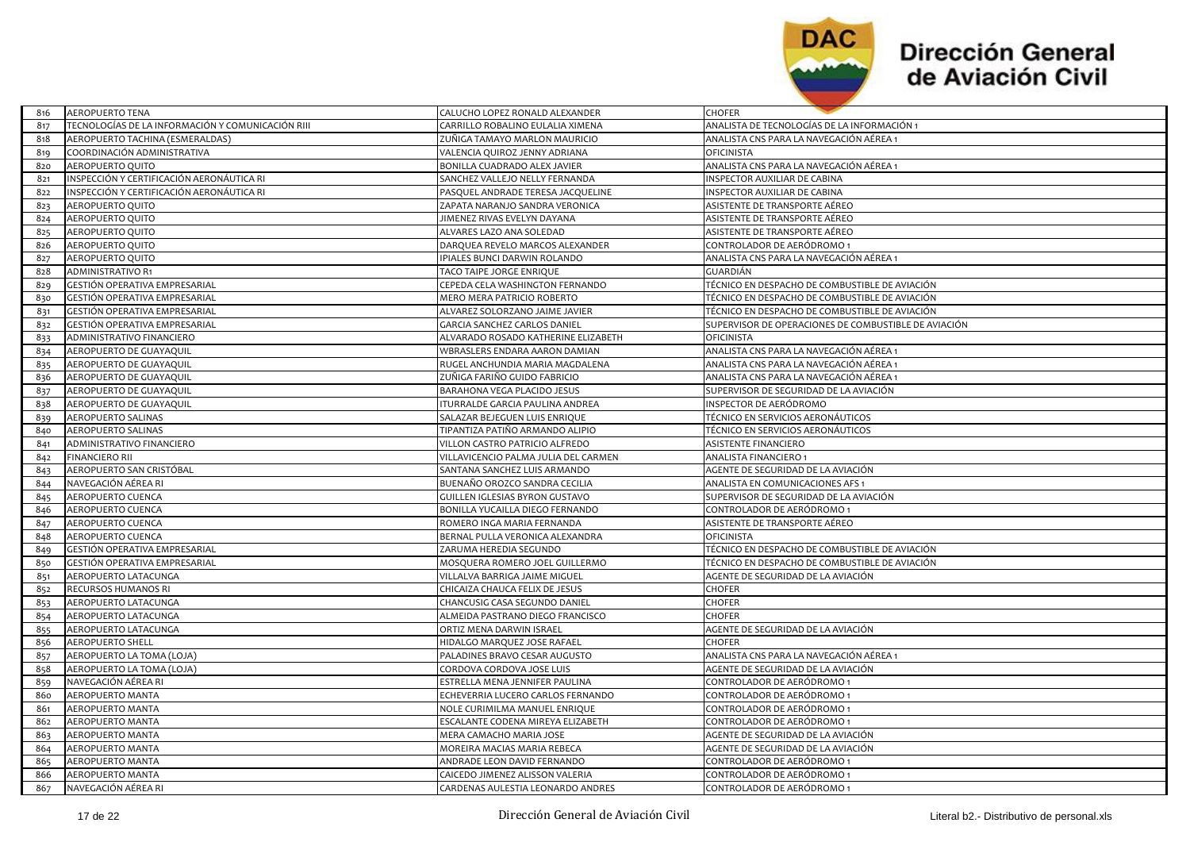| 816 | AEROPUERTO TENA | CALUCHO LOPEZ RONALD ALEXANDER | CHOFER |
|---|---|---|---|
| 817 | TECNOLOGÍAS DE LA INFORMACIÓN Y COMUNICACIÓN RIII | CARRILLO ROBALINO EULALIA XIMENA | ANALISTA DE TECNOLOGÍAS DE LA INFORMACIÓN 1 |
| 818 | AEROPUERTO TACHINA (ESMERALDAS) | ZUÑIGA TAMAYO MARLON MAURICIO | ANALISTA CNS PARA LA NAVEGACIÓN AÉREA 1 |
| 819 | COORDINACIÓN ADMINISTRATIVA | VALENCIA QUIROZ JENNY ADRIANA | OFICINISTA |
| 820 | AEROPUERTO QUITO | BONILLA CUADRADO ALEX JAVIER | ANALISTA CNS PARA LA NAVEGACIÓN AÉREA 1 |
| 821 | INSPECCIÓN Y CERTIFICACIÓN AERONÁUTICA RI | SANCHEZ VALLEJO NELLY FERNANDA | INSPECTOR AUXILIAR DE CABINA |
| 822 | INSPECCIÓN Y CERTIFICACIÓN AERONÁUTICA RI | PASQUEL ANDRADE TERESA JACQUELINE | INSPECTOR AUXILIAR DE CABINA |
| 823 | AEROPUERTO QUITO | ZAPATA NARANJO SANDRA VERONICA | ASISTENTE DE TRANSPORTE AÉREO |
| 824 | AEROPUERTO QUITO | JIMENEZ RIVAS EVELYN DAYANA | ASISTENTE DE TRANSPORTE AÉREO |
| 825 | AEROPUERTO QUITO | ALVARES LAZO ANA SOLEDAD | ASISTENTE DE TRANSPORTE AÉREO |
| 826 | AEROPUERTO QUITO | DARQUEA REVELO MARCOS ALEXANDER | CONTROLADOR DE AERÓDROMO 1 |
| 827 | AEROPUERTO QUITO | IPIALES BUNCI DARWIN ROLANDO | ANALISTA CNS PARA LA NAVEGACIÓN AÉREA 1 |
| 828 | ADMINISTRATIVO R1 | TACO TAIPE JORGE ENRIQUE | GUARDIÁN |
| 829 | GESTIÓN OPERATIVA EMPRESARIAL | CEPEDA CELA WASHINGTON FERNANDO | TÉCNICO EN DESPACHO DE COMBUSTIBLE DE AVIACIÓN |
| 830 | GESTIÓN OPERATIVA EMPRESARIAL | MERO MERA PATRICIO ROBERTO | TÉCNICO EN DESPACHO DE COMBUSTIBLE DE AVIACIÓN |
| 831 | GESTIÓN OPERATIVA EMPRESARIAL | ALVAREZ SOLORZANO JAIME JAVIER | TÉCNICO EN DESPACHO DE COMBUSTIBLE DE AVIACIÓN |
| 832 | GESTIÓN OPERATIVA EMPRESARIAL | GARCIA SANCHEZ CARLOS DANIEL | SUPERVISOR DE OPERACIONES DE COMBUSTIBLE DE AVIACIÓN |
| 833 | ADMINISTRATIVO FINANCIERO | ALVARADO ROSADO KATHERINE ELIZABETH | OFICINISTA |
| 834 | AEROPUERTO DE GUAYAQUIL | WBRASLERS ENDARA AARON DAMIAN | ANALISTA CNS PARA LA NAVEGACIÓN AÉREA 1 |
| 835 | AEROPUERTO DE GUAYAQUIL | RUGEL ANCHUNDIA MARIA MAGDALENA | ANALISTA CNS PARA LA NAVEGACIÓN AÉREA 1 |
| 836 | AEROPUERTO DE GUAYAQUIL | ZUÑIGA FARIÑO GUIDO FABRICIO | ANALISTA CNS PARA LA NAVEGACIÓN AÉREA 1 |
| 837 | AEROPUERTO DE GUAYAQUIL | BARAHONA VEGA PLACIDO JESUS | SUPERVISOR DE SEGURIDAD DE LA AVIACIÓN |
| 838 | AEROPUERTO DE GUAYAQUIL | ITURRALDE GARCIA PAULINA ANDREA | INSPECTOR DE AERÓDROMO |
| 839 | AEROPUERTO SALINAS | SALAZAR BEJEGUEN LUIS ENRIQUE | TÉCNICO EN SERVICIOS AERONÁUTICOS |
| 840 | AEROPUERTO SALINAS | TIPANTIZA PATIÑO ARMANDO ALIPIO | TÉCNICO EN SERVICIOS AERONÁUTICOS |
| 841 | ADMINISTRATIVO FINANCIERO | VILLON CASTRO PATRICIO ALFREDO | ASISTENTE FINANCIERO |
| 842 | FINANCIERO RII | VILLAVICENCIO PALMA JULIA DEL CARMEN | ANALISTA FINANCIERO 1 |
| 843 | AEROPUERTO SAN CRISTÓBAL | SANTANA SANCHEZ LUIS ARMANDO | AGENTE DE SEGURIDAD DE LA AVIACIÓN |
| 844 | NAVEGACIÓN AÉREA RI | BUENAÑO OROZCO SANDRA CECILIA | ANALISTA EN COMUNICACIONES AFS 1 |
| 845 | AEROPUERTO CUENCA | GUILLEN IGLESIAS BYRON GUSTAVO | SUPERVISOR DE SEGURIDAD DE LA AVIACIÓN |
| 846 | AEROPUERTO CUENCA | BONILLA YUCAILLA DIEGO FERNANDO | CONTROLADOR DE AERÓDROMO 1 |
| 847 | AEROPUERTO CUENCA | ROMERO INGA MARIA FERNANDA | ASISTENTE DE TRANSPORTE AÉREO |
| 848 | AEROPUERTO CUENCA | BERNAL PULLA VERONICA ALEXANDRA | OFICINISTA |
| 849 | GESTIÓN OPERATIVA EMPRESARIAL | ZARUMA HEREDIA SEGUNDO | TÉCNICO EN DESPACHO DE COMBUSTIBLE DE AVIACIÓN |
| 850 | GESTIÓN OPERATIVA EMPRESARIAL | MOSQUERA ROMERO JOEL GUILLERMO | TÉCNICO EN DESPACHO DE COMBUSTIBLE DE AVIACIÓN |
| 851 | AEROPUERTO LATACUNGA | VILLALVA BARRIGA JAIME MIGUEL | AGENTE DE SEGURIDAD DE LA AVIACIÓN |
| 852 | RECURSOS HUMANOS RI | CHICAIZA CHAUCA FELIX DE JESUS | CHOFER |
| 853 | AEROPUERTO LATACUNGA | CHANCUSIG CASA SEGUNDO DANIEL | CHOFER |
| 854 | AEROPUERTO LATACUNGA | ALMEIDA PASTRANO DIEGO FRANCISCO | CHOFER |
| 855 | AEROPUERTO LATACUNGA | ORTIZ MENA DARWIN ISRAEL | AGENTE DE SEGURIDAD DE LA AVIACIÓN |
| 856 | AEROPUERTO SHELL | HIDALGO MARQUEZ JOSE RAFAEL | CHOFER |
| 857 | AEROPUERTO LA TOMA (LOJA) | PALADINES BRAVO CESAR AUGUSTO | ANALISTA CNS PARA LA NAVEGACIÓN AÉREA 1 |
| 858 | AEROPUERTO LA TOMA (LOJA) | CORDOVA CORDOVA JOSE LUIS | AGENTE DE SEGURIDAD DE LA AVIACIÓN |
| 859 | NAVEGACIÓN AÉREA RI | ESTRELLA MENA JENNIFER PAULINA | CONTROLADOR DE AERÓDROMO 1 |
| 860 | AEROPUERTO MANTA | ECHEVERRIA LUCERO CARLOS FERNANDO | CONTROLADOR DE AERÓDROMO 1 |
| 861 | AEROPUERTO MANTA | NOLE CURIMILMA MANUEL ENRIQUE | CONTROLADOR DE AERÓDROMO 1 |
| 862 | AEROPUERTO MANTA | ESCALANTE CODENA MIREYA ELIZABETH | CONTROLADOR DE AERÓDROMO 1 |
| 863 | AEROPUERTO MANTA | MERA CAMACHO MARIA JOSE | AGENTE DE SEGURIDAD DE LA AVIACIÓN |
| 864 | AEROPUERTO MANTA | MOREIRA MACIAS MARIA REBECA | AGENTE DE SEGURIDAD DE LA AVIACIÓN |
| 865 | AEROPUERTO MANTA | ANDRADE LEON DAVID FERNANDO | CONTROLADOR DE AERÓDROMO 1 |
| 866 | AEROPUERTO MANTA | CAICEDO JIMENEZ ALISSON VALERIA | CONTROLADOR DE AERÓDROMO 1 |
| 867 | NAVEGACIÓN AÉREA RI | CARDENAS AULESTIA LEONARDO ANDRES | CONTROLADOR DE AERÓDROMO 1 |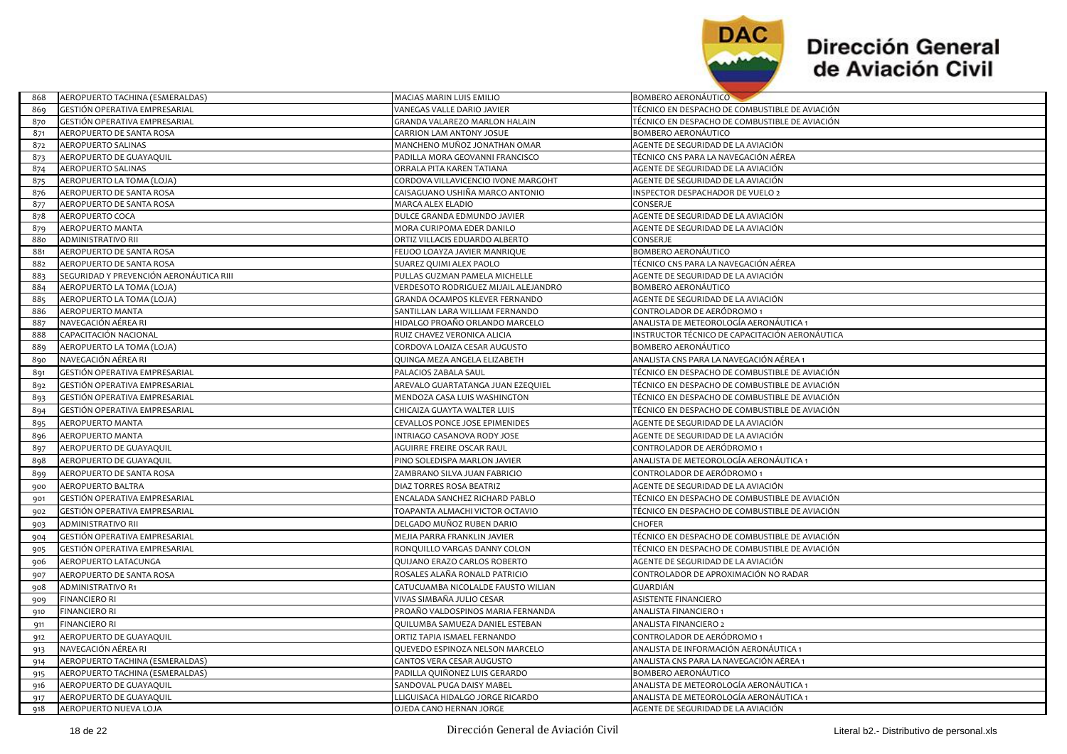| 868 | AEROPUERTO TACHINA (ESMERALDAS) | MACIAS MARIN LUIS EMILIO | BOMBERO AERONÁUTICO |
|---|---|---|---|
| 869 | GESTIÓN OPERATIVA EMPRESARIAL | VANEGAS VALLE DARIO JAVIER | TÉCNICO EN DESPACHO DE COMBUSTIBLE DE AVIACIÓN |
| 870 | GESTIÓN OPERATIVA EMPRESARIAL | GRANDA VALAREZO MARLON HALAIN | TÉCNICO EN DESPACHO DE COMBUSTIBLE DE AVIACIÓN |
| 871 | AEROPUERTO DE SANTA ROSA | CARRION LAM ANTONY JOSUE | BOMBERO AERONÁUTICO |
| 872 | AEROPUERTO SALINAS | MANCHENO MUÑOZ JONATHAN OMAR | AGENTE DE SEGURIDAD DE LA AVIACIÓN |
| 873 | AEROPUERTO DE GUAYAQUIL | PADILLA MORA GEOVANNI FRANCISCO | TÉCNICO CNS PARA LA NAVEGACIÓN AÉREA |
| 874 | AEROPUERTO SALINAS | ORRALA PITA KAREN TATIANA | AGENTE DE SEGURIDAD DE LA AVIACIÓN |
| 875 | AEROPUERTO LA TOMA (LOJA) | CORDOVA VILLAVICENCIO IVONE MARGOHT | AGENTE DE SEGURIDAD DE LA AVIACIÓN |
| 876 | AEROPUERTO DE SANTA ROSA | CAISAGUANO USHIÑA MARCO ANTONIO | INSPECTOR DESPACHADOR DE VUELO 2 |
| 877 | AEROPUERTO DE SANTA ROSA | MARCA ALEX ELADIO | CONSERJE |
| 878 | AEROPUERTO COCA | DULCE GRANDA EDMUNDO JAVIER | AGENTE DE SEGURIDAD DE LA AVIACIÓN |
| 879 | AEROPUERTO MANTA | MORA CURIPOMA EDER DANILO | AGENTE DE SEGURIDAD DE LA AVIACIÓN |
| 880 | ADMINISTRATIVO RII | ORTIZ VILLACIS EDUARDO ALBERTO | CONSERJE |
| 881 | AEROPUERTO DE SANTA ROSA | FEIJOO LOAYZA JAVIER MANRIQUE | BOMBERO AERONÁUTICO |
| 882 | AEROPUERTO DE SANTA ROSA | SUAREZ QUIMI ALEX PAOLO | TÉCNICO CNS PARA LA NAVEGACIÓN AÉREA |
| 883 | SEGURIDAD Y PREVENCIÓN AERONÁUTICA RIII | PULLAS GUZMAN PAMELA MICHELLE | AGENTE DE SEGURIDAD DE LA AVIACIÓN |
| 884 | AEROPUERTO LA TOMA (LOJA) | VERDESOTO RODRIGUEZ MIJAIL ALEJANDRO | BOMBERO AERONÁUTICO |
| 885 | AEROPUERTO LA TOMA (LOJA) | GRANDA OCAMPOS KLEVER FERNANDO | AGENTE DE SEGURIDAD DE LA AVIACIÓN |
| 886 | AEROPUERTO MANTA | SANTILLAN LARA WILLIAM FERNANDO | CONTROLADOR DE AERÓDROMO 1 |
| 887 | NAVEGACIÓN AÉREA RI | HIDALGO PROAÑO ORLANDO MARCELO | ANALISTA DE METEOROLOGÍA AERONÁUTICA 1 |
| 888 | CAPACITACIÓN NACIONAL | RUIZ CHAVEZ VERONICA ALICIA | INSTRUCTOR TÉCNICO DE CAPACITACIÓN AERONÁUTICA |
| 889 | AEROPUERTO LA TOMA (LOJA) | CORDOVA LOAIZA CESAR AUGUSTO | BOMBERO AERONÁUTICO |
| 890 | NAVEGACIÓN AÉREA RI | QUINGA MEZA ANGELA ELIZABETH | ANALISTA CNS PARA LA NAVEGACIÓN AÉREA 1 |
| 891 | GESTIÓN OPERATIVA EMPRESARIAL | PALACIOS ZABALA SAUL | TÉCNICO EN DESPACHO DE COMBUSTIBLE DE AVIACIÓN |
| 892 | GESTIÓN OPERATIVA EMPRESARIAL | AREVALO GUARTATANGA JUAN EZEQUIEL | TÉCNICO EN DESPACHO DE COMBUSTIBLE DE AVIACIÓN |
| 893 | GESTIÓN OPERATIVA EMPRESARIAL | MENDOZA CASA LUIS WASHINGTON | TÉCNICO EN DESPACHO DE COMBUSTIBLE DE AVIACIÓN |
| 894 | GESTIÓN OPERATIVA EMPRESARIAL | CHICAIZA GUAYTA WALTER LUIS | TÉCNICO EN DESPACHO DE COMBUSTIBLE DE AVIACIÓN |
| 895 | AEROPUERTO MANTA | CEVALLOS PONCE JOSE EPIMENIDES | AGENTE DE SEGURIDAD DE LA AVIACIÓN |
| 896 | AEROPUERTO MANTA | INTRIAGO CASANOVA RODY JOSE | AGENTE DE SEGURIDAD DE LA AVIACIÓN |
| 897 | AEROPUERTO DE GUAYAQUIL | AGUIRRE FREIRE OSCAR RAUL | CONTROLADOR DE AERÓDROMO 1 |
| 898 | AEROPUERTO DE GUAYAQUIL | PINO SOLEDISPA MARLON JAVIER | ANALISTA DE METEOROLOGÍA AERONÁUTICA 1 |
| 899 | AEROPUERTO DE SANTA ROSA | ZAMBRANO SILVA JUAN FABRICIO | CONTROLADOR DE AERÓDROMO 1 |
| 900 | AEROPUERTO BALTRA | DIAZ TORRES ROSA BEATRIZ | AGENTE DE SEGURIDAD DE LA AVIACIÓN |
| 901 | GESTIÓN OPERATIVA EMPRESARIAL | ENCALADA SANCHEZ RICHARD PABLO | TÉCNICO EN DESPACHO DE COMBUSTIBLE DE AVIACIÓN |
| 902 | GESTIÓN OPERATIVA EMPRESARIAL | TOAPANTA ALMACHI VICTOR OCTAVIO | TÉCNICO EN DESPACHO DE COMBUSTIBLE DE AVIACIÓN |
| 903 | ADMINISTRATIVO RII | DELGADO MUÑOZ RUBEN DARIO | CHOFER |
| 904 | GESTIÓN OPERATIVA EMPRESARIAL | MEJIA PARRA FRANKLIN JAVIER | TÉCNICO EN DESPACHO DE COMBUSTIBLE DE AVIACIÓN |
| 905 | GESTIÓN OPERATIVA EMPRESARIAL | RONQUILLO VARGAS DANNY COLON | TÉCNICO EN DESPACHO DE COMBUSTIBLE DE AVIACIÓN |
| 906 | AEROPUERTO LATACUNGA | QUIJANO ERAZO CARLOS ROBERTO | AGENTE DE SEGURIDAD DE LA AVIACIÓN |
| 907 | AEROPUERTO DE SANTA ROSA | ROSALES ALAÑA RONALD PATRICIO | CONTROLADOR DE APROXIMACIÓN NO RADAR |
| 908 | ADMINISTRATIVO R1 | CATUCUAMBA NICOLALDE FAUSTO WILIAN | GUARDIÁN |
| 909 | FINANCIERO RI | VIVAS SIMBAÑA JULIO CESAR | ASISTENTE FINANCIERO |
| 910 | FINANCIERO RI | PROAÑO VALDOSPINOS MARIA FERNANDA | ANALISTA FINANCIERO 1 |
| 911 | FINANCIERO RI | QUILUMBA SAMUEZA DANIEL ESTEBAN | ANALISTA FINANCIERO 2 |
| 912 | AEROPUERTO DE GUAYAQUIL | ORTIZ TAPIA ISMAEL FERNANDO | CONTROLADOR DE AERÓDROMO 1 |
| 913 | NAVEGACIÓN AÉREA RI | QUEVEDO ESPINOZA NELSON MARCELO | ANALISTA DE INFORMACIÓN AERONÁUTICA 1 |
| 914 | AEROPUERTO TACHINA (ESMERALDAS) | CANTOS VERA CESAR AUGUSTO | ANALISTA CNS PARA LA NAVEGACIÓN AÉREA 1 |
| 915 | AEROPUERTO TACHINA (ESMERALDAS) | PADILLA QUIÑONEZ LUIS GERARDO | BOMBERO AERONÁUTICO |
| 916 | AEROPUERTO DE GUAYAQUIL | SANDOVAL PUGA DAISY MABEL | ANALISTA DE METEOROLOGÍA AERONÁUTICA 1 |
| 917 | AEROPUERTO DE GUAYAQUIL | LLIGUISACA HIDALGO JORGE RICARDO | ANALISTA DE METEOROLOGÍA AERONÁUTICA 1 |
| 918 | AEROPUERTO NUEVA LOJA | OJEDA CANO HERNAN JORGE | AGENTE DE SEGURIDAD DE LA AVIACIÓN |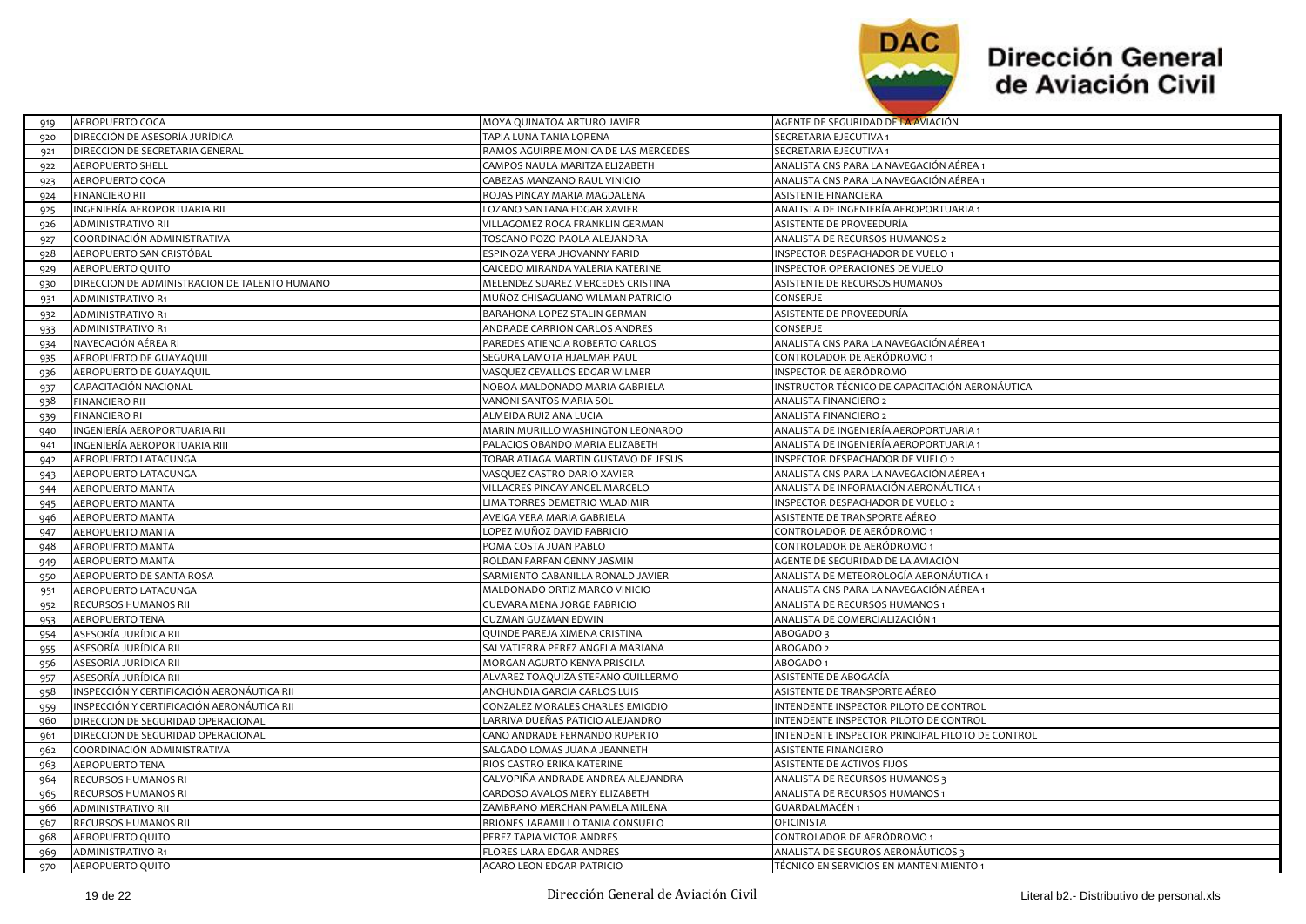| | | | |
|---|---|---|---|
| 919 | AEROPUERTO COCA | MOYA QUINATOA ARTURO JAVIER | AGENTE DE SEGURIDAD DE LA AVIACIÓN |
| 920 | DIRECCIÓN DE ASESORÍA JURÍDICA | TAPIA LUNA TANIA LORENA | SECRETARIA EJECUTIVA 1 |
| 921 | DIRECCION DE SECRETARIA GENERAL | RAMOS AGUIRRE MONICA DE LAS MERCEDES | SECRETARIA EJECUTIVA 1 |
| 922 | AEROPUERTO SHELL | CAMPOS NAULA MARITZA ELIZABETH | ANALISTA CNS PARA LA NAVEGACIÓN AÉREA 1 |
| 923 | AEROPUERTO COCA | CABEZAS MANZANO RAUL VINICIO | ANALISTA CNS PARA LA NAVEGACIÓN AÉREA 1 |
| 924 | FINANCIERO RII | ROJAS PINCAY MARIA MAGDALENA | ASISTENTE FINANCIERA |
| 925 | INGENIERÍA AEROPORTUARIA RII | LOZANO SANTANA EDGAR XAVIER | ANALISTA DE INGENIERÍA AEROPORTUARIA 1 |
| 926 | ADMINISTRATIVO RII | VILLAGOMEZ ROCA FRANKLIN GERMAN | ASISTENTE DE PROVEEDURÍA |
| 927 | COORDINACIÓN ADMINISTRATIVA | TOSCANO POZO PAOLA ALEJANDRA | ANALISTA DE RECURSOS HUMANOS 2 |
| 928 | AEROPUERTO SAN CRISTÓBAL | ESPINOZA VERA JHOVANNY FARID | INSPECTOR DESPACHADOR DE VUELO 1 |
| 929 | AEROPUERTO QUITO | CAICEDO MIRANDA VALERIA KATERINE | INSPECTOR OPERACIONES DE VUELO |
| 930 | DIRECCION DE ADMINISTRACION DE TALENTO HUMANO | MELENDEZ SUAREZ MERCEDES CRISTINA | ASISTENTE DE RECURSOS HUMANOS |
| 931 | ADMINISTRATIVO R1 | MUÑOZ CHISAGUANO WILMAN PATRICIO | CONSERJE |
| 932 | ADMINISTRATIVO R1 | BARAHONA LOPEZ STALIN GERMAN | ASISTENTE DE PROVEEDURÍA |
| 933 | ADMINISTRATIVO R1 | ANDRADE CARRION CARLOS ANDRES | CONSERJE |
| 934 | NAVEGACIÓN AÉREA RI | PAREDES ATIENCIA ROBERTO CARLOS | ANALISTA CNS PARA LA NAVEGACIÓN AÉREA 1 |
| 935 | AEROPUERTO DE GUAYAQUIL | SEGURA LAMOTA HJALMAR PAUL | CONTROLADOR DE AERÓDROMO 1 |
| 936 | AEROPUERTO DE GUAYAQUIL | VASQUEZ CEVALLOS EDGAR WILMER | INSPECTOR DE AERÓDROMO |
| 937 | CAPACITACIÓN NACIONAL | NOBOA MALDONADO MARIA GABRIELA | INSTRUCTOR TÉCNICO DE CAPACITACIÓN AERONÁUTICA |
| 938 | FINANCIERO RII | VANONI SANTOS MARIA SOL | ANALISTA FINANCIERO 2 |
| 939 | FINANCIERO RI | ALMEIDA RUIZ ANA LUCIA | ANALISTA FINANCIERO 2 |
| 940 | INGENIERÍA AEROPORTUARIA RII | MARIN MURILLO WASHINGTON LEONARDO | ANALISTA DE INGENIERÍA AEROPORTUARIA 1 |
| 941 | INGENIERÍA AEROPORTUARIA RIII | PALACIOS OBANDO MARIA ELIZABETH | ANALISTA DE INGENIERÍA AEROPORTUARIA 1 |
| 942 | AEROPUERTO LATACUNGA | TOBAR ATIAGA MARTIN GUSTAVO DE JESUS | INSPECTOR DESPACHADOR DE VUELO 2 |
| 943 | AEROPUERTO LATACUNGA | VASQUEZ CASTRO DARIO XAVIER | ANALISTA CNS PARA LA NAVEGACIÓN AÉREA 1 |
| 944 | AEROPUERTO MANTA | VILLACRES PINCAY ANGEL MARCELO | ANALISTA DE INFORMACIÓN AERONÁUTICA 1 |
| 945 | AEROPUERTO MANTA | LIMA TORRES DEMETRIO WLADIMIR | INSPECTOR DESPACHADOR DE VUELO 2 |
| 946 | AEROPUERTO MANTA | AVEIGA VERA MARIA GABRIELA | ASISTENTE DE TRANSPORTE AÉREO |
| 947 | AEROPUERTO MANTA | LOPEZ MUÑOZ DAVID FABRICIO | CONTROLADOR DE AERÓDROMO 1 |
| 948 | AEROPUERTO MANTA | POMA COSTA JUAN PABLO | CONTROLADOR DE AERÓDROMO 1 |
| 949 | AEROPUERTO MANTA | ROLDAN FARFAN GENNY JASMIN | AGENTE DE SEGURIDAD DE LA AVIACIÓN |
| 950 | AEROPUERTO DE SANTA ROSA | SARMIENTO CABANILLA RONALD JAVIER | ANALISTA DE METEOROLOGÍA AERONÁUTICA 1 |
| 951 | AEROPUERTO LATACUNGA | MALDONADO ORTIZ MARCO VINICIO | ANALISTA CNS PARA LA NAVEGACIÓN AÉREA 1 |
| 952 | RECURSOS HUMANOS RII | GUEVARA MENA JORGE FABRICIO | ANALISTA DE RECURSOS HUMANOS 1 |
| 953 | AEROPUERTO TENA | GUZMAN GUZMAN EDWIN | ANALISTA DE COMERCIALIZACIÓN 1 |
| 954 | ASESORÍA JURÍDICA RII | QUINDE PAREJA XIMENA CRISTINA | ABOGADO 3 |
| 955 | ASESORÍA JURÍDICA RII | SALVATIERRA PEREZ ANGELA MARIANA | ABOGADO 2 |
| 956 | ASESORÍA JURÍDICA RII | MORGAN AGURTO KENYA PRISCILA | ABOGADO 1 |
| 957 | ASESORÍA JURÍDICA RII | ALVAREZ TOAQUIZA STEFANO GUILLERMO | ASISTENTE DE ABOGACÍA |
| 958 | INSPECCIÓN Y CERTIFICACIÓN AERONÁUTICA RII | ANCHUNDIA GARCIA CARLOS LUIS | ASISTENTE DE TRANSPORTE AÉREO |
| 959 | INSPECCIÓN Y CERTIFICACIÓN AERONÁUTICA RII | GONZALEZ MORALES CHARLES EMIGDIO | INTENDENTE INSPECTOR PILOTO DE CONTROL |
| 960 | DIRECCION DE SEGURIDAD OPERACIONAL | LARRIVA DUEÑAS PATICIO ALEJANDRO | INTENDENTE INSPECTOR PILOTO DE CONTROL |
| 961 | DIRECCION DE SEGURIDAD OPERACIONAL | CANO ANDRADE FERNANDO RUPERTO | INTENDENTE INSPECTOR PRINCIPAL PILOTO DE CONTROL |
| 962 | COORDINACIÓN ADMINISTRATIVA | SALGADO LOMAS JUANA JEANNETH | ASISTENTE FINANCIERO |
| 963 | AEROPUERTO TENA | RIOS CASTRO ERIKA KATERINE | ASISTENTE DE ACTIVOS FIJOS |
| 964 | RECURSOS HUMANOS RI | CALVOPIÑA ANDRADE ANDREA ALEJANDRA | ANALISTA DE RECURSOS HUMANOS 3 |
| 965 | RECURSOS HUMANOS RI | CARDOSO AVALOS MERY ELIZABETH | ANALISTA DE RECURSOS HUMANOS 1 |
| 966 | ADMINISTRATIVO RII | ZAMBRANO MERCHAN PAMELA MILENA | GUARDALMACÉN 1 |
| 967 | RECURSOS HUMANOS RII | BRIONES JARAMILLO TANIA CONSUELO | OFICINISTA |
| 968 | AEROPUERTO QUITO | PEREZ TAPIA VICTOR ANDRES | CONTROLADOR DE AERÓDROMO 1 |
| 969 | ADMINISTRATIVO R1 | FLORES LARA EDGAR ANDRES | ANALISTA DE SEGUROS AERONÁUTICOS 3 |
| 970 | AEROPUERTO QUITO | ACARO LEON EDGAR PATRICIO | TÉCNICO EN SERVICIOS EN MANTENIMIENTO 1 |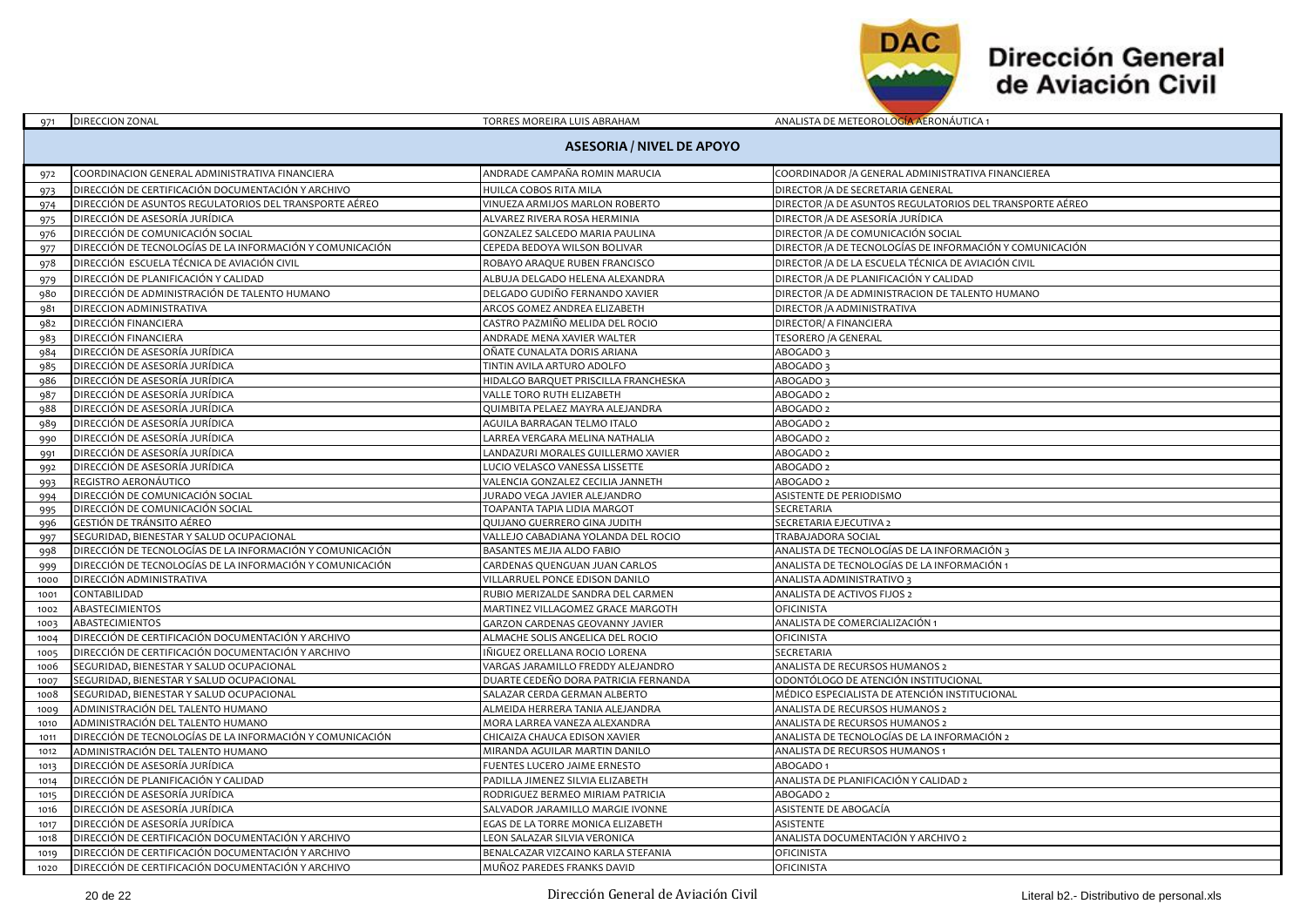| | | | |
|---|---|---|---|
| 971 | DIRECCION ZONAL | TORRES MOREIRA LUIS ABRAHAM | ANALISTA DE METEOROLOGÍA AERONÁUTICA 1 |

**ASESORIA / NIVEL DE APOYO**

| | | | |
|---|---|---|---|
| 972 | COORDINACION GENERAL ADMINISTRATIVA FINANCIERA | ANDRADE CAMPAÑA ROMIN MARUCIA | COORDINADOR /A GENERAL ADMINISTRATIVA FINANCIEREA |
| 973 | DIRECCIÓN DE CERTIFICACIÓN DOCUMENTACIÓN Y ARCHIVO | HUILCA COBOS RITA MILA | DIRECTOR /A DE SECRETARIA GENERAL |
| 974 | DIRECCIÓN DE ASUNTOS REGULATORIOS DEL TRANSPORTE AÉREO | VINUEZA ARMIJOS MARLON ROBERTO | DIRECTOR /A DE ASUNTOS REGULATORIOS DEL TRANSPORTE AÉREO |
| 975 | DIRECCIÓN DE ASESORÍA JURÍDICA | ALVAREZ RIVERA ROSA HERMINIA | DIRECTOR /A DE ASESORÍA JURÍDICA |
| 976 | DIRECCIÓN DE COMUNICACIÓN SOCIAL | GONZALEZ SALCEDO MARIA PAULINA | DIRECTOR /A DE COMUNICACIÓN SOCIAL |
| 977 | DIRECCIÓN DE TECNOLOGÍAS DE LA INFORMACIÓN Y COMUNICACIÓN | CEPEDA BEDOYA WILSON BOLIVAR | DIRECTOR /A DE TECNOLOGÍAS DE INFORMACIÓN Y COMUNICACIÓN |
| 978 | DIRECCIÓN ESCUELA TÉCNICA DE AVIACIÓN CIVIL | ROBAYO ARAQUE RUBEN FRANCISCO | DIRECTOR /A DE LA ESCUELA TÉCNICA DE AVIACIÓN CIVIL |
| 979 | DIRECCIÓN DE PLANIFICACIÓN Y CALIDAD | ALBUJA DELGADO HELENA ALEXANDRA | DIRECTOR /A DE PLANIFICACIÓN Y CALIDAD |
| 980 | DIRECCIÓN DE ADMINISTRACIÓN DE TALENTO HUMANO | DELGADO GUDIÑO FERNANDO XAVIER | DIRECTOR /A DE ADMINISTRACION DE TALENTO HUMANO |
| 981 | DIRECCION ADMINISTRATIVA | ARCOS GOMEZ ANDREA ELIZABETH | DIRECTOR /A ADMINISTRATIVA |
| 982 | DIRECCIÓN FINANCIERA | CASTRO PAZMIÑO MELIDA DEL ROCIO | DIRECTOR/ A FINANCIERA |
| 983 | DIRECCIÓN FINANCIERA | ANDRADE MENA XAVIER WALTER | TESORERO /A GENERAL |
| 984 | DIRECCIÓN DE ASESORÍA JURÍDICA | OÑATE CUNALATA DORIS ARIANA | ABOGADO 3 |
| 985 | DIRECCIÓN DE ASESORÍA JURÍDICA | TINTIN AVILA ARTURO ADOLFO | ABOGADO 3 |
| 986 | DIRECCIÓN DE ASESORÍA JURÍDICA | HIDALGO BARQUET PRISCILLA FRANCHESKA | ABOGADO 3 |
| 987 | DIRECCIÓN DE ASESORÍA JURÍDICA | VALLE TORO RUTH ELIZABETH | ABOGADO 2 |
| 988 | DIRECCIÓN DE ASESORÍA JURÍDICA | QUIMBITA PELAEZ MAYRA ALEJANDRA | ABOGADO 2 |
| 989 | DIRECCIÓN DE ASESORÍA JURÍDICA | AGUILA BARRAGAN TELMO ITALO | ABOGADO 2 |
| 990 | DIRECCIÓN DE ASESORÍA JURÍDICA | LARREA VERGARA MELINA NATHALIA | ABOGADO 2 |
| 991 | DIRECCIÓN DE ASESORÍA JURÍDICA | LANDAZURI MORALES GUILLERMO XAVIER | ABOGADO 2 |
| 992 | DIRECCIÓN DE ASESORÍA JURÍDICA | LUCIO VELASCO VANESSA LISSETTE | ABOGADO 2 |
| 993 | REGISTRO AERONÁUTICO | VALENCIA GONZALEZ CECILIA JANNETH | ABOGADO 2 |
| 994 | DIRECCIÓN DE COMUNICACIÓN SOCIAL | JURADO VEGA JAVIER ALEJANDRO | ASISTENTE DE PERIODISMO |
| 995 | DIRECCIÓN DE COMUNICACIÓN SOCIAL | TOAPANTA TAPIA LIDIA MARGOT | SECRETARIA |
| 996 | GESTIÓN DE TRÁNSITO AÉREO | QUIJANO GUERRERO GINA JUDITH | SECRETARIA EJECUTIVA 2 |
| 997 | SEGURIDAD, BIENESTAR Y SALUD OCUPACIONAL | VALLEJO CABADIANA YOLANDA DEL ROCIO | TRABAJADORA SOCIAL |
| 998 | DIRECCIÓN DE TECNOLOGÍAS DE LA INFORMACIÓN Y COMUNICACIÓN | BASANTES MEJIA ALDO FABIO | ANALISTA DE TECNOLOGÍAS DE LA INFORMACIÓN 3 |
| 999 | DIRECCIÓN DE TECNOLOGÍAS DE LA INFORMACIÓN Y COMUNICACIÓN | CARDENAS QUENGUAN JUAN CARLOS | ANALISTA DE TECNOLOGÍAS DE LA INFORMACIÓN 1 |
| 1000 | DIRECCIÓN ADMINISTRATIVA | VILLARRUEL PONCE EDISON DANILO | ANALISTA ADMINISTRATIVO 3 |
| 1001 | CONTABILIDAD | RUBIO MERIZALDE SANDRA DEL CARMEN | ANALISTA DE ACTIVOS FIJOS 2 |
| 1002 | ABASTECIMIENTOS | MARTINEZ VILLAGOMEZ GRACE MARGOTH | OFICINISTA |
| 1003 | ABASTECIMIENTOS | GARZON CARDENAS GEOVANNY JAVIER | ANALISTA DE COMERCIALIZACIÓN 1 |
| 1004 | DIRECCIÓN DE CERTIFICACIÓN DOCUMENTACIÓN Y ARCHIVO | ALMACHE SOLIS ANGELICA DEL ROCIO | OFICINISTA |
| 1005 | DIRECCIÓN DE CERTIFICACIÓN DOCUMENTACIÓN Y ARCHIVO | IÑIGUEZ ORELLANA ROCIO LORENA | SECRETARIA |
| 1006 | SEGURIDAD, BIENESTAR Y SALUD OCUPACIONAL | VARGAS JARAMILLO FREDDY ALEJANDRO | ANALISTA DE RECURSOS HUMANOS 2 |
| 1007 | SEGURIDAD, BIENESTAR Y SALUD OCUPACIONAL | DUARTE CEDEÑO DORA PATRICIA FERNANDA | ODONTÓLOGO DE ATENCIÓN INSTITUCIONAL |
| 1008 | SEGURIDAD, BIENESTAR Y SALUD OCUPACIONAL | SALAZAR CERDA GERMAN ALBERTO | MÉDICO ESPECIALISTA DE ATENCIÓN INSTITUCIONAL |
| 1009 | ADMINISTRACIÓN DEL TALENTO HUMANO | ALMEIDA HERRERA TANIA ALEJANDRA | ANALISTA DE RECURSOS HUMANOS 2 |
| 1010 | ADMINISTRACIÓN DEL TALENTO HUMANO | MORA LARREA VANEZA ALEXANDRA | ANALISTA DE RECURSOS HUMANOS 2 |
| 1011 | DIRECCIÓN DE TECNOLOGÍAS DE LA INFORMACIÓN Y COMUNICACIÓN | CHICAIZA CHAUCA EDISON XAVIER | ANALISTA DE TECNOLOGÍAS DE LA INFORMACIÓN 2 |
| 1012 | ADMINISTRACIÓN DEL TALENTO HUMANO | MIRANDA AGUILAR MARTIN DANILO | ANALISTA DE RECURSOS HUMANOS 1 |
| 1013 | DIRECCIÓN DE ASESORÍA JURÍDICA | FUENTES LUCERO JAIME ERNESTO | ABOGADO 1 |
| 1014 | DIRECCIÓN DE PLANIFICACIÓN Y CALIDAD | PADILLA JIMENEZ SILVIA ELIZABETH | ANALISTA DE PLANIFICACIÓN Y CALIDAD 2 |
| 1015 | DIRECCIÓN DE ASESORÍA JURÍDICA | RODRIGUEZ BERMEO MIRIAM PATRICIA | ABOGADO 2 |
| 1016 | DIRECCIÓN DE ASESORÍA JURÍDICA | SALVADOR JARAMILLO MARGIE IVONNE | ASISTENTE DE ABOGACÍA |
| 1017 | DIRECCIÓN DE ASESORÍA JURÍDICA | EGAS DE LA TORRE MONICA ELIZABETH | ASISTENTE |
| 1018 | DIRECCIÓN DE CERTIFICACIÓN DOCUMENTACIÓN Y ARCHIVO | LEON SALAZAR SILVIA VERONICA | ANALISTA DOCUMENTACIÓN Y ARCHIVO 2 |
| 1019 | DIRECCIÓN DE CERTIFICACIÓN DOCUMENTACIÓN Y ARCHIVO | BENALCAZAR VIZCAINO KARLA STEFANIA | OFICINISTA |
| 1020 | DIRECCIÓN DE CERTIFICACIÓN DOCUMENTACIÓN Y ARCHIVO | MUÑOZ PAREDES FRANKS DAVID | OFICINISTA |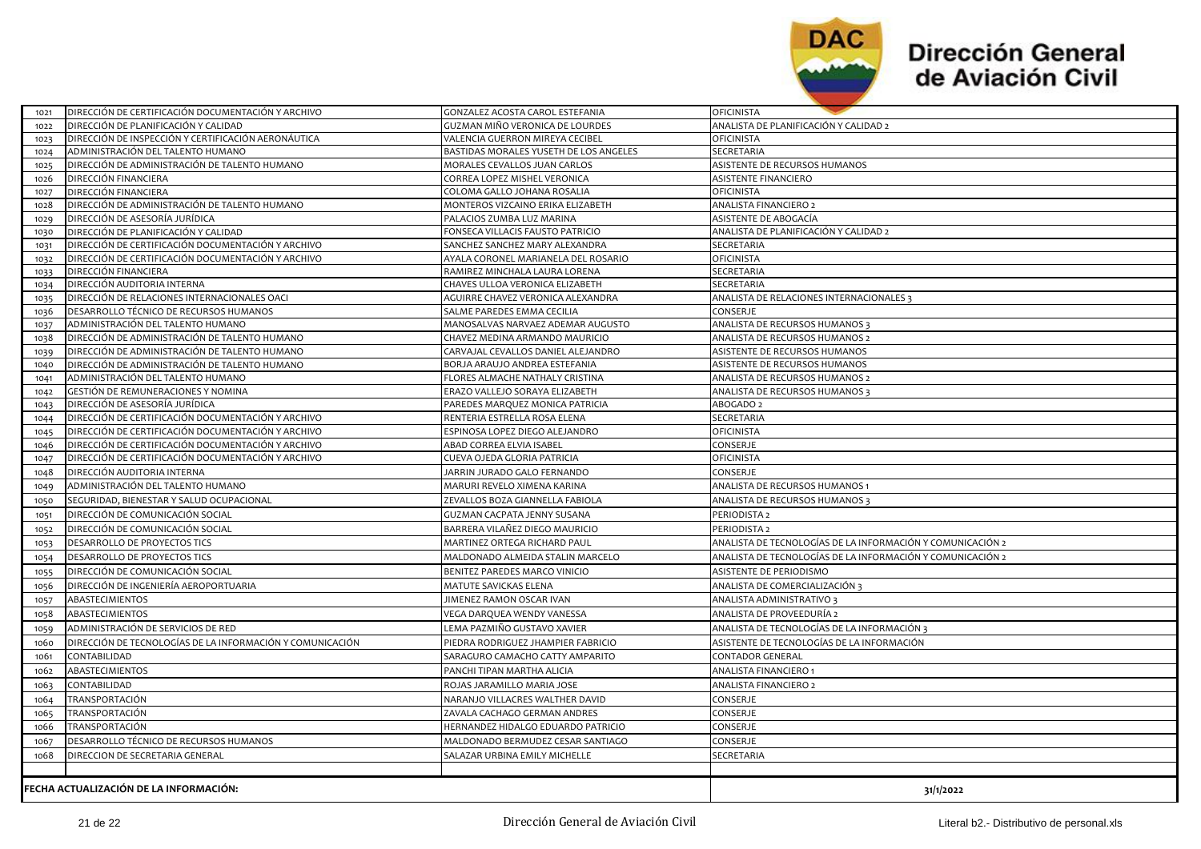# Dirección General de Aviación Civil

| | | | |
|---|---|---|---|
| 1021 | DIRECCIÓN DE CERTIFICACIÓN DOCUMENTACIÓN Y ARCHIVO | GONZALEZ ACOSTA CAROL ESTEFANIA | OFICINISTA |
| 1022 | DIRECCIÓN DE PLANIFICACIÓN Y CALIDAD | GUZMAN MIÑO VERONICA DE LOURDES | ANALISTA DE PLANIFICACIÓN Y CALIDAD 2 |
| 1023 | DIRECCIÓN DE INSPECCIÓN Y CERTIFICACIÓN AERONÁUTICA | VALENCIA GUERRON MIREYA CECIBEL | OFICINISTA |
| 1024 | ADMINISTRACIÓN DEL TALENTO HUMANO | BASTIDAS MORALES YUSETH DE LOS ANGELES | SECRETARIA |
| 1025 | DIRECCIÓN DE ADMINISTRACIÓN DE TALENTO HUMANO | MORALES CEVALLOS JUAN CARLOS | ASISTENTE DE RECURSOS HUMANOS |
| 1026 | DIRECCIÓN FINANCIERA | CORREA LOPEZ MISHEL VERONICA | ASISTENTE FINANCIERO |
| 1027 | DIRECCIÓN FINANCIERA | COLOMA GALLO JOHANA ROSALIA | OFICINISTA |
| 1028 | DIRECCIÓN DE ADMINISTRACIÓN DE TALENTO HUMANO | MONTEROS VIZCAINO ERIKA ELIZABETH | ANALISTA FINANCIERO 2 |
| 1029 | DIRECCIÓN DE ASESORÍA JURÍDICA | PALACIOS ZUMBA LUZ MARINA | ASISTENTE DE ABOGACÍA |
| 1030 | DIRECCIÓN DE PLANIFICACIÓN Y CALIDAD | FONSECA VILLACIS FAUSTO PATRICIO | ANALISTA DE PLANIFICACIÓN Y CALIDAD 2 |
| 1031 | DIRECCIÓN DE CERTIFICACIÓN DOCUMENTACIÓN Y ARCHIVO | SANCHEZ SANCHEZ MARY ALEXANDRA | SECRETARIA |
| 1032 | DIRECCIÓN DE CERTIFICACIÓN DOCUMENTACIÓN Y ARCHIVO | AYALA CORONEL MARIANELA DEL ROSARIO | OFICINISTA |
| 1033 | DIRECCIÓN FINANCIERA | RAMIREZ MINCHALA LAURA LORENA | SECRETARIA |
| 1034 | DIRECCIÓN AUDITORIA INTERNA | CHAVES ULLOA VERONICA ELIZABETH | SECRETARIA |
| 1035 | DIRECCIÓN DE RELACIONES INTERNACIONALES OACI | AGUIRRE CHAVEZ VERONICA ALEXANDRA | ANALISTA DE RELACIONES INTERNACIONALES 3 |
| 1036 | DESARROLLO TÉCNICO DE RECURSOS HUMANOS | SALME PAREDES EMMA CECILIA | CONSERJE |
| 1037 | ADMINISTRACIÓN DEL TALENTO HUMANO | MANOSALVAS NARVAEZ ADEMAR AUGUSTO | ANALISTA DE RECURSOS HUMANOS 3 |
| 1038 | DIRECCIÓN DE ADMINISTRACIÓN DE TALENTO HUMANO | CHAVEZ MEDINA ARMANDO MAURICIO | ANALISTA DE RECURSOS HUMANOS 2 |
| 1039 | DIRECCIÓN DE ADMINISTRACIÓN DE TALENTO HUMANO | CARVAJAL CEVALLOS DANIEL ALEJANDRO | ASISTENTE DE RECURSOS HUMANOS |
| 1040 | DIRECCIÓN DE ADMINISTRACIÓN DE TALENTO HUMANO | BORJA ARAUJO ANDREA ESTEFANIA | ASISTENTE DE RECURSOS HUMANOS |
| 1041 | ADMINISTRACIÓN DEL TALENTO HUMANO | FLORES ALMACHE NATHALY CRISTINA | ANALISTA DE RECURSOS HUMANOS 2 |
| 1042 | GESTIÓN DE REMUNERACIONES Y NOMINA | ERAZO VALLEJO SORAYA ELIZABETH | ANALISTA DE RECURSOS HUMANOS 3 |
| 1043 | DIRECCIÓN DE ASESORÍA JURÍDICA | PAREDES MARQUEZ MONICA PATRICIA | ABOGADO 2 |
| 1044 | DIRECCIÓN DE CERTIFICACIÓN DOCUMENTACIÓN Y ARCHIVO | RENTERIA ESTRELLA ROSA ELENA | SECRETARIA |
| 1045 | DIRECCIÓN DE CERTIFICACIÓN DOCUMENTACIÓN Y ARCHIVO | ESPINOSA LOPEZ DIEGO ALEJANDRO | OFICINISTA |
| 1046 | DIRECCIÓN DE CERTIFICACIÓN DOCUMENTACIÓN Y ARCHIVO | ABAD CORREA ELVIA ISABEL | CONSERJE |
| 1047 | DIRECCIÓN DE CERTIFICACIÓN DOCUMENTACIÓN Y ARCHIVO | CUEVA OJEDA GLORIA PATRICIA | OFICINISTA |
| 1048 | DIRECCIÓN AUDITORIA INTERNA | JARRIN JURADO GALO FERNANDO | CONSERJE |
| 1049 | ADMINISTRACIÓN DEL TALENTO HUMANO | MARURI REVELO XIMENA KARINA | ANALISTA DE RECURSOS HUMANOS 1 |
| 1050 | SEGURIDAD, BIENESTAR Y SALUD OCUPACIONAL | ZEVALLOS BOZA GIANNELLA FABIOLA | ANALISTA DE RECURSOS HUMANOS 3 |
| 1051 | DIRECCIÓN DE COMUNICACIÓN SOCIAL | GUZMAN CACPATA JENNY SUSANA | PERIODISTA 2 |
| 1052 | DIRECCIÓN DE COMUNICACIÓN SOCIAL | BARRERA VILAÑEZ DIEGO MAURICIO | PERIODISTA 2 |
| 1053 | DESARROLLO DE PROYECTOS TICS | MARTINEZ ORTEGA RICHARD PAUL | ANALISTA DE TECNOLOGÍAS DE LA INFORMACIÓN Y COMUNICACIÓN 2 |
| 1054 | DESARROLLO DE PROYECTOS TICS | MALDONADO ALMEIDA STALIN MARCELO | ANALISTA DE TECNOLOGÍAS DE LA INFORMACIÓN Y COMUNICACIÓN 2 |
| 1055 | DIRECCIÓN DE COMUNICACIÓN SOCIAL | BENITEZ PAREDES MARCO VINICIO | ASISTENTE DE PERIODISMO |
| 1056 | DIRECCIÓN DE INGENIERÍA AEROPORTUARIA | MATUTE SAVICKAS ELENA | ANALISTA DE COMERCIALIZACIÓN 3 |
| 1057 | ABASTECIMIENTOS | JIMENEZ RAMON OSCAR IVAN | ANALISTA ADMINISTRATIVO 3 |
| 1058 | ABASTECIMIENTOS | VEGA DARQUEA WENDY VANESSA | ANALISTA DE PROVEEDURÍA 2 |
| 1059 | ADMINISTRACIÓN DE SERVICIOS DE RED | LEMA PAZMIÑO GUSTAVO XAVIER | ANALISTA DE TECNOLOGÍAS DE LA INFORMACIÓN 3 |
| 1060 | DIRECCIÓN DE TECNOLOGÍAS DE LA INFORMACIÓN Y COMUNICACIÓN | PIEDRA RODRIGUEZ JHAMPIER FABRICIO | ASISTENTE DE TECNOLOGÍAS DE LA INFORMACIÓN |
| 1061 | CONTABILIDAD | SARAGURO CAMACHO CATTY AMPARITO | CONTADOR GENERAL |
| 1062 | ABASTECIMIENTOS | PANCHI TIPAN MARTHA ALICIA | ANALISTA FINANCIERO 1 |
| 1063 | CONTABILIDAD | ROJAS JARAMILLO MARIA JOSE | ANALISTA FINANCIERO 2 |
| 1064 | TRANSPORTACIÓN | NARANJO VILLACRES WALTHER DAVID | CONSERJE |
| 1065 | TRANSPORTACIÓN | ZAVALA CACHAGO GERMAN ANDRES | CONSERJE |
| 1066 | TRANSPORTACIÓN | HERNANDEZ HIDALGO EDUARDO PATRICIO | CONSERJE |
| 1067 | DESARROLLO TÉCNICO DE RECURSOS HUMANOS | MALDONADO BERMUDEZ CESAR SANTIAGO | CONSERJE |
| 1068 | DIRECCION DE SECRETARIA GENERAL | SALAZAR URBINA EMILY MICHELLE | SECRETARIA |
| | | | |
| **FECHA ACTUALIZACIÓN DE LA INFORMACIÓN:** | | | **31/1/2022** |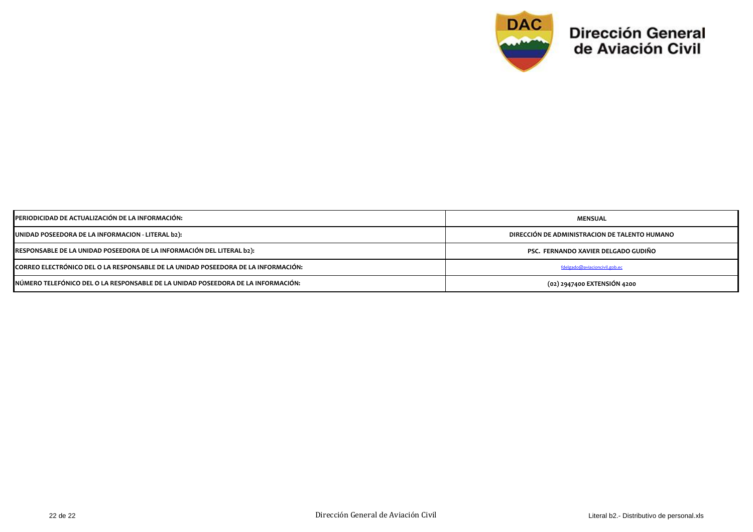Dirección General de Aviación Civil

| | |
|---|---|
| **PERIODICIDAD DE ACTUALIZACIÓN DE LA INFORMACIÓN:** | **MENSUAL** |
| **UNIDAD POSEEDORA DE LA INFORMACION - LITERAL b2):** | **DIRECCIÓN DE ADMINISTRACION DE TALENTO HUMANO** |
| **RESPONSABLE DE LA UNIDAD POSEEDORA DE LA INFORMACIÓN DEL LITERAL b2):** | **PSC. FERNANDO XAVIER DELGADO GUDIÑO** |
| **CORREO ELECTRÓNICO DEL O LA RESPONSABLE DE LA UNIDAD POSEEDORA DE LA INFORMACIÓN:** | fdelgado@aviacioncivil.gob.ec |
| **NÚMERO TELEFÓNICO DEL O LA RESPONSABLE DE LA UNIDAD POSEEDORA DE LA INFORMACIÓN:** | **(02) 2947400 EXTENSIÓN 4200** |